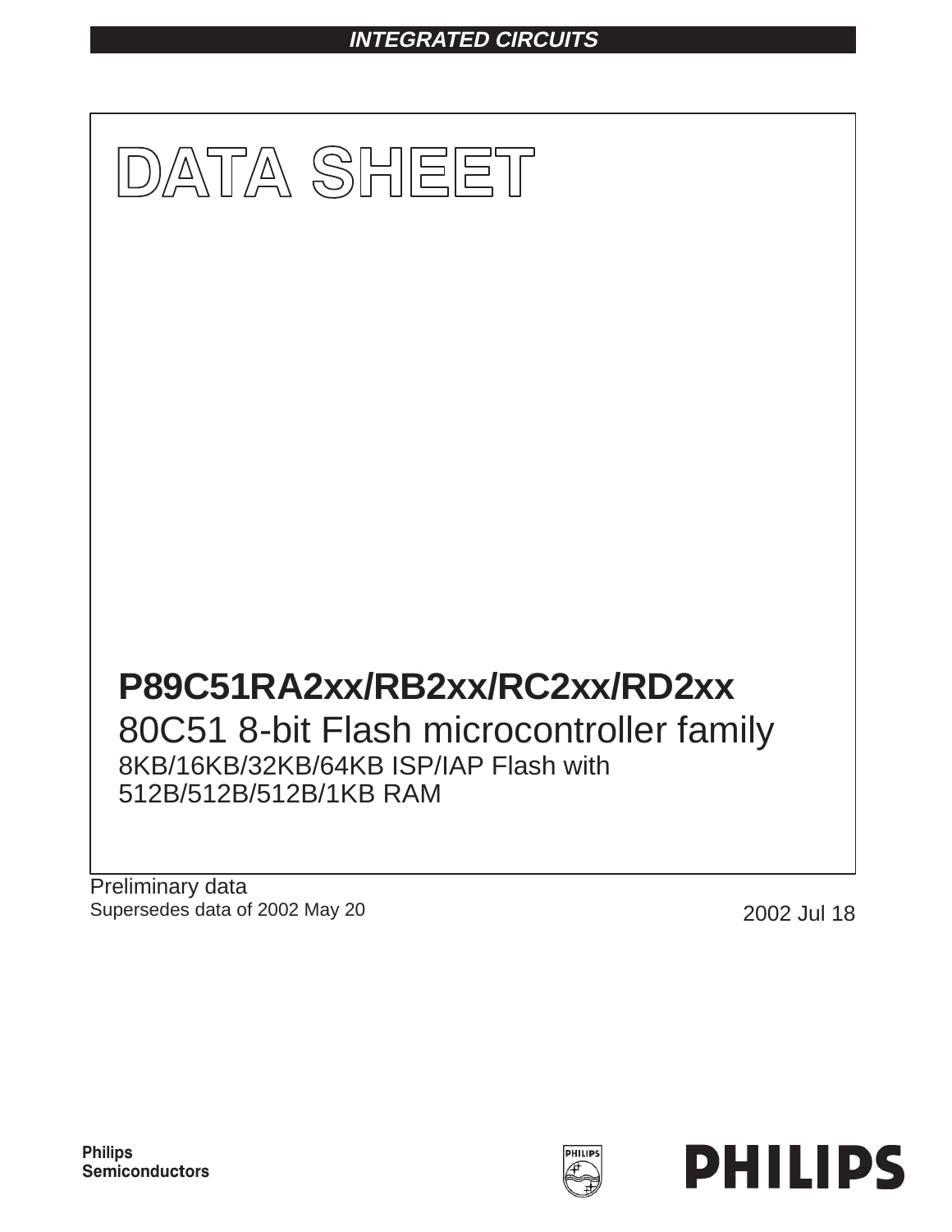INTEGRATED CIRCUITS

# DATA SHEET

## P89C51RA2xx/RB2xx/RC2xx/RD2xx

80C51 8-bit Flash microcontroller family

8KB/16KB/32KB/64KB ISP/IAP Flash with 512B/512B/512B/1KB RAM

Preliminary data

Supersedes data of 2002 May 20

2002 Jul 18

Philips Semiconductors

PHILIPS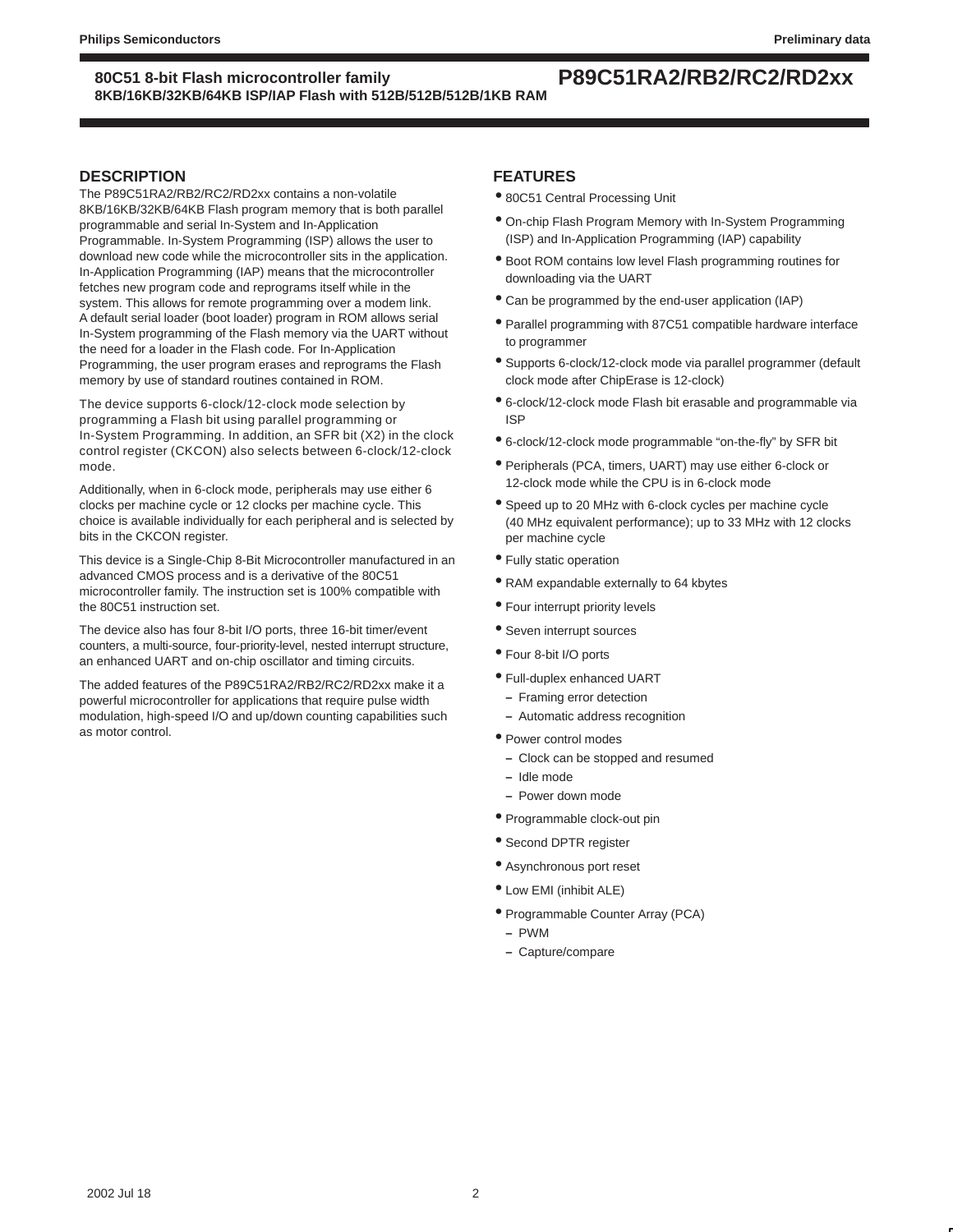## DESCRIPTION

The P89C51RA2/RB2/RC2/RD2xx contains a non-volatile 8KB/16KB/32KB/64KB Flash program memory that is both parallel programmable and serial In-System and In-Application Programmable. In-System Programming (ISP) allows the user to download new code while the microcontroller sits in the application. In-Application Programming (IAP) means that the microcontroller fetches new program code and reprograms itself while in the system. This allows for remote programming over a modem link. A default serial loader (boot loader) program in ROM allows serial In-System programming of the Flash memory via the UART without the need for a loader in the Flash code. For In-Application Programming, the user program erases and reprograms the Flash memory by use of standard routines contained in ROM.

The device supports 6-clock/12-clock mode selection by programming a Flash bit using parallel programming or In-System Programming. In addition, an SFR bit (X2) in the clock control register (CKCON) also selects between 6-clock/12-clock mode.

Additionally, when in 6-clock mode, peripherals may use either 6 clocks per machine cycle or 12 clocks per machine cycle. This choice is available individually for each peripheral and is selected by bits in the CKCON register.

This device is a Single-Chip 8-Bit Microcontroller manufactured in an advanced CMOS process and is a derivative of the 80C51 microcontroller family. The instruction set is 100% compatible with the 80C51 instruction set.

The device also has four 8-bit I/O ports, three 16-bit timer/event counters, a multi-source, four-priority-level, nested interrupt structure, an enhanced UART and on-chip oscillator and timing circuits.

The added features of the P89C51RA2/RB2/RC2/RD2xx make it a powerful microcontroller for applications that require pulse width modulation, high-speed I/O and up/down counting capabilities such as motor control.

## FEATURES

- 80C51 Central Processing Unit
- On-chip Flash Program Memory with In-System Programming (ISP) and In-Application Programming (IAP) capability
- Boot ROM contains low level Flash programming routines for downloading via the UART
- Can be programmed by the end-user application (IAP)
- Parallel programming with 87C51 compatible hardware interface to programmer
- Supports 6-clock/12-clock mode via parallel programmer (default clock mode after ChipErase is 12-clock)
- 6-clock/12-clock mode Flash bit erasable and programmable via ISP
- 6-clock/12-clock mode programmable "on-the-fly" by SFR bit
- Peripherals (PCA, timers, UART) may use either 6-clock or 12-clock mode while the CPU is in 6-clock mode
- Speed up to 20 MHz with 6-clock cycles per machine cycle (40 MHz equivalent performance); up to 33 MHz with 12 clocks per machine cycle
- Fully static operation
- RAM expandable externally to 64 kbytes
- Four interrupt priority levels
- Seven interrupt sources
- Four 8-bit I/O ports
- Full-duplex enhanced UART
  - Framing error detection
  - Automatic address recognition
- Power control modes
  - Clock can be stopped and resumed
  - Idle mode
  - Power down mode
- Programmable clock-out pin
- Second DPTR register
- Asynchronous port reset
- Low EMI (inhibit ALE)
- Programmable Counter Array (PCA)
  - PWM
  - Capture/compare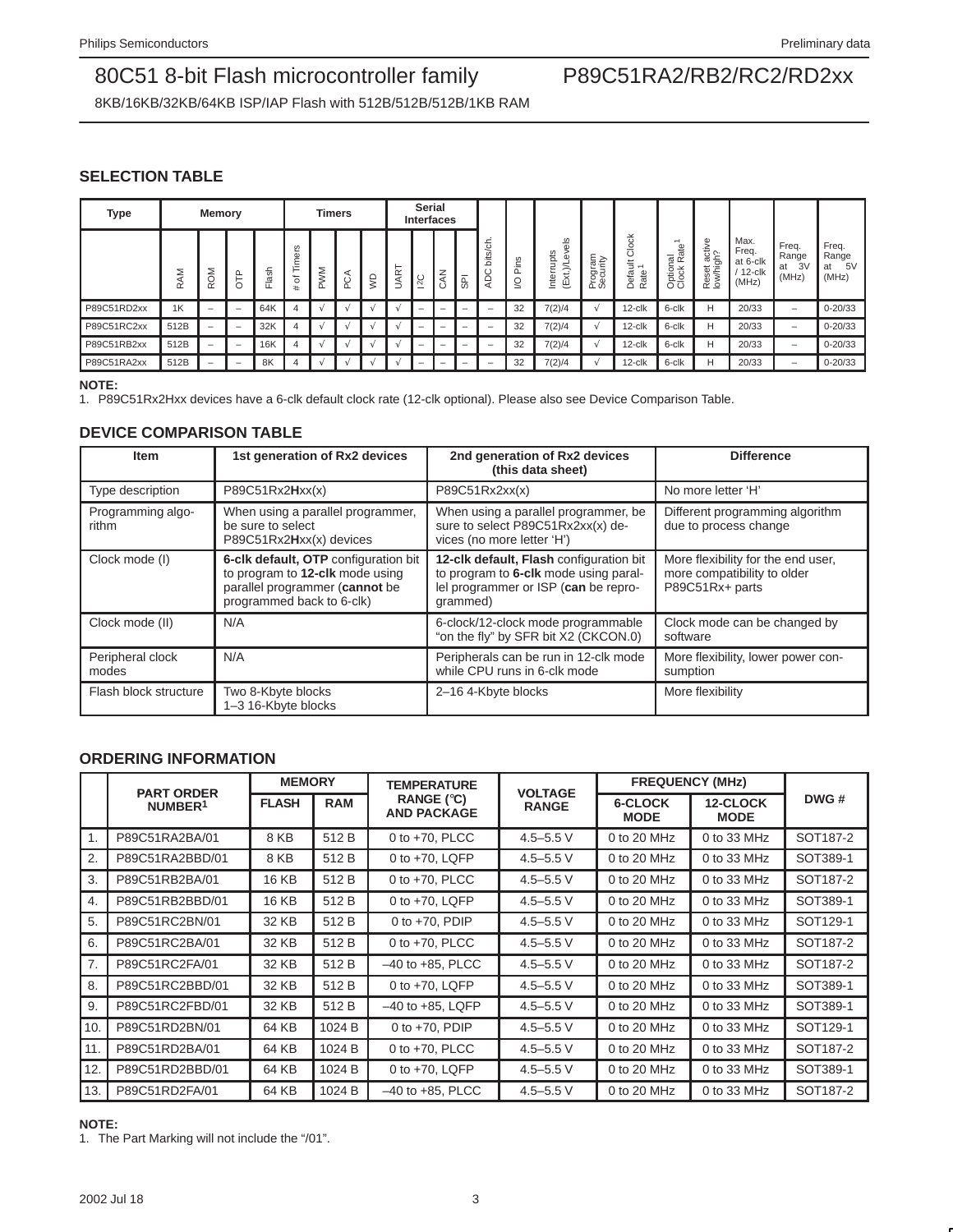# 80C51 8-bit Flash microcontroller family

# P89C51RA2/RB2/RC2/RD2xx

8KB/16KB/32KB/64KB ISP/IAP Flash with 512B/512B/512B/1KB RAM

## SELECTION TABLE

| Type | Memory | | | | Timers | | | | Serial Interfaces | | | | ADC bits/ch. | I/O Pins | Interrupts (Ext.)/Levels | Program Security | Default Clock Rate [1] | Optional Clock Rate [1] | Reset active low/high? | Max. Freq. at 6-clk / 12-clk (MHz) | Freq. Range at 3V (MHz) | Freq. Range at 5V (MHz) |
|---|---|---|---|---|---|---|---|---|---|---|---|---|---|---|---|---|---|---|---|---|---|---|
| | RAM | ROM | OTP | Flash | # of Timers | PWM | PCA | WD | UART | I2C | CAN | SPI | | | | | | | | | | |
| P89C51RD2xx | 1K | – | – | 64K | 4 | √ | √ | √ | √ | – | – | – | – | 32 | 7(2)/4 | √ | 12-clk | 6-clk | H | 20/33 | – | 0-20/33 |
| P89C51RC2xx | 512B | – | – | 32K | 4 | √ | √ | √ | √ | – | – | – | – | 32 | 7(2)/4 | √ | 12-clk | 6-clk | H | 20/33 | – | 0-20/33 |
| P89C51RB2xx | 512B | – | – | 16K | 4 | √ | √ | √ | √ | – | – | – | – | 32 | 7(2)/4 | √ | 12-clk | 6-clk | H | 20/33 | – | 0-20/33 |
| P89C51RA2xx | 512B | – | – | 8K | 4 | √ | √ | √ | √ | – | – | – | – | 32 | 7(2)/4 | √ | 12-clk | 6-clk | H | 20/33 | – | 0-20/33 |

**NOTE:**
1. P89C51Rx2Hxx devices have a 6-clk default clock rate (12-clk optional). Please also see Device Comparison Table.

## DEVICE COMPARISON TABLE

| Item | 1st generation of Rx2 devices | 2nd generation of Rx2 devices (this data sheet) | Difference |
|---|---|---|---|
| Type description | P89C51Rx2**H**xx(x) | P89C51Rx2xx(x) | No more letter 'H' |
| Programming algorithm | When using a parallel programmer, be sure to select P89C51Rx2**H**xx(x) devices | When using a parallel programmer, be sure to select P89C51Rx2xx(x) devices (no more letter 'H') | Different programming algorithm due to process change |
| Clock mode (I) | **6-clk default, OTP** configuration bit to program to **12-clk** mode using parallel programmer (**cannot** be programmed back to 6-clk) | **12-clk default, Flash** configuration bit to program to **6-clk** mode using parallel programmer or ISP (**can** be reprogrammed) | More flexibility for the end user, more compatibility to older P89C51Rx+ parts |
| Clock mode (II) | N/A | 6-clock/12-clock mode programmable "on the fly" by SFR bit X2 (CKCON.0) | Clock mode can be changed by software |
| Peripheral clock modes | N/A | Peripherals can be run in 12-clk mode while CPU runs in 6-clk mode | More flexibility, lower power consumption |
| Flash block structure | Two 8-Kbyte blocks<br>1–3 16-Kbyte blocks | 2–16 4-Kbyte blocks | More flexibility |

## ORDERING INFORMATION

| | PART ORDER NUMBER[1] | MEMORY | | TEMPERATURE RANGE (°C) AND PACKAGE | VOLTAGE RANGE | FREQUENCY (MHz) | | DWG # |
|---|---|---|---|---|---|---|---|---|
| | | FLASH | RAM | | | 6-CLOCK MODE | 12-CLOCK MODE | |
| 1. | P89C51RA2BA/01 | 8 KB | 512 B | 0 to +70, PLCC | 4.5–5.5 V | 0 to 20 MHz | 0 to 33 MHz | SOT187-2 |
| 2. | P89C51RA2BBD/01 | 8 KB | 512 B | 0 to +70, LQFP | 4.5–5.5 V | 0 to 20 MHz | 0 to 33 MHz | SOT389-1 |
| 3. | P89C51RB2BA/01 | 16 KB | 512 B | 0 to +70, PLCC | 4.5–5.5 V | 0 to 20 MHz | 0 to 33 MHz | SOT187-2 |
| 4. | P89C51RB2BBD/01 | 16 KB | 512 B | 0 to +70, LQFP | 4.5–5.5 V | 0 to 20 MHz | 0 to 33 MHz | SOT389-1 |
| 5. | P89C51RC2BN/01 | 32 KB | 512 B | 0 to +70, PDIP | 4.5–5.5 V | 0 to 20 MHz | 0 to 33 MHz | SOT129-1 |
| 6. | P89C51RC2BA/01 | 32 KB | 512 B | 0 to +70, PLCC | 4.5–5.5 V | 0 to 20 MHz | 0 to 33 MHz | SOT187-2 |
| 7. | P89C51RC2FA/01 | 32 KB | 512 B | –40 to +85, PLCC | 4.5–5.5 V | 0 to 20 MHz | 0 to 33 MHz | SOT187-2 |
| 8. | P89C51RC2BBD/01 | 32 KB | 512 B | 0 to +70, LQFP | 4.5–5.5 V | 0 to 20 MHz | 0 to 33 MHz | SOT389-1 |
| 9. | P89C51RC2FBD/01 | 32 KB | 512 B | –40 to +85, LQFP | 4.5–5.5 V | 0 to 20 MHz | 0 to 33 MHz | SOT389-1 |
| 10. | P89C51RD2BN/01 | 64 KB | 1024 B | 0 to +70, PDIP | 4.5–5.5 V | 0 to 20 MHz | 0 to 33 MHz | SOT129-1 |
| 11. | P89C51RD2BA/01 | 64 KB | 1024 B | 0 to +70, PLCC | 4.5–5.5 V | 0 to 20 MHz | 0 to 33 MHz | SOT187-2 |
| 12. | P89C51RD2BBD/01 | 64 KB | 1024 B | 0 to +70, LQFP | 4.5–5.5 V | 0 to 20 MHz | 0 to 33 MHz | SOT389-1 |
| 13. | P89C51RD2FA/01 | 64 KB | 1024 B | –40 to +85, PLCC | 4.5–5.5 V | 0 to 20 MHz | 0 to 33 MHz | SOT187-2 |

**NOTE:**
1. The Part Marking will not include the "/01".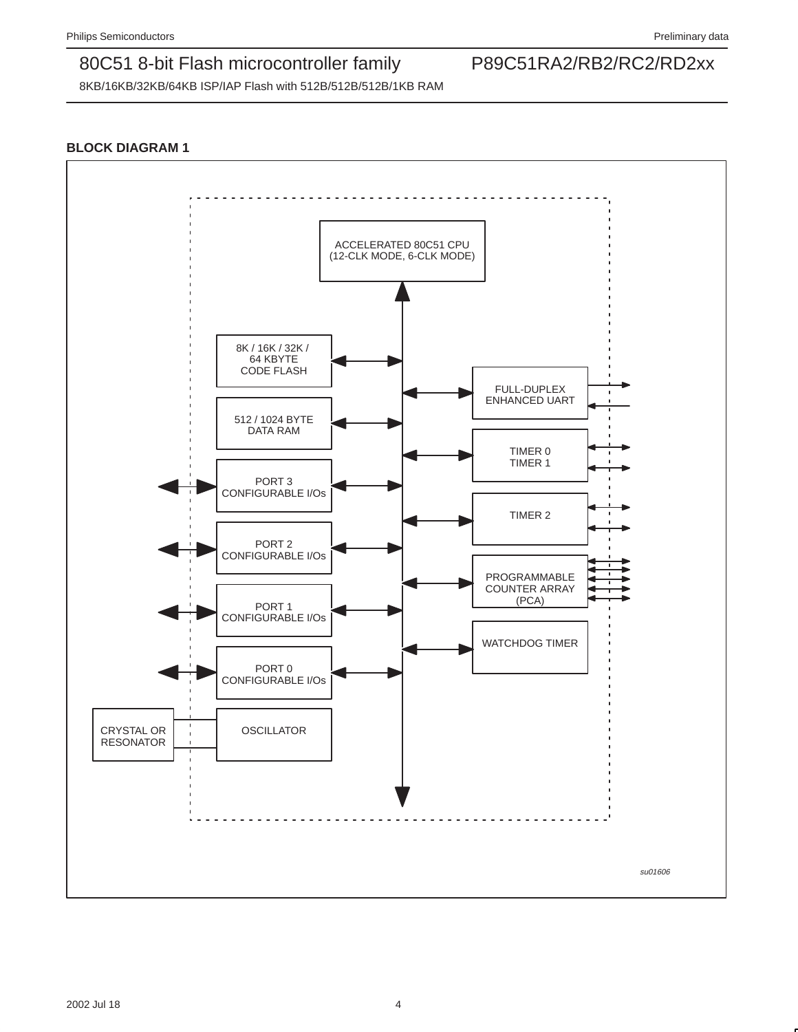## BLOCK DIAGRAM 1

ACCELERATED 80C51 CPU
(12-CLK MODE, 6-CLK MODE)

8K / 16K / 32K /
64 KBYTE
CODE FLASH

512 / 1024 BYTE
DATA RAM

PORT 3
CONFIGURABLE I/Os

PORT 2
CONFIGURABLE I/Os

PORT 1
CONFIGURABLE I/Os

PORT 0
CONFIGURABLE I/Os

CRYSTAL OR
RESONATOR

OSCILLATOR

FULL-DUPLEX
ENHANCED UART

TIMER 0
TIMER 1

TIMER 2

PROGRAMMABLE
COUNTER ARRAY
(PCA)

WATCHDOG TIMER

*su01606*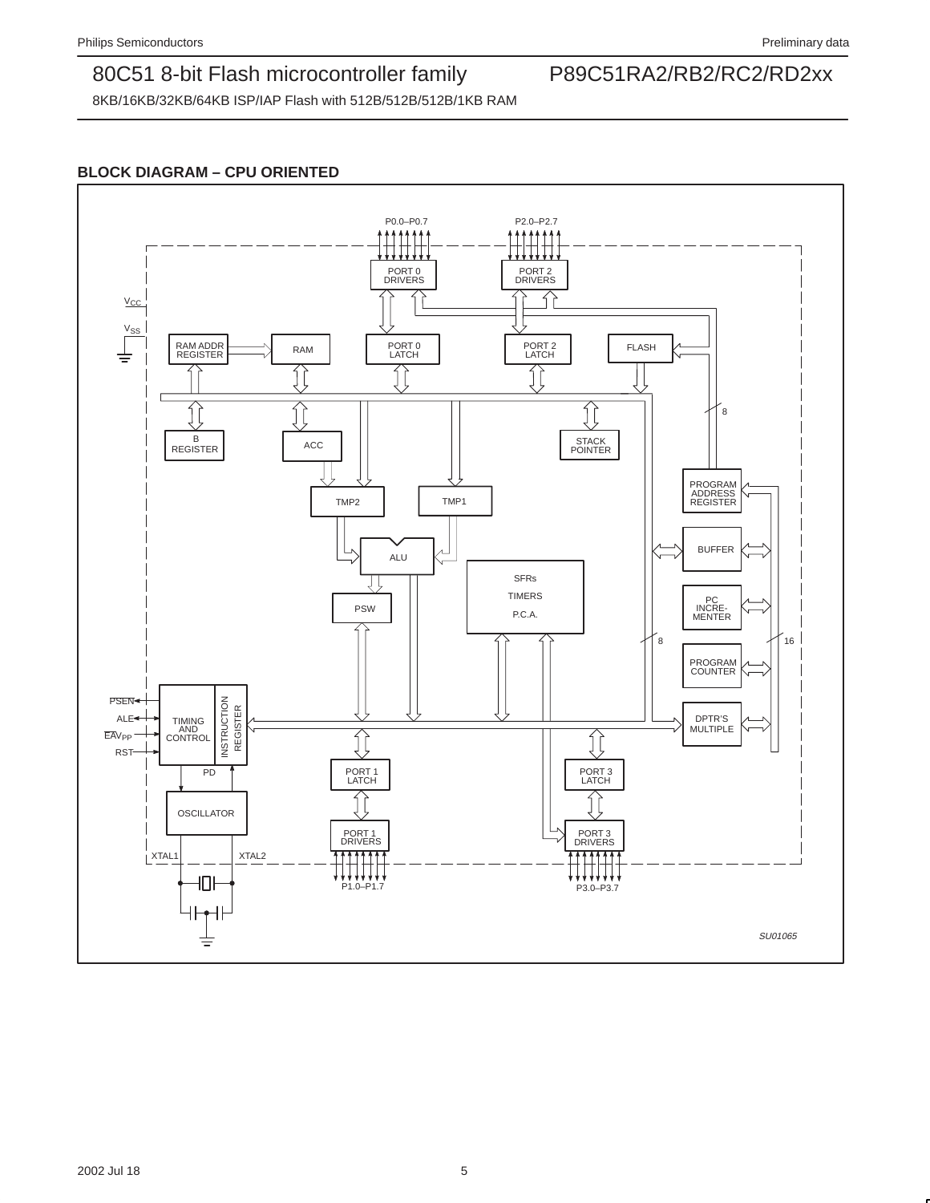## BLOCK DIAGRAM – CPU ORIENTED

P0.0–P0.7

P2.0–P2.7

PORT 0 DRIVERS

PORT 2 DRIVERS

$V_{CC}$

$V_{SS}$

RAM ADDR REGISTER

RAM

PORT 0 LATCH

PORT 2 LATCH

FLASH

8

B REGISTER

ACC

STACK POINTER

PROGRAM ADDRESS REGISTER

TMP2

TMP1

ALU

BUFFER

SFRs

TIMERS

P.C.A.

PSW

PC INCRE-MENTER

8

16

PROGRAM COUNTER

PSEN

ALE

$\overline{EA}V_{PP}$

RST

TIMING AND CONTROL

INSTRUCTION REGISTER

DPTR'S MULTIPLE

PD

PORT 1 LATCH

PORT 3 LATCH

OSCILLATOR

PORT 1 DRIVERS

PORT 3 DRIVERS

XTAL1

XTAL2

P1.0–P1.7

P3.0–P3.7

*SU01065*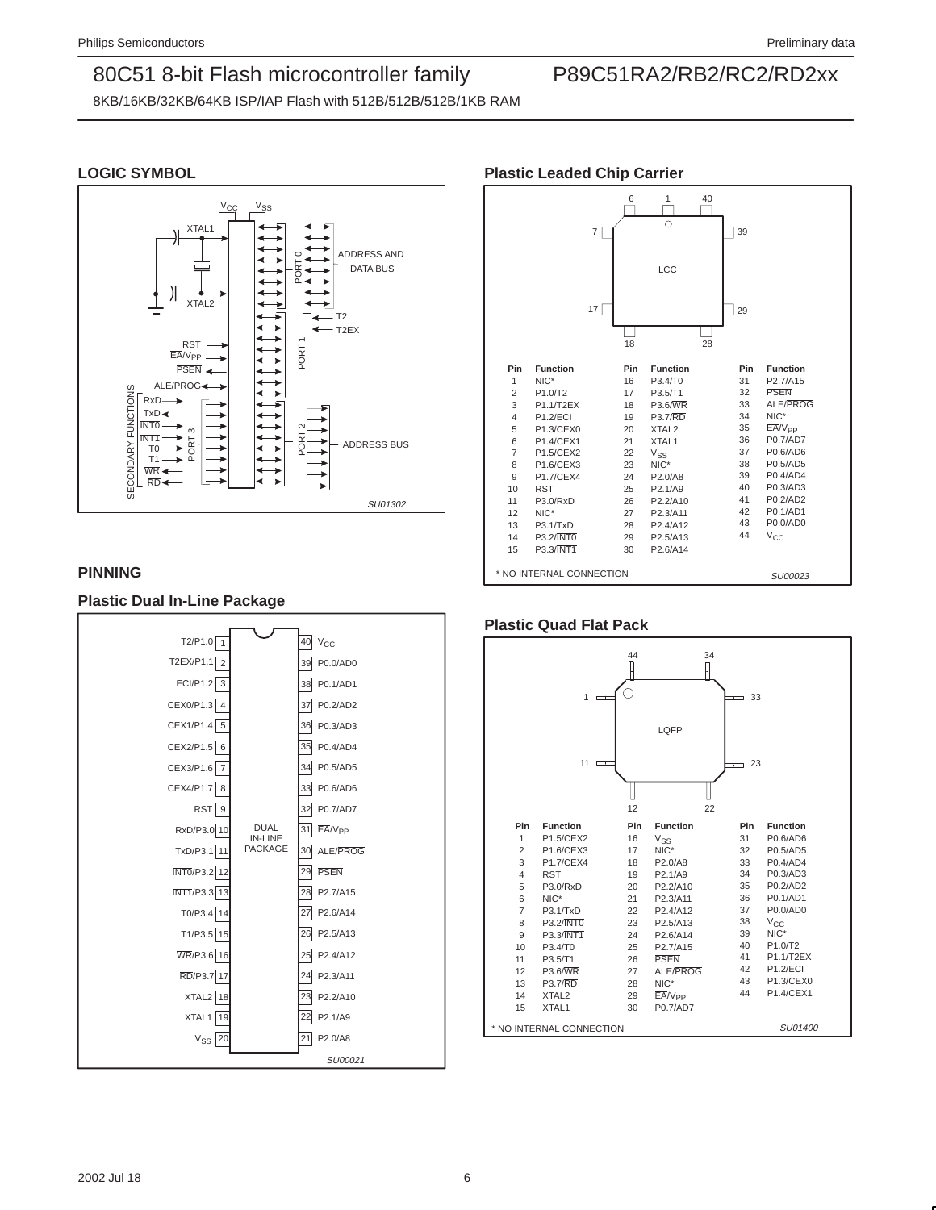## LOGIC SYMBOL

SU01302

## PINNING

### Plastic Dual In-Line Package

| Pin | Function | Pin | Function |
|---|---|---|---|
| 1 | T2/P1.0 | 40 | $V_{CC}$ |
| 2 | T2EX/P1.1 | 39 | P0.0/AD0 |
| 3 | ECI/P1.2 | 38 | P0.1/AD1 |
| 4 | CEX0/P1.3 | 37 | P0.2/AD2 |
| 5 | CEX1/P1.4 | 36 | P0.3/AD3 |
| 6 | CEX2/P1.5 | 35 | P0.4/AD4 |
| 7 | CEX3/P1.6 | 34 | P0.5/AD5 |
| 8 | CEX4/P1.7 | 33 | P0.6/AD6 |
| 9 | RST | 32 | P0.7/AD7 |
| 10 | RxD/P3.0 | 31 | $\overline{EA}$/$V_{PP}$ |
| 11 | TxD/P3.1 | 30 | ALE/$\overline{PROG}$ |
| 12 | $\overline{INT0}$/P3.2 | 29 | $\overline{PSEN}$ |
| 13 | $\overline{INT1}$/P3.3 | 28 | P2.7/A15 |
| 14 | T0/P3.4 | 27 | P2.6/A14 |
| 15 | T1/P3.5 | 26 | P2.5/A13 |
| 16 | $\overline{WR}$/P3.6 | 25 | P2.4/A12 |
| 17 | $\overline{RD}$/P3.7 | 24 | P2.3/A11 |
| 18 | XTAL2 | 23 | P2.2/A10 |
| 19 | XTAL1 | 22 | P2.1/A9 |
| 20 | $V_{SS}$ | 21 | P2.0/A8 |

SU00021

### Plastic Leaded Chip Carrier

| Pin | Function | Pin | Function | Pin | Function |
|---|---|---|---|---|---|
| 1 | NIC* | 16 | P3.4/T0 | 31 | P2.7/A15 |
| 2 | P1.0/T2 | 17 | P3.5/T1 | 32 | $\overline{PSEN}$ |
| 3 | P1.1/T2EX | 18 | P3.6/$\overline{WR}$ | 33 | ALE/$\overline{PROG}$ |
| 4 | P1.2/ECI | 19 | P3.7/$\overline{RD}$ | 34 | NIC* |
| 5 | P1.3/CEX0 | 20 | XTAL2 | 35 | $\overline{EA}$/$V_{PP}$ |
| 6 | P1.4/CEX1 | 21 | XTAL1 | 36 | P0.7/AD7 |
| 7 | P1.5/CEX2 | 22 | $V_{SS}$ | 37 | P0.6/AD6 |
| 8 | P1.6/CEX3 | 23 | NIC* | 38 | P0.5/AD5 |
| 9 | P1.7/CEX4 | 24 | P2.0/A8 | 39 | P0.4/AD4 |
| 10 | RST | 25 | P2.1/A9 | 40 | P0.3/AD3 |
| 11 | P3.0/RxD | 26 | P2.2/A10 | 41 | P0.2/AD2 |
| 12 | NIC* | 27 | P2.3/A11 | 42 | P0.1/AD1 |
| 13 | P3.1/TxD | 28 | P2.4/A12 | 43 | P0.0/AD0 |
| 14 | P3.2/$\overline{INT0}$ | 29 | P2.5/A13 | 44 | $V_{CC}$ |
| 15 | P3.3/$\overline{INT1}$ | 30 | P2.6/A14 | | |

\* NO INTERNAL CONNECTION

SU00023

### Plastic Quad Flat Pack

| Pin | Function | Pin | Function | Pin | Function |
|---|---|---|---|---|---|
| 1 | P1.5/CEX2 | 16 | $V_{SS}$ | 31 | P0.6/AD6 |
| 2 | P1.6/CEX3 | 17 | NIC* | 32 | P0.5/AD5 |
| 3 | P1.7/CEX4 | 18 | P2.0/A8 | 33 | P0.4/AD4 |
| 4 | RST | 19 | P2.1/A9 | 34 | P0.3/AD3 |
| 5 | P3.0/RxD | 20 | P2.2/A10 | 35 | P0.2/AD2 |
| 6 | NIC* | 21 | P2.3/A11 | 36 | P0.1/AD1 |
| 7 | P3.1/TxD | 22 | P2.4/A12 | 37 | P0.0/AD0 |
| 8 | P3.2/$\overline{INT0}$ | 23 | P2.5/A13 | 38 | $V_{CC}$ |
| 9 | P3.3/$\overline{INT1}$ | 24 | P2.6/A14 | 39 | NIC* |
| 10 | P3.4/T0 | 25 | P2.7/A15 | 40 | P1.0/T2 |
| 11 | P3.5/T1 | 26 | $\overline{PSEN}$ | 41 | P1.1/T2EX |
| 12 | P3.6/$\overline{WR}$ | 27 | ALE/$\overline{PROG}$ | 42 | P1.2/ECI |
| 13 | P3.7/$\overline{RD}$ | 28 | NIC* | 43 | P1.3/CEX0 |
| 14 | XTAL2 | 29 | $\overline{EA}$/$V_{PP}$ | 44 | P1.4/CEX1 |
| 15 | XTAL1 | 30 | P0.7/AD7 | | |

\* NO INTERNAL CONNECTION

SU01400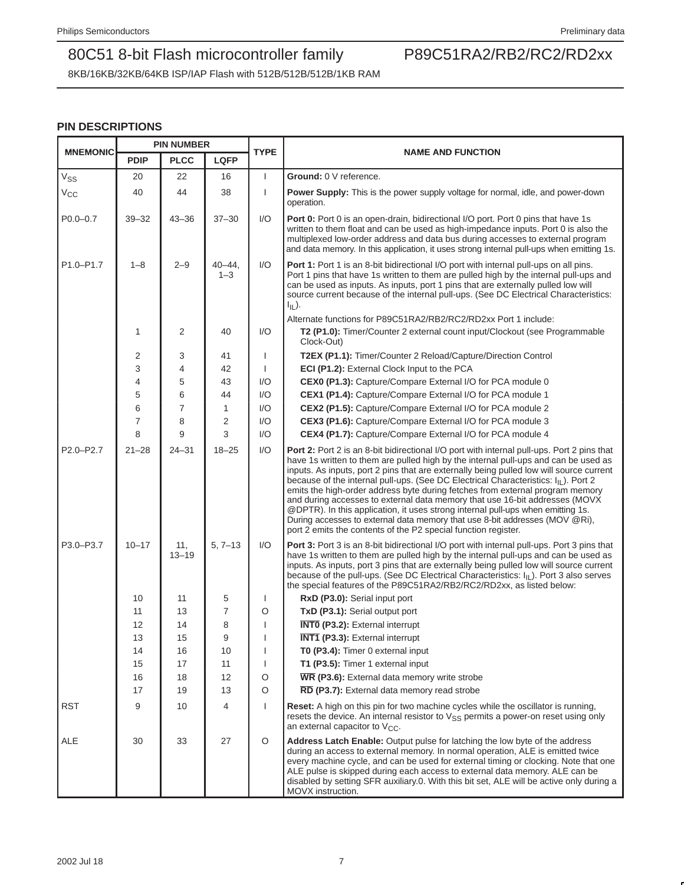## PIN DESCRIPTIONS

| MNEMONIC | PIN NUMBER | | | TYPE | NAME AND FUNCTION |
|---|---|---|---|---|---|
| | PDIP | PLCC | LQFP | | |
| $V_{SS}$ | 20 | 22 | 16 | I | **Ground:** 0 V reference. |
| $V_{CC}$ | 40 | 44 | 38 | I | **Power Supply:** This is the power supply voltage for normal, idle, and power-down operation. |
| P0.0–0.7 | 39–32 | 43–36 | 37–30 | I/O | **Port 0:** Port 0 is an open-drain, bidirectional I/O port. Port 0 pins that have 1s written to them float and can be used as high-impedance inputs. Port 0 is also the multiplexed low-order address and data bus during accesses to external program and data memory. In this application, it uses strong internal pull-ups when emitting 1s. |
| P1.0–P1.7 | 1–8 | 2–9 | 40–44, 1–3 | I/O | **Port 1:** Port 1 is an 8-bit bidirectional I/O port with internal pull-ups on all pins. Port 1 pins that have 1s written to them are pulled high by the internal pull-ups and can be used as inputs. As inputs, port 1 pins that are externally pulled low will source current because of the internal pull-ups. (See DC Electrical Characteristics: $I_{IL}$). Alternate functions for P89C51RA2/RB2/RC2/RD2xx Port 1 include: |
| | 1 | 2 | 40 | I/O | **T2 (P1.0):** Timer/Counter 2 external count input/Clockout (see Programmable Clock-Out) |
| | 2 | 3 | 41 | I | **T2EX (P1.1):** Timer/Counter 2 Reload/Capture/Direction Control |
| | 3 | 4 | 42 | I | **ECI (P1.2):** External Clock Input to the PCA |
| | 4 | 5 | 43 | I/O | **CEX0 (P1.3):** Capture/Compare External I/O for PCA module 0 |
| | 5 | 6 | 44 | I/O | **CEX1 (P1.4):** Capture/Compare External I/O for PCA module 1 |
| | 6 | 7 | 1 | I/O | **CEX2 (P1.5):** Capture/Compare External I/O for PCA module 2 |
| | 7 | 8 | 2 | I/O | **CEX3 (P1.6):** Capture/Compare External I/O for PCA module 3 |
| | 8 | 9 | 3 | I/O | **CEX4 (P1.7):** Capture/Compare External I/O for PCA module 4 |
| P2.0–P2.7 | 21–28 | 24–31 | 18–25 | I/O | **Port 2:** Port 2 is an 8-bit bidirectional I/O port with internal pull-ups. Port 2 pins that have 1s written to them are pulled high by the internal pull-ups and can be used as inputs. As inputs, port 2 pins that are externally being pulled low will source current because of the internal pull-ups. (See DC Electrical Characteristics: $I_{IL}$). Port 2 emits the high-order address byte during fetches from external program memory and during accesses to external data memory that use 16-bit addresses (MOVX @DPTR). In this application, it uses strong internal pull-ups when emitting 1s. During accesses to external data memory that use 8-bit addresses (MOV @Ri), port 2 emits the contents of the P2 special function register. |
| P3.0–P3.7 | 10–17 | 11, 13–19 | 5, 7–13 | I/O | **Port 3:** Port 3 is an 8-bit bidirectional I/O port with internal pull-ups. Port 3 pins that have 1s written to them are pulled high by the internal pull-ups and can be used as inputs. As inputs, port 3 pins that are externally being pulled low will source current because of the pull-ups. (See DC Electrical Characteristics: $I_{IL}$). Port 3 also serves the special features of the P89C51RA2/RB2/RC2/RD2xx, as listed below: |
| | 10 | 11 | 5 | I | **RxD (P3.0):** Serial input port |
| | 11 | 13 | 7 | O | **TxD (P3.1):** Serial output port |
| | 12 | 14 | 8 | I | **$\overline{\text{INT0}}$ (P3.2):** External interrupt |
| | 13 | 15 | 9 | I | **$\overline{\text{INT1}}$ (P3.3):** External interrupt |
| | 14 | 16 | 10 | I | **T0 (P3.4):** Timer 0 external input |
| | 15 | 17 | 11 | I | **T1 (P3.5):** Timer 1 external input |
| | 16 | 18 | 12 | O | **$\overline{\text{WR}}$ (P3.6):** External data memory write strobe |
| | 17 | 19 | 13 | O | **$\overline{\text{RD}}$ (P3.7):** External data memory read strobe |
| RST | 9 | 10 | 4 | I | **Reset:** A high on this pin for two machine cycles while the oscillator is running, resets the device. An internal resistor to $V_{SS}$ permits a power-on reset using only an external capacitor to $V_{CC}$. |
| ALE | 30 | 33 | 27 | O | **Address Latch Enable:** Output pulse for latching the low byte of the address during an access to external memory. In normal operation, ALE is emitted twice every machine cycle, and can be used for external timing or clocking. Note that one ALE pulse is skipped during each access to external data memory. ALE can be disabled by setting SFR auxiliary.0. With this bit set, ALE will be active only during a MOVX instruction. |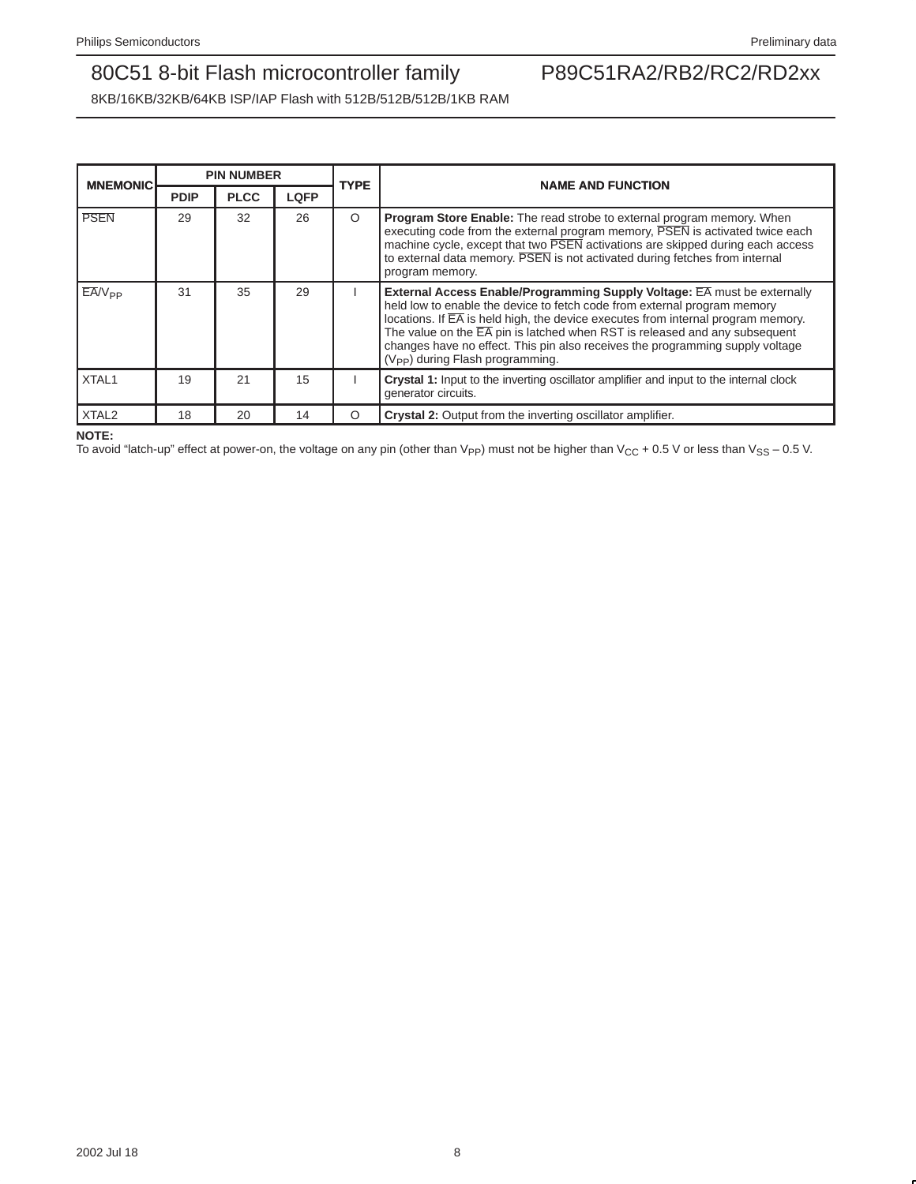| MNEMONIC | PIN NUMBER | | | TYPE | NAME AND FUNCTION |
|---|---|---|---|---|---|
| | PDIP | PLCC | LQFP | | |
| $\overline{PSEN}$ | 29 | 32 | 26 | O | **Program Store Enable:** The read strobe to external program memory. When executing code from the external program memory, $\overline{PSEN}$ is activated twice each machine cycle, except that two $\overline{PSEN}$ activations are skipped during each access to external data memory. $\overline{PSEN}$ is not activated during fetches from internal program memory. |
| $\overline{EA}/V_{PP}$ | 31 | 35 | 29 | I | **External Access Enable/Programming Supply Voltage:** $\overline{EA}$ must be externally held low to enable the device to fetch code from external program memory locations. If $\overline{EA}$ is held high, the device executes from internal program memory. The value on the $\overline{EA}$ pin is latched when RST is released and any subsequent changes have no effect. This pin also receives the programming supply voltage ($V_{PP}$) during Flash programming. |
| XTAL1 | 19 | 21 | 15 | I | **Crystal 1:** Input to the inverting oscillator amplifier and input to the internal clock generator circuits. |
| XTAL2 | 18 | 20 | 14 | O | **Crystal 2:** Output from the inverting oscillator amplifier. |

**NOTE:**
To avoid "latch-up" effect at power-on, the voltage on any pin (other than $V_{PP}$) must not be higher than $V_{CC}$ + 0.5 V or less than $V_{SS}$ – 0.5 V.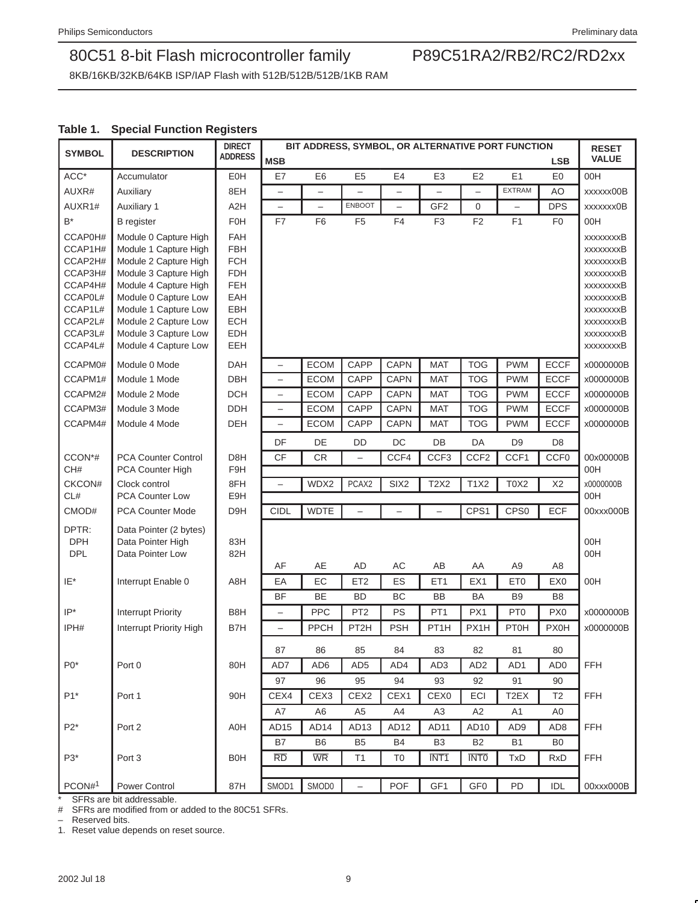**Table 1. Special Function Registers**

| SYMBOL | DESCRIPTION | DIRECT ADDRESS | BIT ADDRESS, SYMBOL, OR ALTERNATIVE PORT FUNCTION MSB | | | | | | | LSB | RESET VALUE |
|---|---|---|---|---|---|---|---|---|---|---|---|
| ACC* | Accumulator | E0H | E7 | E6 | E5 | E4 | E3 | E2 | E1 | E0 | 00H |
| AUXR# | Auxiliary | 8EH | – | – | – | – | – | – | EXTRAM | AO | xxxxxx00B |
| AUXR1# | Auxiliary 1 | A2H | – | – | ENBOOT | – | GF2 | 0 | – | DPS | xxxxxxx0B |
| B* | B register | F0H | F7 | F6 | F5 | F4 | F3 | F2 | F1 | F0 | 00H |
| CCAP0H# | Module 0 Capture High | FAH | | | | | | | | | xxxxxxxxB |
| CCAP1H# | Module 1 Capture High | FBH | | | | | | | | | xxxxxxxxB |
| CCAP2H# | Module 2 Capture High | FCH | | | | | | | | | xxxxxxxxB |
| CCAP3H# | Module 3 Capture High | FDH | | | | | | | | | xxxxxxxxB |
| CCAP4H# | Module 4 Capture High | FEH | | | | | | | | | xxxxxxxxB |
| CCAP0L# | Module 0 Capture Low | EAH | | | | | | | | | xxxxxxxxB |
| CCAP1L# | Module 1 Capture Low | EBH | | | | | | | | | xxxxxxxxB |
| CCAP2L# | Module 2 Capture Low | ECH | | | | | | | | | xxxxxxxxB |
| CCAP3L# | Module 3 Capture Low | EDH | | | | | | | | | xxxxxxxxB |
| CCAP4L# | Module 4 Capture Low | EEH | | | | | | | | | xxxxxxxxB |
| CCAPM0# | Module 0 Mode | DAH | – | ECOM | CAPP | CAPN | MAT | TOG | PWM | ECCF | x0000000B |
| CCAPM1# | Module 1 Mode | DBH | – | ECOM | CAPP | CAPN | MAT | TOG | PWM | ECCF | x0000000B |
| CCAPM2# | Module 2 Mode | DCH | – | ECOM | CAPP | CAPN | MAT | TOG | PWM | ECCF | x0000000B |
| CCAPM3# | Module 3 Mode | DDH | – | ECOM | CAPP | CAPN | MAT | TOG | PWM | ECCF | x0000000B |
| CCAPM4# | Module 4 Mode | DEH | – | ECOM | CAPP | CAPN | MAT | TOG | PWM | ECCF | x0000000B |
| | | | DF | DE | DD | DC | DB | DA | D9 | D8 | |
| CCON*# | PCA Counter Control | D8H | CF | CR | – | CCF4 | CCF3 | CCF2 | CCF1 | CCF0 | 00x00000B |
| CH# | PCA Counter High | F9H | | | | | | | | | 00H |
| CKCON# | Clock control | 8FH | – | WDX2 | PCAX2 | SIX2 | T2X2 | T1X2 | T0X2 | X2 | x0000000B |
| CL# | PCA Counter Low | E9H | | | | | | | | | 00H |
| CMOD# | PCA Counter Mode | D9H | CIDL | WDTE | – | – | – | CPS1 | CPS0 | ECF | 00xxx000B |
| DPTR: | Data Pointer (2 bytes) | | | | | | | | | | |
| DPH | Data Pointer High | 83H | | | | | | | | | 00H |
| DPL | Data Pointer Low | 82H | | | | | | | | | 00H |
| | | | AF | AE | AD | AC | AB | AA | A9 | A8 | |
| IE* | Interrupt Enable 0 | A8H | EA | EC | ET2 | ES | ET1 | EX1 | ET0 | EX0 | 00H |
| | | | BF | BE | BD | BC | BB | BA | B9 | B8 | |
| IP* | Interrupt Priority | B8H | – | PPC | PT2 | PS | PT1 | PX1 | PT0 | PX0 | x0000000B |
| IPH# | Interrupt Priority High | B7H | – | PPCH | PT2H | PSH | PT1H | PX1H | PT0H | PX0H | x0000000B |
| | | | 87 | 86 | 85 | 84 | 83 | 82 | 81 | 80 | |
| P0* | Port 0 | 80H | AD7 | AD6 | AD5 | AD4 | AD3 | AD2 | AD1 | AD0 | FFH |
| | | | 97 | 96 | 95 | 94 | 93 | 92 | 91 | 90 | |
| P1* | Port 1 | 90H | CEX4 | CEX3 | CEX2 | CEX1 | CEX0 | ECI | T2EX | T2 | FFH |
| | | | A7 | A6 | A5 | A4 | A3 | A2 | A1 | A0 | |
| P2* | Port 2 | A0H | AD15 | AD14 | AD13 | AD12 | AD11 | AD10 | AD9 | AD8 | FFH |
| | | | B7 | B6 | B5 | B4 | B3 | B2 | B1 | B0 | |
| P3* | Port 3 | B0H | $\overline{RD}$ | $\overline{WR}$ | T1 | T0 | $\overline{INT1}$ | $\overline{INT0}$ | TxD | RxD | FFH |
| PCON#[1] | Power Control | 87H | SMOD1 | SMOD0 | – | POF | GF1 | GF0 | PD | IDL | 00xxx000B |

\* SFRs are bit addressable.
\# SFRs are modified from or added to the 80C51 SFRs.
– Reserved bits.
1. Reset value depends on reset source.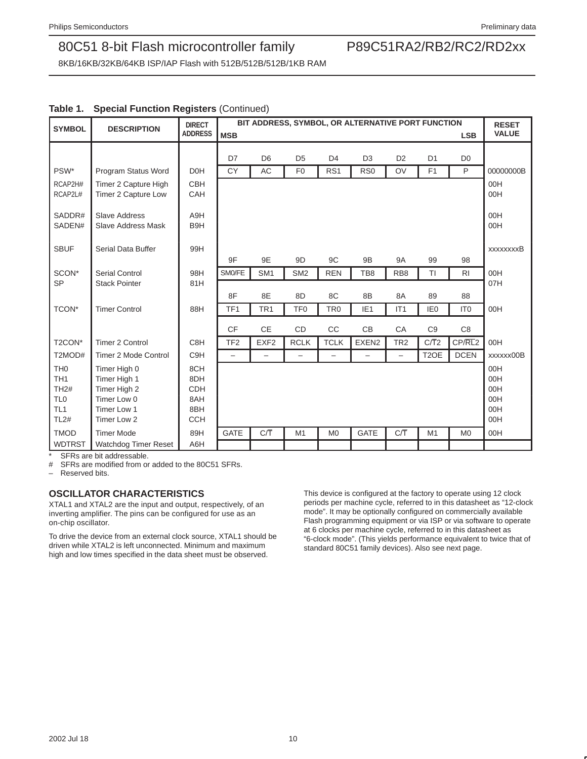**Table 1. Special Function Registers** (Continued)

| SYMBOL | DESCRIPTION | DIRECT ADDRESS | BIT ADDRESS, SYMBOL, OR ALTERNATIVE PORT FUNCTION MSB | | | | | | | LSB | RESET VALUE |
|---|---|---|---|---|---|---|---|---|---|---|---|
| | | | D7 | D6 | D5 | D4 | D3 | D2 | D1 | D0 | |
| PSW* | Program Status Word | D0H | CY | AC | F0 | RS1 | RS0 | OV | F1 | P | 00000000B |
| RCAP2H# | Timer 2 Capture High | CBH | | | | | | | | | 00H |
| RCAP2L# | Timer 2 Capture Low | CAH | | | | | | | | | 00H |
| SADDR# | Slave Address | A9H | | | | | | | | | 00H |
| SADEN# | Slave Address Mask | B9H | | | | | | | | | 00H |
| SBUF | Serial Data Buffer | 99H | | | | | | | | | xxxxxxxxB |
| | | | 9F | 9E | 9D | 9C | 9B | 9A | 99 | 98 | |
| SCON* | Serial Control | 98H | SM0/FE | SM1 | SM2 | REN | TB8 | RB8 | TI | RI | 00H |
| SP | Stack Pointer | 81H | | | | | | | | | 07H |
| | | | 8F | 8E | 8D | 8C | 8B | 8A | 89 | 88 | |
| TCON* | Timer Control | 88H | TF1 | TR1 | TF0 | TR0 | IE1 | IT1 | IE0 | IT0 | 00H |
| | | | CF | CE | CD | CC | CB | CA | C9 | C8 | |
| T2CON* | Timer 2 Control | C8H | TF2 | EXF2 | RCLK | TCLK | EXEN2 | TR2 | C/$\overline{T}$2 | CP/$\overline{RL}$2 | 00H |
| T2MOD# | Timer 2 Mode Control | C9H | – | – | – | – | – | – | T2OE | DCEN | xxxxxx00B |
| TH0 | Timer High 0 | 8CH | | | | | | | | | 00H |
| TH1 | Timer High 1 | 8DH | | | | | | | | | 00H |
| TH2# | Timer High 2 | CDH | | | | | | | | | 00H |
| TL0 | Timer Low 0 | 8AH | | | | | | | | | 00H |
| TL1 | Timer Low 1 | 8BH | | | | | | | | | 00H |
| TL2# | Timer Low 2 | CCH | | | | | | | | | 00H |
| TMOD | Timer Mode | 89H | GATE | C/$\overline{T}$ | M1 | M0 | GATE | C/$\overline{T}$ | M1 | M0 | 00H |
| WDTRST | Watchdog Timer Reset | A6H | | | | | | | | | |

\* SFRs are bit addressable.
\# SFRs are modified from or added to the 80C51 SFRs.
– Reserved bits.

## OSCILLATOR CHARACTERISTICS

XTAL1 and XTAL2 are the input and output, respectively, of an inverting amplifier. The pins can be configured for use as an on-chip oscillator.

To drive the device from an external clock source, XTAL1 should be driven while XTAL2 is left unconnected. Minimum and maximum high and low times specified in the data sheet must be observed.

This device is configured at the factory to operate using 12 clock periods per machine cycle, referred to in this datasheet as “12-clock mode”. It may be optionally configured on commercially available Flash programming equipment or via ISP or via software to operate at 6 clocks per machine cycle, referred to in this datasheet as “6-clock mode”. (This yields performance equivalent to twice that of standard 80C51 family devices). Also see next page.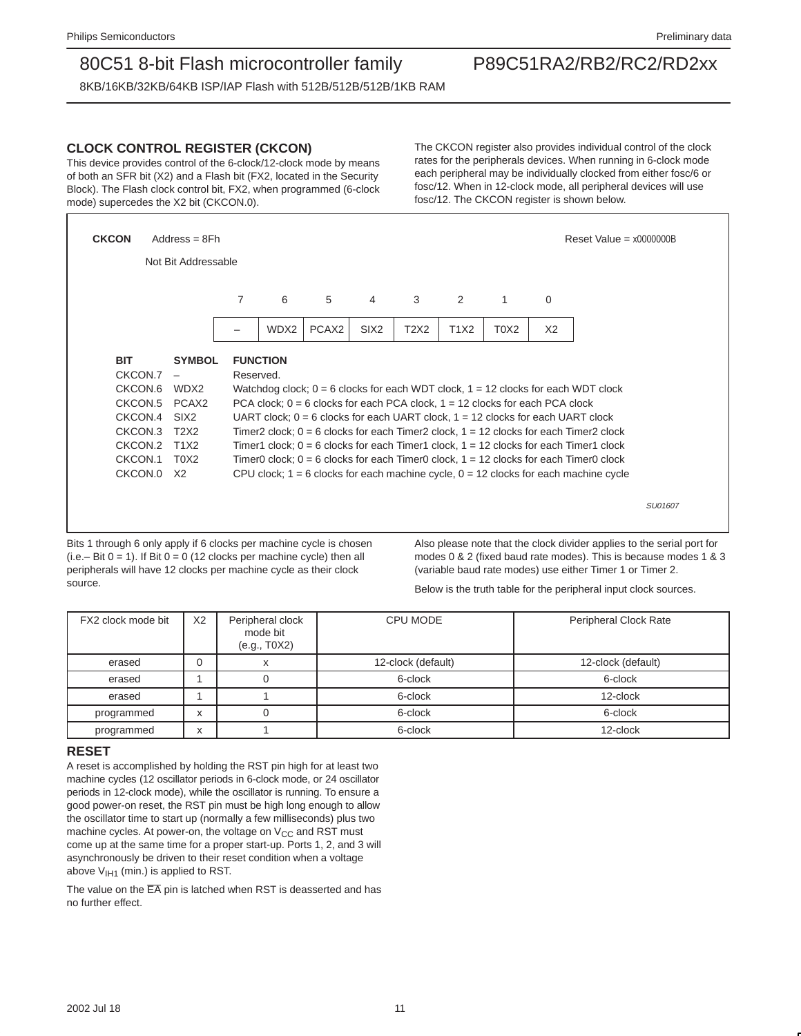## CLOCK CONTROL REGISTER (CKCON)

This device provides control of the 6-clock/12-clock mode by means of both an SFR bit (X2) and a Flash bit (FX2, located in the Security Block). The Flash clock control bit, FX2, when programmed (6-clock mode) supercedes the X2 bit (CKCON.0).

The CKCON register also provides individual control of the clock rates for the peripherals devices. When running in 6-clock mode each peripheral may be individually clocked from either fosc/6 or fosc/12. When in 12-clock mode, all peripheral devices will use fosc/12. The CKCON register is shown below.

**CKCON** Address = 8Fh — Reset Value = x0000000B

Not Bit Addressable

| 7 | 6 | 5 | 4 | 3 | 2 | 1 | 0 |
|---|---|---|---|---|---|---|---|
| – | WDX2 | PCAX2 | SIX2 | T2X2 | T1X2 | T0X2 | X2 |

| BIT | SYMBOL | FUNCTION |
|---|---|---|
| CKCON.7 | – | Reserved. |
| CKCON.6 | WDX2 | Watchdog clock; 0 = 6 clocks for each WDT clock, 1 = 12 clocks for each WDT clock |
| CKCON.5 | PCAX2 | PCA clock; 0 = 6 clocks for each PCA clock, 1 = 12 clocks for each PCA clock |
| CKCON.4 | SIX2 | UART clock; 0 = 6 clocks for each UART clock, 1 = 12 clocks for each UART clock |
| CKCON.3 | T2X2 | Timer2 clock; 0 = 6 clocks for each Timer2 clock, 1 = 12 clocks for each Timer2 clock |
| CKCON.2 | T1X2 | Timer1 clock; 0 = 6 clocks for each Timer1 clock, 1 = 12 clocks for each Timer1 clock |
| CKCON.1 | T0X2 | Timer0 clock; 0 = 6 clocks for each Timer0 clock, 1 = 12 clocks for each Timer0 clock |
| CKCON.0 | X2 | CPU clock; 1 = 6 clocks for each machine cycle, 0 = 12 clocks for each machine cycle |

SU01607

Bits 1 through 6 only apply if 6 clocks per machine cycle is chosen (i.e.– Bit 0 = 1). If Bit 0 = 0 (12 clocks per machine cycle) then all peripherals will have 12 clocks per machine cycle as their clock source.

Also please note that the clock divider applies to the serial port for modes 0 & 2 (fixed baud rate modes). This is because modes 1 & 3 (variable baud rate modes) use either Timer 1 or Timer 2.

Below is the truth table for the peripheral input clock sources.

| FX2 clock mode bit | X2 | Peripheral clock mode bit (e.g., T0X2) | CPU MODE | Peripheral Clock Rate |
|---|---|---|---|---|
| erased | 0 | x | 12-clock (default) | 12-clock (default) |
| erased | 1 | 0 | 6-clock | 6-clock |
| erased | 1 | 1 | 6-clock | 12-clock |
| programmed | x | 0 | 6-clock | 6-clock |
| programmed | x | 1 | 6-clock | 12-clock |

## RESET

A reset is accomplished by holding the RST pin high for at least two machine cycles (12 oscillator periods in 6-clock mode, or 24 oscillator periods in 12-clock mode), while the oscillator is running. To ensure a good power-on reset, the RST pin must be high long enough to allow the oscillator time to start up (normally a few milliseconds) plus two machine cycles. At power-on, the voltage on $V_{CC}$ and RST must come up at the same time for a proper start-up. Ports 1, 2, and 3 will asynchronously be driven to their reset condition when a voltage above $V_{IH1}$ (min.) is applied to RST.

The value on the $\overline{EA}$ pin is latched when RST is deasserted and has no further effect.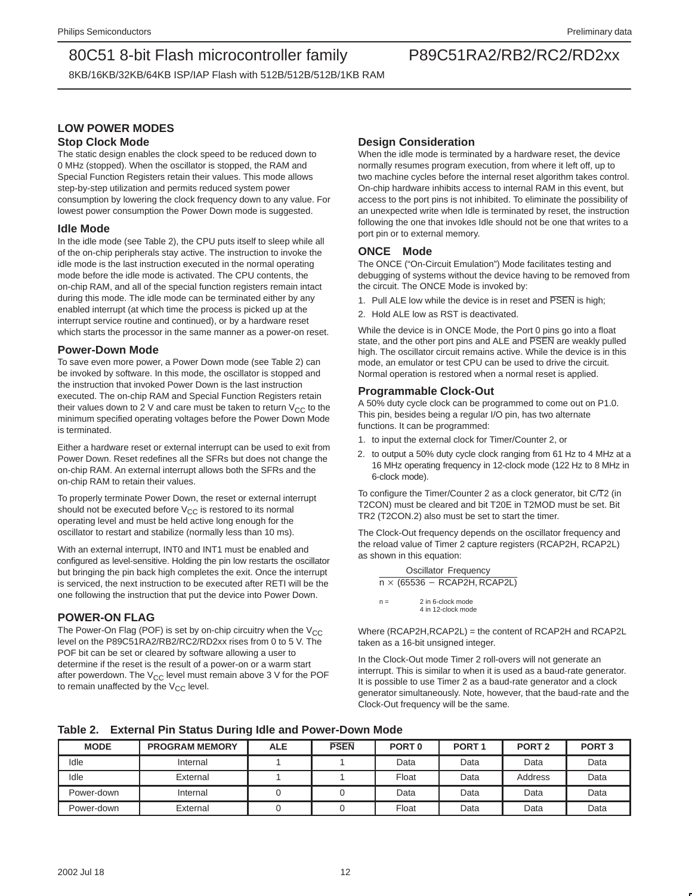## LOW POWER MODES

### Stop Clock Mode

The static design enables the clock speed to be reduced down to 0 MHz (stopped). When the oscillator is stopped, the RAM and Special Function Registers retain their values. This mode allows step-by-step utilization and permits reduced system power consumption by lowering the clock frequency down to any value. For lowest power consumption the Power Down mode is suggested.

### Idle Mode

In the idle mode (see Table 2), the CPU puts itself to sleep while all of the on-chip peripherals stay active. The instruction to invoke the idle mode is the last instruction executed in the normal operating mode before the idle mode is activated. The CPU contents, the on-chip RAM, and all of the special function registers remain intact during this mode. The idle mode can be terminated either by any enabled interrupt (at which time the process is picked up at the interrupt service routine and continued), or by a hardware reset which starts the processor in the same manner as a power-on reset.

### Power-Down Mode

To save even more power, a Power Down mode (see Table 2) can be invoked by software. In this mode, the oscillator is stopped and the instruction that invoked Power Down is the last instruction executed. The on-chip RAM and Special Function Registers retain their values down to 2 V and care must be taken to return $V_{CC}$ to the minimum specified operating voltages before the Power Down Mode is terminated.

Either a hardware reset or external interrupt can be used to exit from Power Down. Reset redefines all the SFRs but does not change the on-chip RAM. An external interrupt allows both the SFRs and the on-chip RAM to retain their values.

To properly terminate Power Down, the reset or external interrupt should not be executed before $V_{CC}$ is restored to its normal operating level and must be held active long enough for the oscillator to restart and stabilize (normally less than 10 ms).

With an external interrupt, INT0 and INT1 must be enabled and configured as level-sensitive. Holding the pin low restarts the oscillator but bringing the pin back high completes the exit. Once the interrupt is serviced, the next instruction to be executed after RETI will be the one following the instruction that put the device into Power Down.

## POWER-ON FLAG

The Power-On Flag (POF) is set by on-chip circuitry when the $V_{CC}$ level on the P89C51RA2/RB2/RC2/RD2xx rises from 0 to 5 V. The POF bit can be set or cleared by software allowing a user to determine if the reset is the result of a power-on or a warm start after powerdown. The $V_{CC}$ level must remain above 3 V for the POF to remain unaffected by the $V_{CC}$ level.

### Design Consideration

When the idle mode is terminated by a hardware reset, the device normally resumes program execution, from where it left off, up to two machine cycles before the internal reset algorithm takes control. On-chip hardware inhibits access to internal RAM in this event, but access to the port pins is not inhibited. To eliminate the possibility of an unexpected write when Idle is terminated by reset, the instruction following the one that invokes Idle should not be one that writes to a port pin or to external memory.

### ONCE Mode

The ONCE ("On-Circuit Emulation") Mode facilitates testing and debugging of systems without the device having to be removed from the circuit. The ONCE Mode is invoked by:

1. Pull ALE low while the device is in reset and $\overline{\text{PSEN}}$ is high;
2. Hold ALE low as RST is deactivated.

While the device is in ONCE Mode, the Port 0 pins go into a float state, and the other port pins and ALE and $\overline{\text{PSEN}}$ are weakly pulled high. The oscillator circuit remains active. While the device is in this mode, an emulator or test CPU can be used to drive the circuit. Normal operation is restored when a normal reset is applied.

### Programmable Clock-Out

A 50% duty cycle clock can be programmed to come out on P1.0. This pin, besides being a regular I/O pin, has two alternate functions. It can be programmed:

1. to input the external clock for Timer/Counter 2, or
2. to output a 50% duty cycle clock ranging from 61 Hz to 4 MHz at a 16 MHz operating frequency in 12-clock mode (122 Hz to 8 MHz in 6-clock mode).

To configure the Timer/Counter 2 as a clock generator, bit C/$\overline{\text{T}}$2 (in T2CON) must be cleared and bit T20E in T2MOD must be set. Bit TR2 (T2CON.2) also must be set to start the timer.

The Clock-Out frequency depends on the oscillator frequency and the reload value of Timer 2 capture registers (RCAP2H, RCAP2L) as shown in this equation:

$$\frac{\text{Oscillator Frequency}}{n \times (65536 - \text{RCAP2H, RCAP2L})}$$

n = 2 in 6-clock mode
4 in 12-clock mode

Where (RCAP2H,RCAP2L) = the content of RCAP2H and RCAP2L taken as a 16-bit unsigned integer.

In the Clock-Out mode Timer 2 roll-overs will not generate an interrupt. This is similar to when it is used as a baud-rate generator. It is possible to use Timer 2 as a baud-rate generator and a clock generator simultaneously. Note, however, that the baud-rate and the Clock-Out frequency will be the same.

**Table 2. External Pin Status During Idle and Power-Down Mode**

| MODE | PROGRAM MEMORY | ALE | $\overline{\text{PSEN}}$ | PORT 0 | PORT 1 | PORT 2 | PORT 3 |
|---|---|---|---|---|---|---|---|
| Idle | Internal | 1 | 1 | Data | Data | Data | Data |
| Idle | External | 1 | 1 | Float | Data | Address | Data |
| Power-down | Internal | 0 | 0 | Data | Data | Data | Data |
| Power-down | External | 0 | 0 | Float | Data | Data | Data |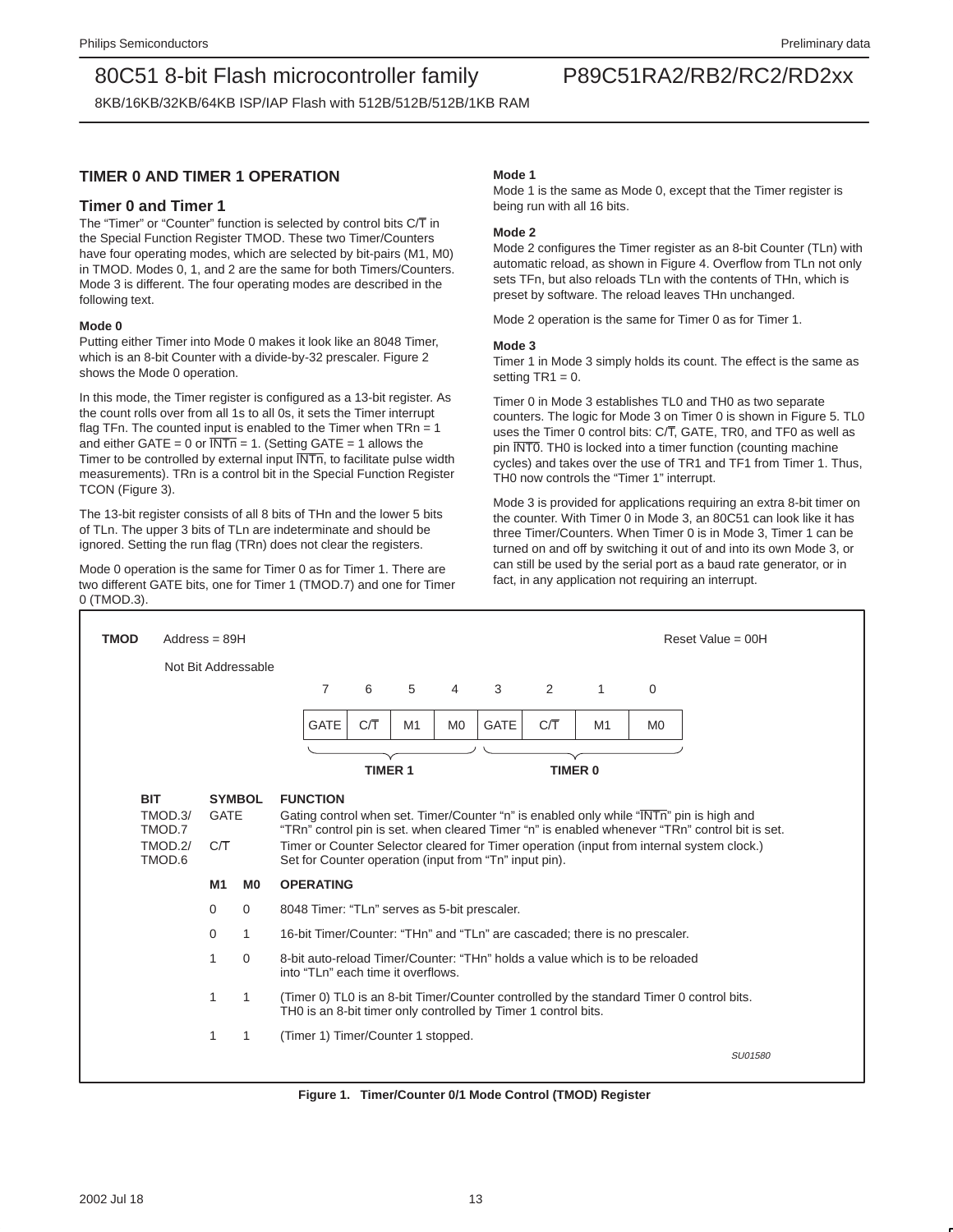## TIMER 0 AND TIMER 1 OPERATION

### Timer 0 and Timer 1

The "Timer" or "Counter" function is selected by control bits C/T̅ in the Special Function Register TMOD. These two Timer/Counters have four operating modes, which are selected by bit-pairs (M1, M0) in TMOD. Modes 0, 1, and 2 are the same for both Timers/Counters. Mode 3 is different. The four operating modes are described in the following text.

**Mode 0**

Putting either Timer into Mode 0 makes it look like an 8048 Timer, which is an 8-bit Counter with a divide-by-32 prescaler. Figure 2 shows the Mode 0 operation.

In this mode, the Timer register is configured as a 13-bit register. As the count rolls over from all 1s to all 0s, it sets the Timer interrupt flag TFn. The counted input is enabled to the Timer when TRn = 1 and either GATE = 0 or I̅N̅T̅n̅ = 1. (Setting GATE = 1 allows the Timer to be controlled by external input I̅N̅T̅n̅, to facilitate pulse width measurements). TRn is a control bit in the Special Function Register TCON (Figure 3).

The 13-bit register consists of all 8 bits of THn and the lower 5 bits of TLn. The upper 3 bits of TLn are indeterminate and should be ignored. Setting the run flag (TRn) does not clear the registers.

Mode 0 operation is the same for Timer 0 as for Timer 1. There are two different GATE bits, one for Timer 1 (TMOD.7) and one for Timer 0 (TMOD.3).

**Mode 1**

Mode 1 is the same as Mode 0, except that the Timer register is being run with all 16 bits.

**Mode 2**

Mode 2 configures the Timer register as an 8-bit Counter (TLn) with automatic reload, as shown in Figure 4. Overflow from TLn not only sets TFn, but also reloads TLn with the contents of THn, which is preset by software. The reload leaves THn unchanged.

Mode 2 operation is the same for Timer 0 as for Timer 1.

**Mode 3**

Timer 1 in Mode 3 simply holds its count. The effect is the same as setting TR1 = 0.

Timer 0 in Mode 3 establishes TL0 and TH0 as two separate counters. The logic for Mode 3 on Timer 0 is shown in Figure 5. TL0 uses the Timer 0 control bits: C/T̅, GATE, TR0, and TF0 as well as pin I̅N̅T̅0̅. TH0 is locked into a timer function (counting machine cycles) and takes over the use of TR1 and TF1 from Timer 1. Thus, TH0 now controls the "Timer 1" interrupt.

Mode 3 is provided for applications requiring an extra 8-bit timer on the counter. With Timer 0 in Mode 3, an 80C51 can look like it has three Timer/Counters. When Timer 0 is in Mode 3, Timer 1 can be turned on and off by switching it out of and into its own Mode 3, or can still be used by the serial port as a baud rate generator, or in fact, in any application not requiring an interrupt.

**TMOD** Address = 89H — Not Bit Addressable — Reset Value = 00H

| 7 | 6 | 5 | 4 | 3 | 2 | 1 | 0 |
|---|---|---|---|---|---|---|---|
| GATE | C/T̅ | M1 | M0 | GATE | C/T̅ | M1 | M0 |
| TIMER 1 | | | | TIMER 0 | | | |

| BIT | SYMBOL | FUNCTION |
|---|---|---|
| TMOD.3/ TMOD.7 | GATE | Gating control when set. Timer/Counter "n" is enabled only while "I̅N̅T̅n̅" pin is high and "TRn" control pin is set. when cleared Timer "n" is enabled whenever "TRn" control bit is set. |
| TMOD.2/ TMOD.6 | C/T̅ | Timer or Counter Selector cleared for Timer operation (input from internal system clock.) Set for Counter operation (input from "Tn" input pin). |

| M1 | M0 | OPERATING |
|---|---|---|
| 0 | 0 | 8048 Timer: "TLn" serves as 5-bit prescaler. |
| 0 | 1 | 16-bit Timer/Counter: "THn" and "TLn" are cascaded; there is no prescaler. |
| 1 | 0 | 8-bit auto-reload Timer/Counter: "THn" holds a value which is to be reloaded into "TLn" each time it overflows. |
| 1 | 1 | (Timer 0) TL0 is an 8-bit Timer/Counter controlled by the standard Timer 0 control bits. TH0 is an 8-bit timer only controlled by Timer 1 control bits. |
| 1 | 1 | (Timer 1) Timer/Counter 1 stopped. |

SU01580

**Figure 1. Timer/Counter 0/1 Mode Control (TMOD) Register**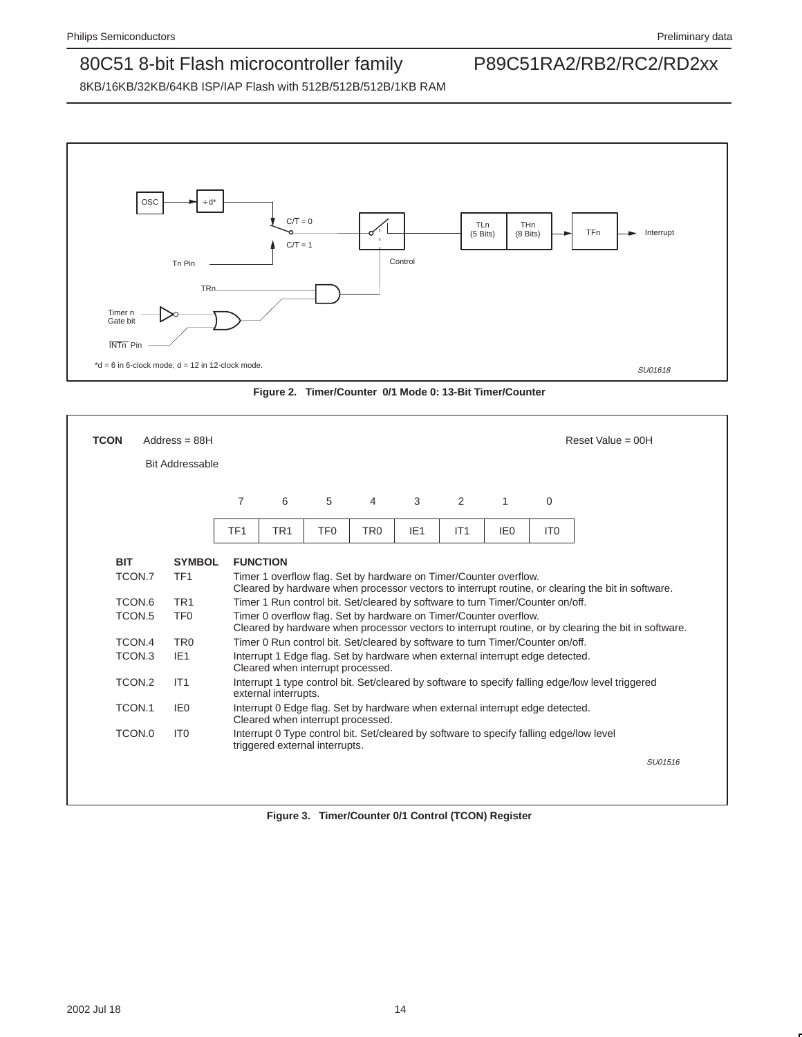OSC → ÷d* → C/T = 0 / C/T = 1 (Tn Pin) → Control → TLn (5 Bits) | THn (8 Bits) → TFn → Interrupt

TRn, Timer n Gate bit, INTn Pin

*d = 6 in 6-clock mode; d = 12 in 12-clock mode.

SU01618

**Figure 2. Timer/Counter 0/1 Mode 0: 13-Bit Timer/Counter**

**TCON** Address = 88H — Reset Value = 00H

Bit Addressable

| 7 | 6 | 5 | 4 | 3 | 2 | 1 | 0 |
|---|---|---|---|---|---|---|---|
| TF1 | TR1 | TF0 | TR0 | IE1 | IT1 | IE0 | IT0 |

| BIT | SYMBOL | FUNCTION |
|---|---|---|
| TCON.7 | TF1 | Timer 1 overflow flag. Set by hardware on Timer/Counter overflow. Cleared by hardware when processor vectors to interrupt routine, or clearing the bit in software. |
| TCON.6 | TR1 | Timer 1 Run control bit. Set/cleared by software to turn Timer/Counter on/off. |
| TCON.5 | TF0 | Timer 0 overflow flag. Set by hardware on Timer/Counter overflow. Cleared by hardware when processor vectors to interrupt routine, or by clearing the bit in software. |
| TCON.4 | TR0 | Timer 0 Run control bit. Set/cleared by software to turn Timer/Counter on/off. |
| TCON.3 | IE1 | Interrupt 1 Edge flag. Set by hardware when external interrupt edge detected. Cleared when interrupt processed. |
| TCON.2 | IT1 | Interrupt 1 type control bit. Set/cleared by software to specify falling edge/low level triggered external interrupts. |
| TCON.1 | IE0 | Interrupt 0 Edge flag. Set by hardware when external interrupt edge detected. Cleared when interrupt processed. |
| TCON.0 | IT0 | Interrupt 0 Type control bit. Set/cleared by software to specify falling edge/low level triggered external interrupts. |

SU01516

**Figure 3. Timer/Counter 0/1 Control (TCON) Register**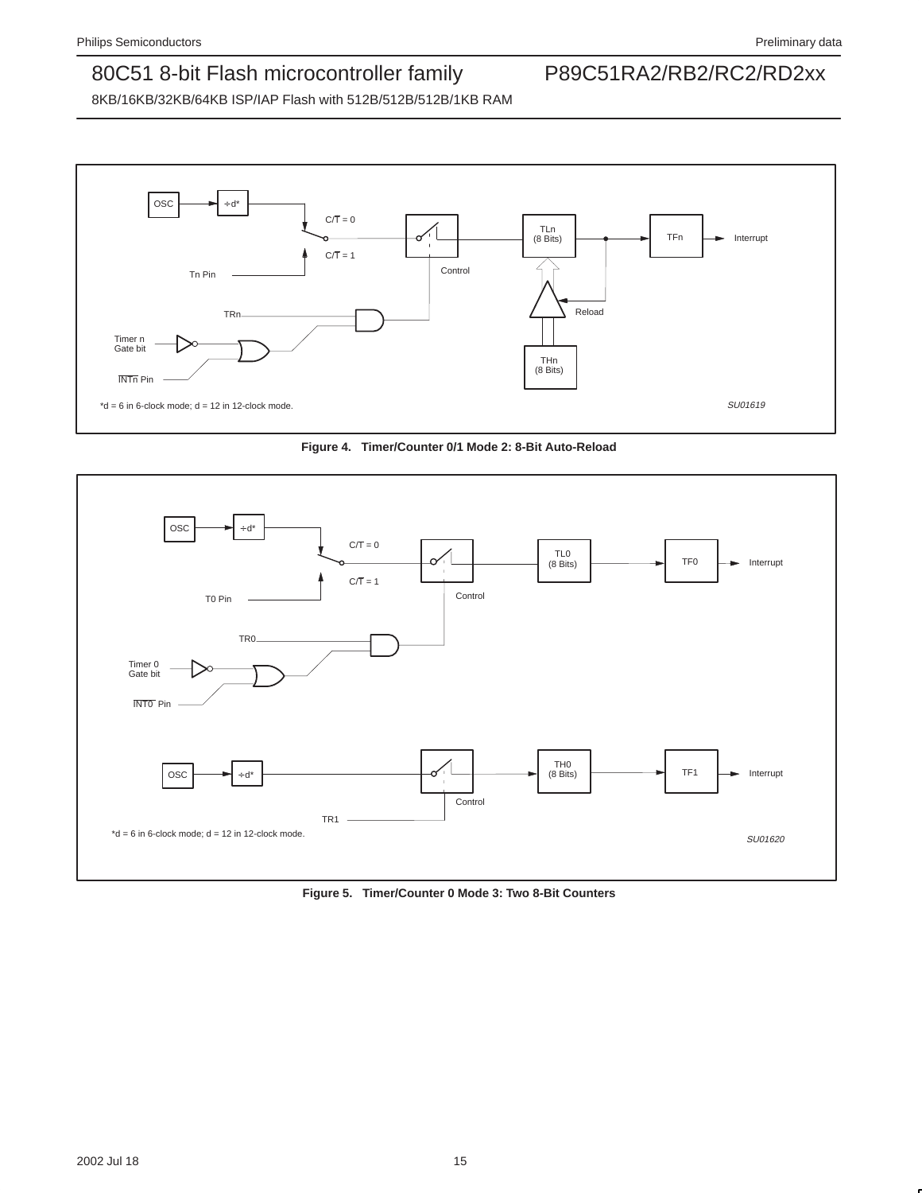OSC → ÷d* → C/T = 0 / C/T = 1 → Control → TLn (8 Bits) → TFn → Interrupt

Tn Pin

TRn

Timer n Gate bit

INTn Pin

Reload

THn (8 Bits)

*d = 6 in 6-clock mode; d = 12 in 12-clock mode.

SU01619

**Figure 4. Timer/Counter 0/1 Mode 2: 8-Bit Auto-Reload**

OSC → ÷d* → C/T = 0 / C/T = 1 → Control → TL0 (8 Bits) → TF0 → Interrupt

T0 Pin

TR0

Timer 0 Gate bit

INT0 Pin

OSC → ÷d* → Control → TH0 (8 Bits) → TF1 → Interrupt

TR1

*d = 6 in 6-clock mode; d = 12 in 12-clock mode.

SU01620

**Figure 5. Timer/Counter 0 Mode 3: Two 8-Bit Counters**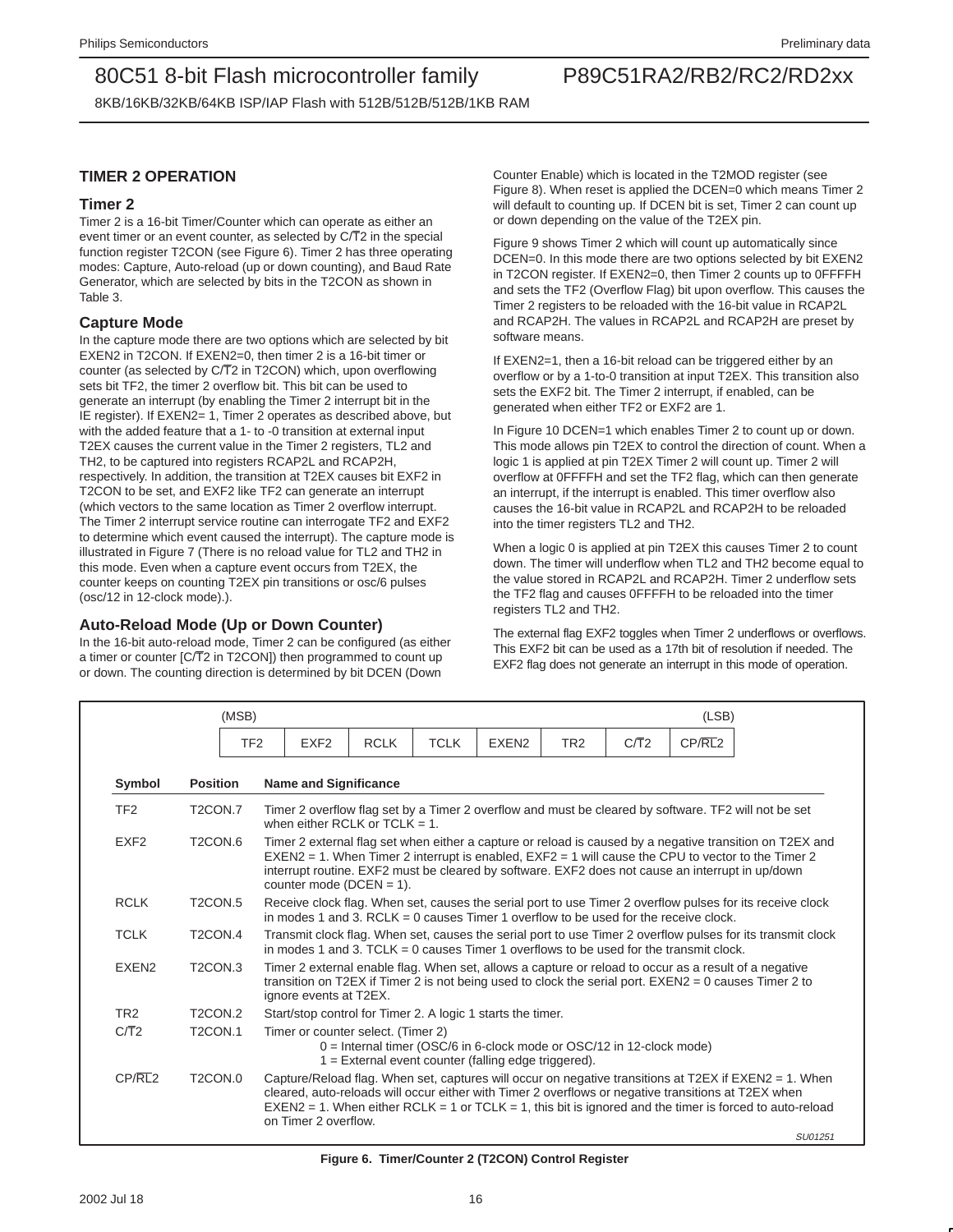## TIMER 2 OPERATION

### Timer 2

Timer 2 is a 16-bit Timer/Counter which can operate as either an event timer or an event counter, as selected by C/T̄2 in the special function register T2CON (see Figure 6). Timer 2 has three operating modes: Capture, Auto-reload (up or down counting), and Baud Rate Generator, which are selected by bits in the T2CON as shown in Table 3.

### Capture Mode

In the capture mode there are two options which are selected by bit EXEN2 in T2CON. If EXEN2=0, then timer 2 is a 16-bit timer or counter (as selected by C/T̄2 in T2CON) which, upon overflowing sets bit TF2, the timer 2 overflow bit. This bit can be used to generate an interrupt (by enabling the Timer 2 interrupt bit in the IE register). If EXEN2= 1, Timer 2 operates as described above, but with the added feature that a 1- to -0 transition at external input T2EX causes the current value in the Timer 2 registers, TL2 and TH2, to be captured into registers RCAP2L and RCAP2H, respectively. In addition, the transition at T2EX causes bit EXF2 in T2CON to be set, and EXF2 like TF2 can generate an interrupt (which vectors to the same location as Timer 2 overflow interrupt. The Timer 2 interrupt service routine can interrogate TF2 and EXF2 to determine which event caused the interrupt). The capture mode is illustrated in Figure 7 (There is no reload value for TL2 and TH2 in this mode. Even when a capture event occurs from T2EX, the counter keeps on counting T2EX pin transitions or osc/6 pulses (osc/12 in 12-clock mode).).

### Auto-Reload Mode (Up or Down Counter)

In the 16-bit auto-reload mode, Timer 2 can be configured (as either a timer or counter [C/T̄2 in T2CON]) then programmed to count up or down. The counting direction is determined by bit DCEN (Down Counter Enable) which is located in the T2MOD register (see Figure 8). When reset is applied the DCEN=0 which means Timer 2 will default to counting up. If DCEN bit is set, Timer 2 can count up or down depending on the value of the T2EX pin.

Figure 9 shows Timer 2 which will count up automatically since DCEN=0. In this mode there are two options selected by bit EXEN2 in T2CON register. If EXEN2=0, then Timer 2 counts up to 0FFFFH and sets the TF2 (Overflow Flag) bit upon overflow. This causes the Timer 2 registers to be reloaded with the 16-bit value in RCAP2L and RCAP2H. The values in RCAP2L and RCAP2H are preset by software means.

If EXEN2=1, then a 16-bit reload can be triggered either by an overflow or by a 1-to-0 transition at input T2EX. This transition also sets the EXF2 bit. The Timer 2 interrupt, if enabled, can be generated when either TF2 or EXF2 are 1.

In Figure 10 DCEN=1 which enables Timer 2 to count up or down. This mode allows pin T2EX to control the direction of count. When a logic 1 is applied at pin T2EX Timer 2 will count up. Timer 2 will overflow at 0FFFFH and set the TF2 flag, which can then generate an interrupt, if the interrupt is enabled. This timer overflow also causes the 16-bit value in RCAP2L and RCAP2H to be reloaded into the timer registers TL2 and TH2.

When a logic 0 is applied at pin T2EX this causes Timer 2 to count down. The timer will underflow when TL2 and TH2 become equal to the value stored in RCAP2L and RCAP2H. Timer 2 underflow sets the TF2 flag and causes 0FFFFH to be reloaded into the timer registers TL2 and TH2.

The external flag EXF2 toggles when Timer 2 underflows or overflows. This EXF2 bit can be used as a 17th bit of resolution if needed. The EXF2 flag does not generate an interrupt in this mode of operation.

| (MSB) | | | | | | | (LSB) |
|---|---|---|---|---|---|---|---|
| TF2 | EXF2 | RCLK | TCLK | EXEN2 | TR2 | C/T̄2 | CP/RL̄2 |

| Symbol | Position | Name and Significance |
|---|---|---|
| TF2 | T2CON.7 | Timer 2 overflow flag set by a Timer 2 overflow and must be cleared by software. TF2 will not be set when either RCLK or TCLK = 1. |
| EXF2 | T2CON.6 | Timer 2 external flag set when either a capture or reload is caused by a negative transition on T2EX and EXEN2 = 1. When Timer 2 interrupt is enabled, EXF2 = 1 will cause the CPU to vector to the Timer 2 interrupt routine. EXF2 must be cleared by software. EXF2 does not cause an interrupt in up/down counter mode (DCEN = 1). |
| RCLK | T2CON.5 | Receive clock flag. When set, causes the serial port to use Timer 2 overflow pulses for its receive clock in modes 1 and 3. RCLK = 0 causes Timer 1 overflow to be used for the receive clock. |
| TCLK | T2CON.4 | Transmit clock flag. When set, causes the serial port to use Timer 2 overflow pulses for its transmit clock in modes 1 and 3. TCLK = 0 causes Timer 1 overflows to be used for the transmit clock. |
| EXEN2 | T2CON.3 | Timer 2 external enable flag. When set, allows a capture or reload to occur as a result of a negative transition on T2EX if Timer 2 is not being used to clock the serial port. EXEN2 = 0 causes Timer 2 to ignore events at T2EX. |
| TR2 | T2CON.2 | Start/stop control for Timer 2. A logic 1 starts the timer. |
| C/T̄2 | T2CON.1 | Timer or counter select. (Timer 2)<br>0 = Internal timer (OSC/6 in 6-clock mode or OSC/12 in 12-clock mode)<br>1 = External event counter (falling edge triggered). |
| CP/RL̄2 | T2CON.0 | Capture/Reload flag. When set, captures will occur on negative transitions at T2EX if EXEN2 = 1. When cleared, auto-reloads will occur either with Timer 2 overflows or negative transitions at T2EX when EXEN2 = 1. When either RCLK = 1 or TCLK = 1, this bit is ignored and the timer is forced to auto-reload on Timer 2 overflow. |

SU01251

**Figure 6. Timer/Counter 2 (T2CON) Control Register**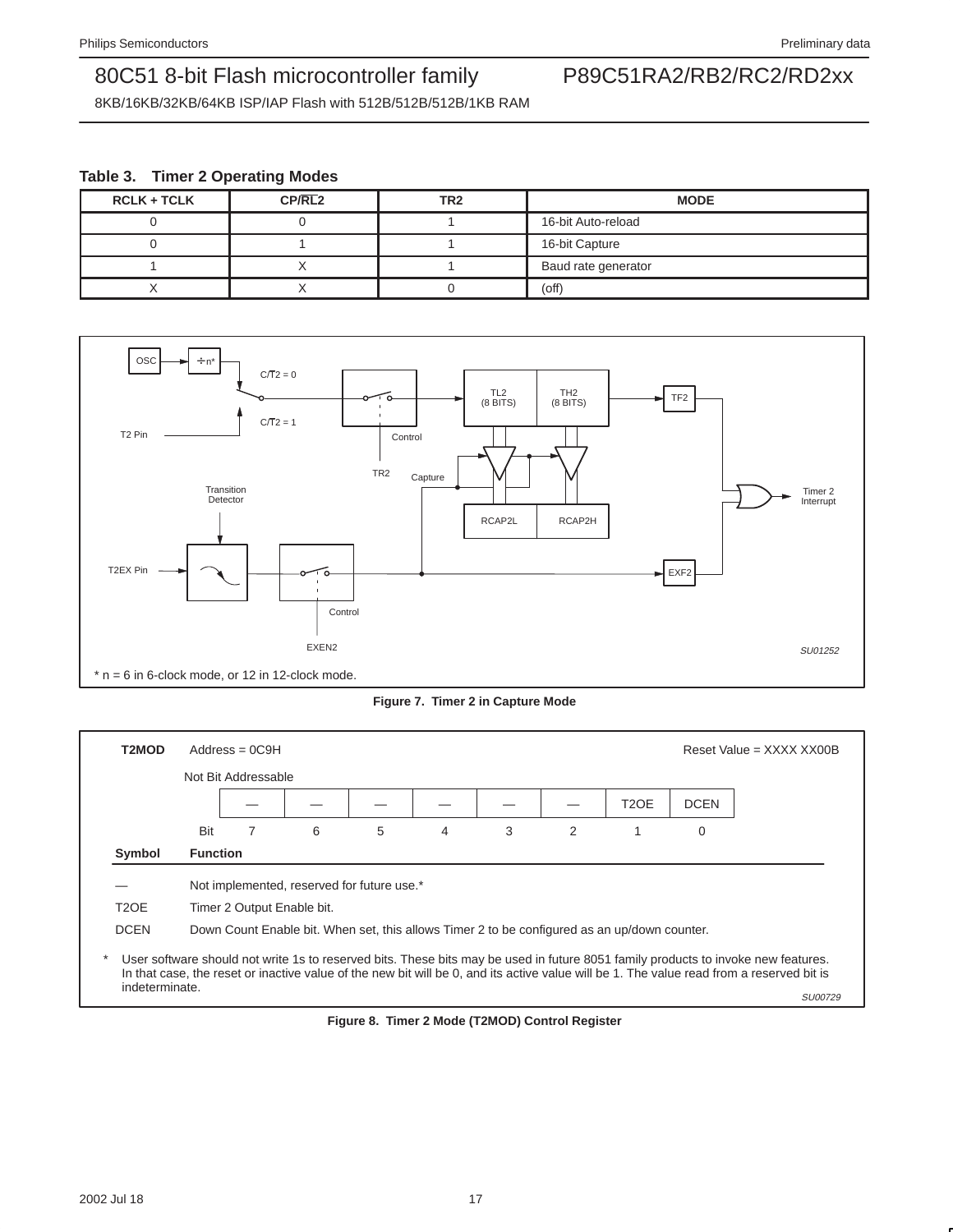**Table 3. Timer 2 Operating Modes**

| RCLK + TCLK | CP/$\overline{RL2}$ | TR2 | MODE |
|---|---|---|---|
| 0 | 0 | 1 | 16-bit Auto-reload |
| 0 | 1 | 1 | 16-bit Capture |
| 1 | X | 1 | Baud rate generator |
| X | X | 0 | (off) |

* n = 6 in 6-clock mode, or 12 in 12-clock mode.

**Figure 7. Timer 2 in Capture Mode**

**T2MOD** Address = 0C9H Reset Value = XXXX XX00B

Not Bit Addressable

| Bit | 7 | 6 | 5 | 4 | 3 | 2 | 1 | 0 |
|---|---|---|---|---|---|---|---|---|
| | — | — | — | — | — | — | T2OE | DCEN |

| Symbol | Function |
|---|---|
| — | Not implemented, reserved for future use.* |
| T2OE | Timer 2 Output Enable bit. |
| DCEN | Down Count Enable bit. When set, this allows Timer 2 to be configured as an up/down counter. |

* User software should not write 1s to reserved bits. These bits may be used in future 8051 family products to invoke new features. In that case, the reset or inactive value of the new bit will be 0, and its active value will be 1. The value read from a reserved bit is indeterminate.

SU00729

**Figure 8. Timer 2 Mode (T2MOD) Control Register**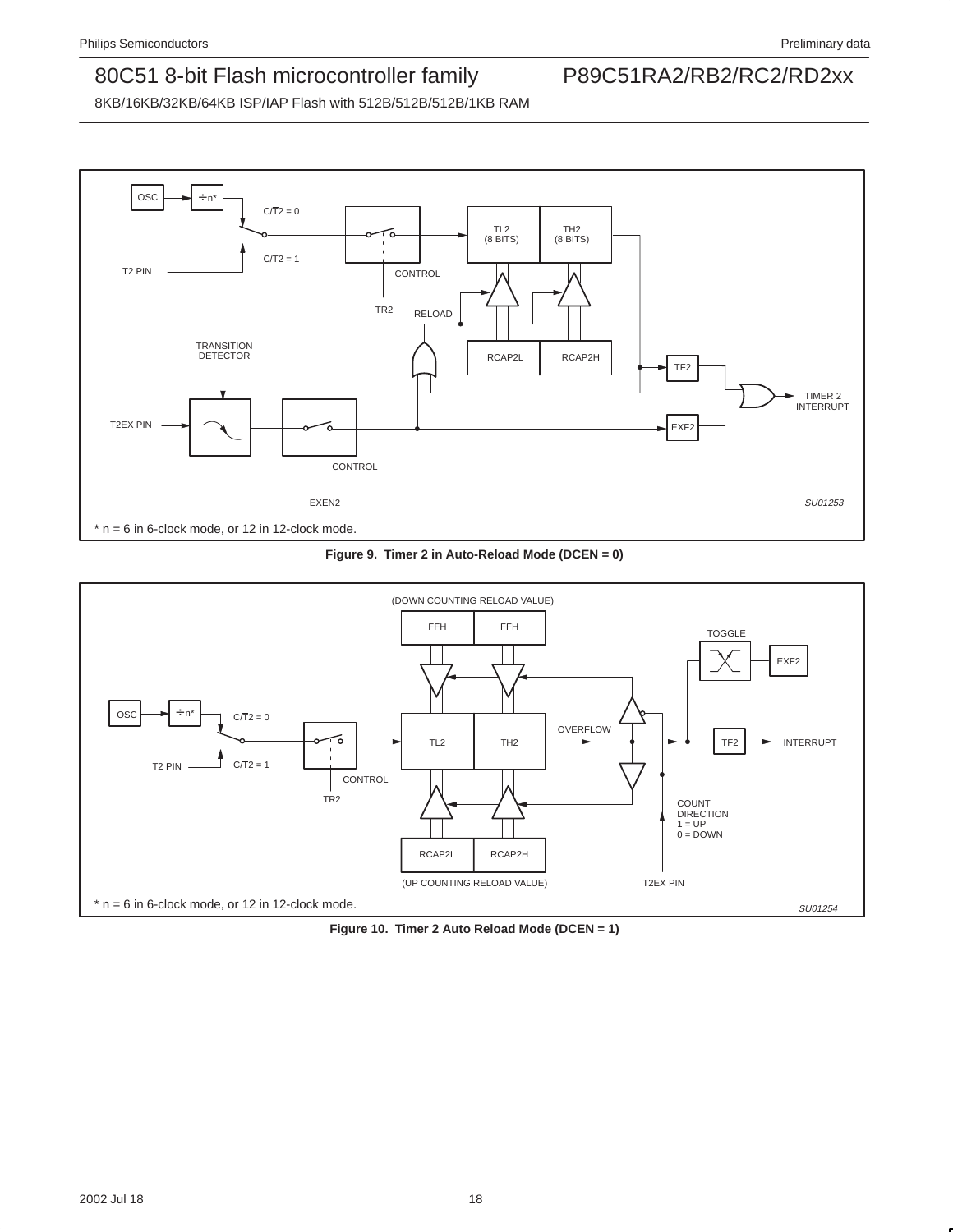* n = 6 in 6-clock mode, or 12 in 12-clock mode.

**Figure 9. Timer 2 in Auto-Reload Mode (DCEN = 0)**

* n = 6 in 6-clock mode, or 12 in 12-clock mode.

**Figure 10. Timer 2 Auto Reload Mode (DCEN = 1)**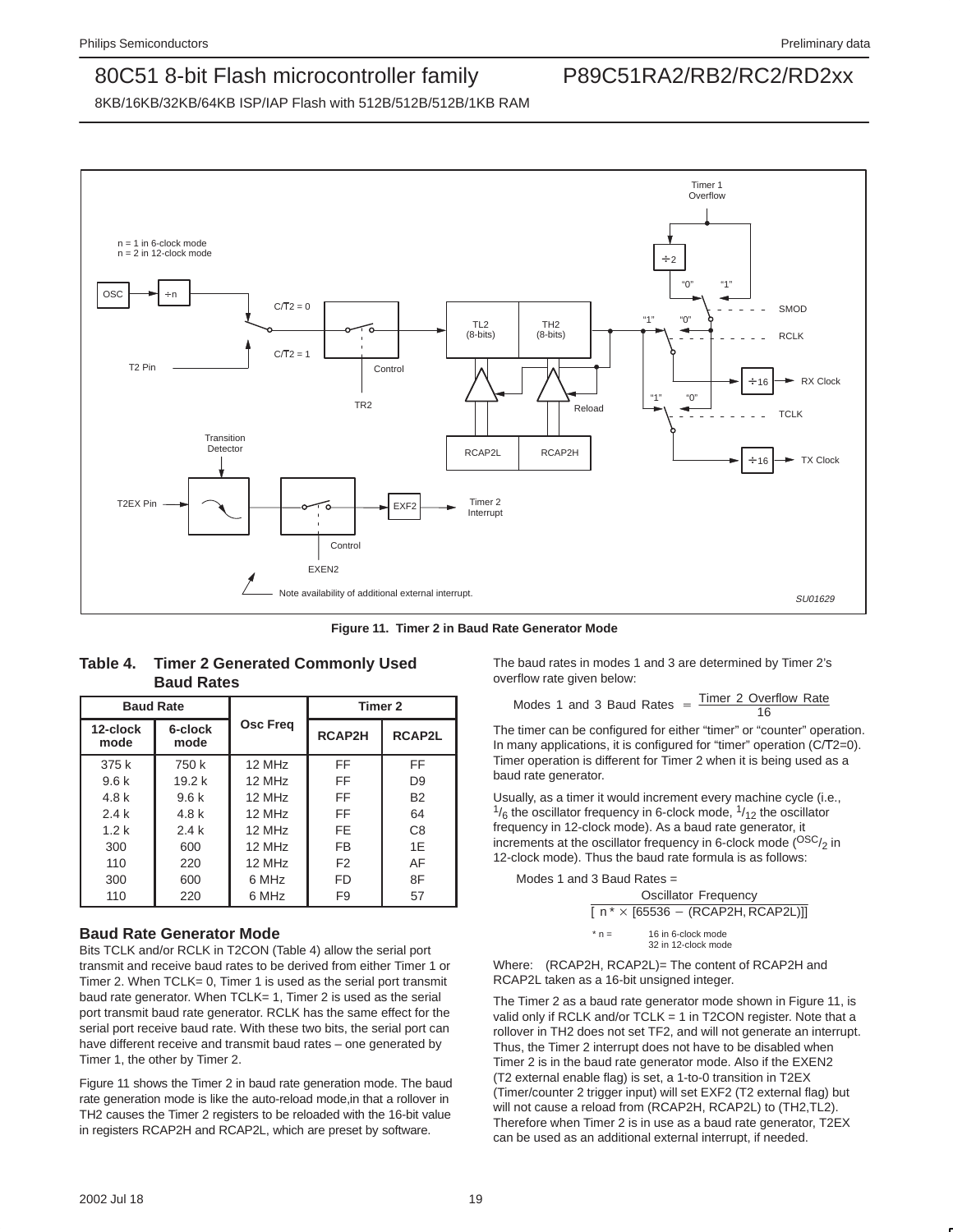Figure 11. Timer 2 in Baud Rate Generator Mode

### Table 4. Timer 2 Generated Commonly Used Baud Rates

| Baud Rate | | Osc Freq | Timer 2 | |
|---|---|---|---|---|
| 12-clock mode | 6-clock mode | | RCAP2H | RCAP2L |
| 375 k | 750 k | 12 MHz | FF | FF |
| 9.6 k | 19.2 k | 12 MHz | FF | D9 |
| 4.8 k | 9.6 k | 12 MHz | FF | B2 |
| 2.4 k | 4.8 k | 12 MHz | FF | 64 |
| 1.2 k | 2.4 k | 12 MHz | FE | C8 |
| 300 | 600 | 12 MHz | FB | 1E |
| 110 | 220 | 12 MHz | F2 | AF |
| 300 | 600 | 6 MHz | FD | 8F |
| 110 | 220 | 6 MHz | F9 | 57 |

## Baud Rate Generator Mode

Bits TCLK and/or RCLK in T2CON (Table 4) allow the serial port transmit and receive baud rates to be derived from either Timer 1 or Timer 2. When TCLK= 0, Timer 1 is used as the serial port transmit baud rate generator. When TCLK= 1, Timer 2 is used as the serial port transmit baud rate generator. RCLK has the same effect for the serial port receive baud rate. With these two bits, the serial port can have different receive and transmit baud rates – one generated by Timer 1, the other by Timer 2.

Figure 11 shows the Timer 2 in baud rate generation mode. The baud rate generation mode is like the auto-reload mode,in that a rollover in TH2 causes the Timer 2 registers to be reloaded with the 16-bit value in registers RCAP2H and RCAP2L, which are preset by software.

The baud rates in modes 1 and 3 are determined by Timer 2's overflow rate given below:

$$\text{Modes 1 and 3 Baud Rates} = \frac{\text{Timer 2 Overflow Rate}}{16}$$

The timer can be configured for either "timer" or "counter" operation. In many applications, it is configured for "timer" operation (C/$\overline{T}$2=0). Timer operation is different for Timer 2 when it is being used as a baud rate generator.

Usually, as a timer it would increment every machine cycle (i.e., $^1/_6$ the oscillator frequency in 6-clock mode, $^1/_{12}$ the oscillator frequency in 12-clock mode). As a baud rate generator, it increments at the oscillator frequency in 6-clock mode ($^{OSC}/_2$ in 12-clock mode). Thus the baud rate formula is as follows:

Modes 1 and 3 Baud Rates =

$$\frac{\text{Oscillator Frequency}}{[\, n^* \times [65536 - (\text{RCAP2H, RCAP2L})]]}$$

\* n = 16 in 6-clock mode
32 in 12-clock mode

Where: (RCAP2H, RCAP2L)= The content of RCAP2H and RCAP2L taken as a 16-bit unsigned integer.

The Timer 2 as a baud rate generator mode shown in Figure 11, is valid only if RCLK and/or TCLK = 1 in T2CON register. Note that a rollover in TH2 does not set TF2, and will not generate an interrupt. Thus, the Timer 2 interrupt does not have to be disabled when Timer 2 is in the baud rate generator mode. Also if the EXEN2 (T2 external enable flag) is set, a 1-to-0 transition in T2EX (Timer/counter 2 trigger input) will set EXF2 (T2 external flag) but will not cause a reload from (RCAP2H, RCAP2L) to (TH2,TL2). Therefore when Timer 2 is in use as a baud rate generator, T2EX can be used as an additional external interrupt, if needed.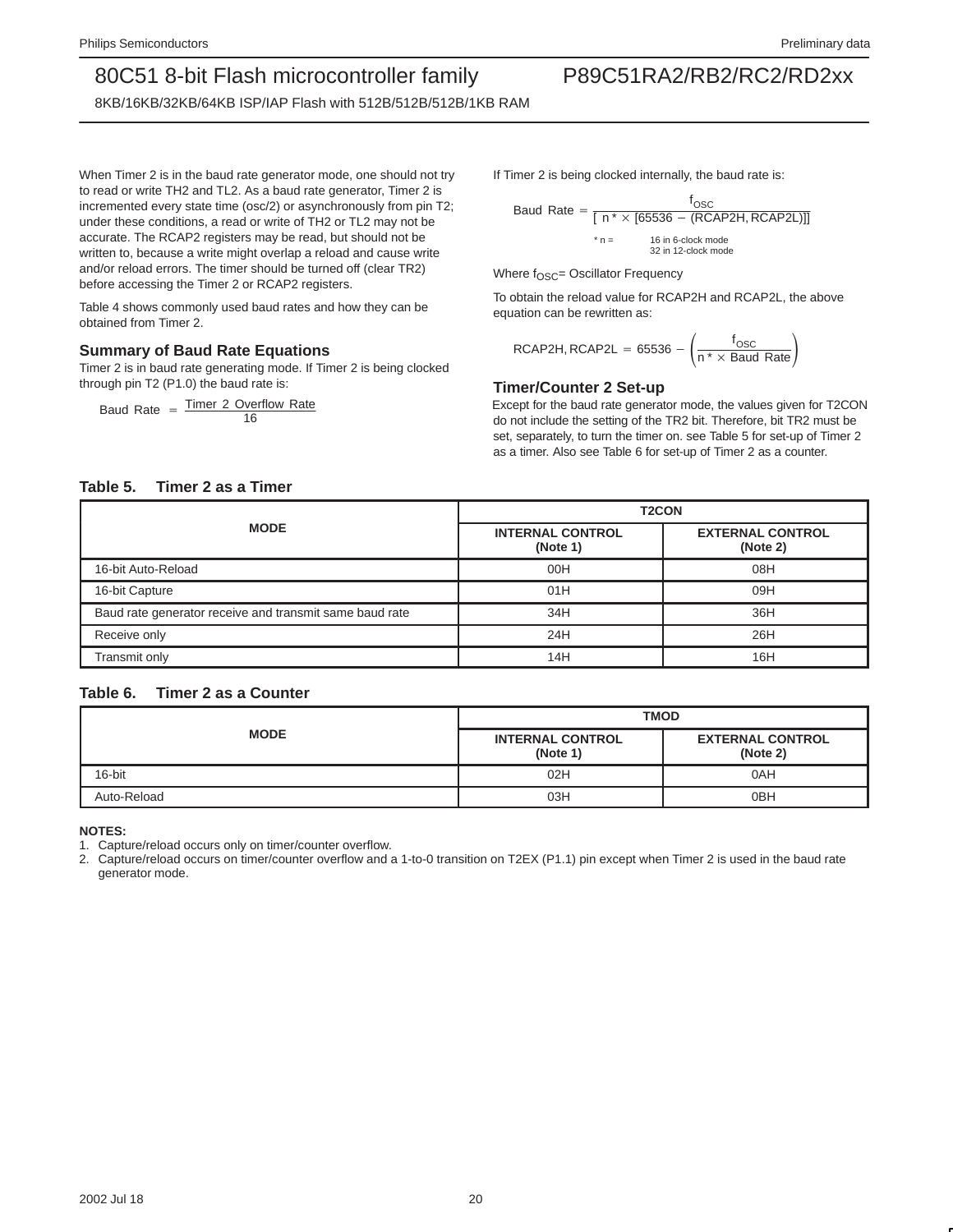When Timer 2 is in the baud rate generator mode, one should not try to read or write TH2 and TL2. As a baud rate generator, Timer 2 is incremented every state time (osc/2) or asynchronously from pin T2; under these conditions, a read or write of TH2 or TL2 may not be accurate. The RCAP2 registers may be read, but should not be written to, because a write might overlap a reload and cause write and/or reload errors. The timer should be turned off (clear TR2) before accessing the Timer 2 or RCAP2 registers.

Table 4 shows commonly used baud rates and how they can be obtained from Timer 2.

### Summary of Baud Rate Equations

Timer 2 is in baud rate generating mode. If Timer 2 is being clocked through pin T2 (P1.0) the baud rate is:

$$\text{Baud Rate} = \frac{\text{Timer 2 Overflow Rate}}{16}$$

If Timer 2 is being clocked internally, the baud rate is:

$$\text{Baud Rate} = \frac{f_{OSC}}{[\, n^* \times [65536 - (\text{RCAP2H}, \text{RCAP2L})]]}$$

* n = 16 in 6-clock mode
32 in 12-clock mode

Where $f_{OSC}$= Oscillator Frequency

To obtain the reload value for RCAP2H and RCAP2L, the above equation can be rewritten as:

$$\text{RCAP2H}, \text{RCAP2L} = 65536 - \left(\frac{f_{OSC}}{n^* \times \text{Baud Rate}}\right)$$

### Timer/Counter 2 Set-up

Except for the baud rate generator mode, the values given for T2CON do not include the setting of the TR2 bit. Therefore, bit TR2 must be set, separately, to turn the timer on. see Table 5 for set-up of Timer 2 as a timer. Also see Table 6 for set-up of Timer 2 as a counter.

**Table 5. Timer 2 as a Timer**

| MODE | T2CON | |
|---|---|---|
| | INTERNAL CONTROL (Note 1) | EXTERNAL CONTROL (Note 2) |
| 16-bit Auto-Reload | 00H | 08H |
| 16-bit Capture | 01H | 09H |
| Baud rate generator receive and transmit same baud rate | 34H | 36H |
| Receive only | 24H | 26H |
| Transmit only | 14H | 16H |

**Table 6. Timer 2 as a Counter**

| MODE | TMOD | |
|---|---|---|
| | INTERNAL CONTROL (Note 1) | EXTERNAL CONTROL (Note 2) |
| 16-bit | 02H | 0AH |
| Auto-Reload | 03H | 0BH |

**NOTES:**

1. Capture/reload occurs only on timer/counter overflow.
2. Capture/reload occurs on timer/counter overflow and a 1-to-0 transition on T2EX (P1.1) pin except when Timer 2 is used in the baud rate generator mode.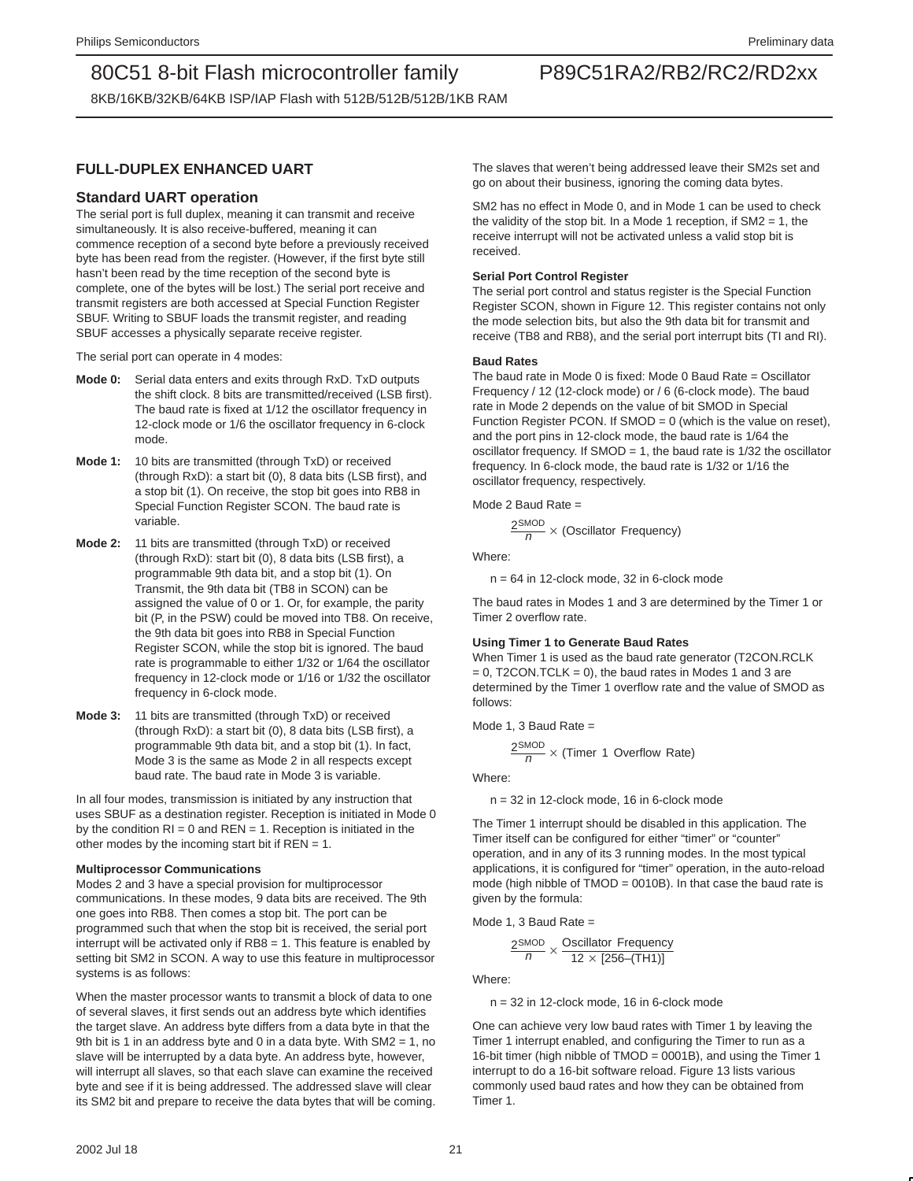## FULL-DUPLEX ENHANCED UART

### Standard UART operation

The serial port is full duplex, meaning it can transmit and receive simultaneously. It is also receive-buffered, meaning it can commence reception of a second byte before a previously received byte has been read from the register. (However, if the first byte still hasn't been read by the time reception of the second byte is complete, one of the bytes will be lost.) The serial port receive and transmit registers are both accessed at Special Function Register SBUF. Writing to SBUF loads the transmit register, and reading SBUF accesses a physically separate receive register.

The serial port can operate in 4 modes:

**Mode 0:** Serial data enters and exits through RxD. TxD outputs the shift clock. 8 bits are transmitted/received (LSB first). The baud rate is fixed at 1/12 the oscillator frequency in 12-clock mode or 1/6 the oscillator frequency in 6-clock mode.

**Mode 1:** 10 bits are transmitted (through TxD) or received (through RxD): a start bit (0), 8 data bits (LSB first), and a stop bit (1). On receive, the stop bit goes into RB8 in Special Function Register SCON. The baud rate is variable.

**Mode 2:** 11 bits are transmitted (through TxD) or received (through RxD): start bit (0), 8 data bits (LSB first), a programmable 9th data bit, and a stop bit (1). On Transmit, the 9th data bit (TB8 in SCON) can be assigned the value of 0 or 1. Or, for example, the parity bit (P, in the PSW) could be moved into TB8. On receive, the 9th data bit goes into RB8 in Special Function Register SCON, while the stop bit is ignored. The baud rate is programmable to either 1/32 or 1/64 the oscillator frequency in 12-clock mode or 1/16 or 1/32 the oscillator frequency in 6-clock mode.

**Mode 3:** 11 bits are transmitted (through TxD) or received (through RxD): a start bit (0), 8 data bits (LSB first), a programmable 9th data bit, and a stop bit (1). In fact, Mode 3 is the same as Mode 2 in all respects except baud rate. The baud rate in Mode 3 is variable.

In all four modes, transmission is initiated by any instruction that uses SBUF as a destination register. Reception is initiated in Mode 0 by the condition RI = 0 and REN = 1. Reception is initiated in the other modes by the incoming start bit if REN = 1.

#### Multiprocessor Communications

Modes 2 and 3 have a special provision for multiprocessor communications. In these modes, 9 data bits are received. The 9th one goes into RB8. Then comes a stop bit. The port can be programmed such that when the stop bit is received, the serial port interrupt will be activated only if RB8 = 1. This feature is enabled by setting bit SM2 in SCON. A way to use this feature in multiprocessor systems is as follows:

When the master processor wants to transmit a block of data to one of several slaves, it first sends out an address byte which identifies the target slave. An address byte differs from a data byte in that the 9th bit is 1 in an address byte and 0 in a data byte. With SM2 = 1, no slave will be interrupted by a data byte. An address byte, however, will interrupt all slaves, so that each slave can examine the received byte and see if it is being addressed. The addressed slave will clear its SM2 bit and prepare to receive the data bytes that will be coming. The slaves that weren't being addressed leave their SM2s set and go on about their business, ignoring the coming data bytes.

SM2 has no effect in Mode 0, and in Mode 1 can be used to check the validity of the stop bit. In a Mode 1 reception, if SM2 = 1, the receive interrupt will not be activated unless a valid stop bit is received.

#### Serial Port Control Register

The serial port control and status register is the Special Function Register SCON, shown in Figure 12. This register contains not only the mode selection bits, but also the 9th data bit for transmit and receive (TB8 and RB8), and the serial port interrupt bits (TI and RI).

#### Baud Rates

The baud rate in Mode 0 is fixed: Mode 0 Baud Rate = Oscillator Frequency / 12 (12-clock mode) or / 6 (6-clock mode). The baud rate in Mode 2 depends on the value of bit SMOD in Special Function Register PCON. If SMOD = 0 (which is the value on reset), and the port pins in 12-clock mode, the baud rate is 1/64 the oscillator frequency. If SMOD = 1, the baud rate is 1/32 the oscillator frequency. In 6-clock mode, the baud rate is 1/32 or 1/16 the oscillator frequency, respectively.

Mode 2 Baud Rate =

$$\frac{2^{SMOD}}{n} \times (\text{Oscillator Frequency})$$

Where:

n = 64 in 12-clock mode, 32 in 6-clock mode

The baud rates in Modes 1 and 3 are determined by the Timer 1 or Timer 2 overflow rate.

#### Using Timer 1 to Generate Baud Rates

When Timer 1 is used as the baud rate generator (T2CON.RCLK = 0, T2CON.TCLK = 0), the baud rates in Modes 1 and 3 are determined by the Timer 1 overflow rate and the value of SMOD as follows:

Mode 1, 3 Baud Rate =

$$\frac{2^{SMOD}}{n} \times (\text{Timer 1 Overflow Rate})$$

Where:

n = 32 in 12-clock mode, 16 in 6-clock mode

The Timer 1 interrupt should be disabled in this application. The Timer itself can be configured for either "timer" or "counter" operation, and in any of its 3 running modes. In the most typical applications, it is configured for "timer" operation, in the auto-reload mode (high nibble of TMOD = 0010B). In that case the baud rate is given by the formula:

Mode 1, 3 Baud Rate =

$$\frac{2^{SMOD}}{n} \times \frac{\text{Oscillator Frequency}}{12 \times [256-(TH1)]}$$

Where:

n = 32 in 12-clock mode, 16 in 6-clock mode

One can achieve very low baud rates with Timer 1 by leaving the Timer 1 interrupt enabled, and configuring the Timer to run as a 16-bit timer (high nibble of TMOD = 0001B), and using the Timer 1 interrupt to do a 16-bit software reload. Figure 13 lists various commonly used baud rates and how they can be obtained from Timer 1.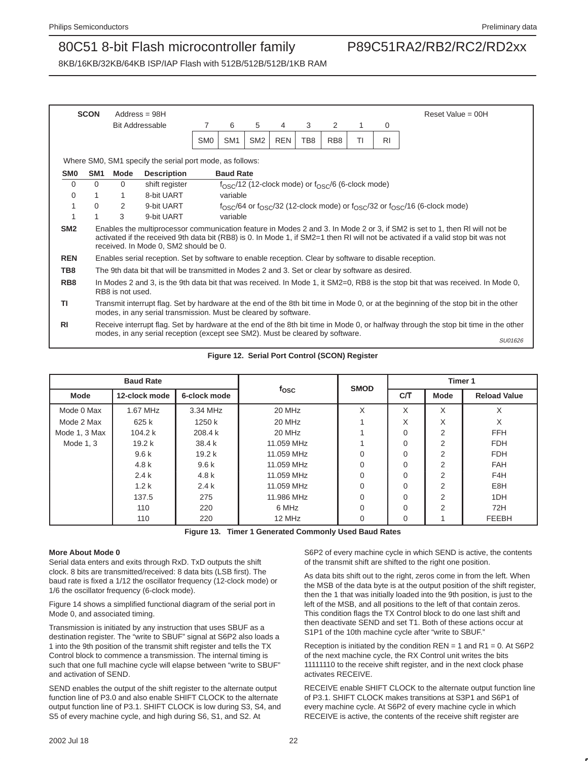| SCON | Address = 98H | | | | | | | | Reset Value = 00H |
|---|---|---|---|---|---|---|---|---|---|
| | Bit Addressable | 7 | 6 | 5 | 4 | 3 | 2 | 1 | 0 |
| | | SM0 | SM1 | SM2 | REN | TB8 | RB8 | TI | RI |

Where SM0, SM1 specify the serial port mode, as follows:

| SM0 | SM1 | Mode | Description | Baud Rate |
|---|---|---|---|---|
| 0 | 0 | 0 | shift register | $f_{OSC}/12$ (12-clock mode) or $f_{OSC}/6$ (6-clock mode) |
| 0 | 1 | 1 | 8-bit UART | variable |
| 1 | 0 | 2 | 9-bit UART | $f_{OSC}/64$ or $f_{OSC}/32$ (12-clock mode) or $f_{OSC}/32$ or $f_{OSC}/16$ (6-clock mode) |
| 1 | 1 | 3 | 9-bit UART | variable |

**SM2** Enables the multiprocessor communication feature in Modes 2 and 3. In Mode 2 or 3, if SM2 is set to 1, then RI will not be activated if the received 9th data bit (RB8) is 0. In Mode 1, if SM2=1 then RI will not be activated if a valid stop bit was not received. In Mode 0, SM2 should be 0.

**REN** Enables serial reception. Set by software to enable reception. Clear by software to disable reception.

**TB8** The 9th data bit that will be transmitted in Modes 2 and 3. Set or clear by software as desired.

**RB8** In Modes 2 and 3, is the 9th data bit that was received. In Mode 1, it SM2=0, RB8 is the stop bit that was received. In Mode 0, RB8 is not used.

**TI** Transmit interrupt flag. Set by hardware at the end of the 8th bit time in Mode 0, or at the beginning of the stop bit in the other modes, in any serial transmission. Must be cleared by software.

**RI** Receive interrupt flag. Set by hardware at the end of the 8th bit time in Mode 0, or halfway through the stop bit time in the other modes, in any serial reception (except see SM2). Must be cleared by software.

SU01626

**Figure 12. Serial Port Control (SCON) Register**

| Baud Rate | | | $f_{OSC}$ | SMOD | Timer 1 | | |
|---|---|---|---|---|---|---|---|
| Mode | 12-clock mode | 6-clock mode | | | C/T | Mode | Reload Value |
| Mode 0 Max | 1.67 MHz | 3.34 MHz | 20 MHz | X | X | X | X |
| Mode 2 Max | 625 k | 1250 k | 20 MHz | 1 | X | X | X |
| Mode 1, 3 Max | 104.2 k | 208.4 k | 20 MHz | 1 | 0 | 2 | FFH |
| Mode 1, 3 | 19.2 k | 38.4 k | 11.059 MHz | 1 | 0 | 2 | FDH |
| | 9.6 k | 19.2 k | 11.059 MHz | 0 | 0 | 2 | FDH |
| | 4.8 k | 9.6 k | 11.059 MHz | 0 | 0 | 2 | FAH |
| | 2.4 k | 4.8 k | 11.059 MHz | 0 | 0 | 2 | F4H |
| | 1.2 k | 2.4 k | 11.059 MHz | 0 | 0 | 2 | E8H |
| | 137.5 | 275 | 11.986 MHz | 0 | 0 | 2 | 1DH |
| | 110 | 220 | 6 MHz | 0 | 0 | 2 | 72H |
| | 110 | 220 | 12 MHz | 0 | 0 | 1 | FEEBH |

**Figure 13. Timer 1 Generated Commonly Used Baud Rates**

**More About Mode 0**

Serial data enters and exits through RxD. TxD outputs the shift clock. 8 bits are transmitted/received: 8 data bits (LSB first). The baud rate is fixed a 1/12 the oscillator frequency (12-clock mode) or 1/6 the oscillator frequency (6-clock mode).

Figure 14 shows a simplified functional diagram of the serial port in Mode 0, and associated timing.

Transmission is initiated by any instruction that uses SBUF as a destination register. The "write to SBUF" signal at S6P2 also loads a 1 into the 9th position of the transmit shift register and tells the TX Control block to commence a transmission. The internal timing is such that one full machine cycle will elapse between "write to SBUF" and activation of SEND.

SEND enables the output of the shift register to the alternate output function line of P3.0 and also enable SHIFT CLOCK to the alternate output function line of P3.1. SHIFT CLOCK is low during S3, S4, and S5 of every machine cycle, and high during S6, S1, and S2. At S6P2 of every machine cycle in which SEND is active, the contents of the transmit shift are shifted to the right one position.

As data bits shift out to the right, zeros come in from the left. When the MSB of the data byte is at the output position of the shift register, then the 1 that was initially loaded into the 9th position, is just to the left of the MSB, and all positions to the left of that contain zeros. This condition flags the TX Control block to do one last shift and then deactivate SEND and set T1. Both of these actions occur at S1P1 of the 10th machine cycle after "write to SBUF."

Reception is initiated by the condition REN = 1 and R1 = 0. At S6P2 of the next machine cycle, the RX Control unit writes the bits 11111110 to the receive shift register, and in the next clock phase activates RECEIVE.

RECEIVE enable SHIFT CLOCK to the alternate output function line of P3.1. SHIFT CLOCK makes transitions at S3P1 and S6P1 of every machine cycle. At S6P2 of every machine cycle in which RECEIVE is active, the contents of the receive shift register are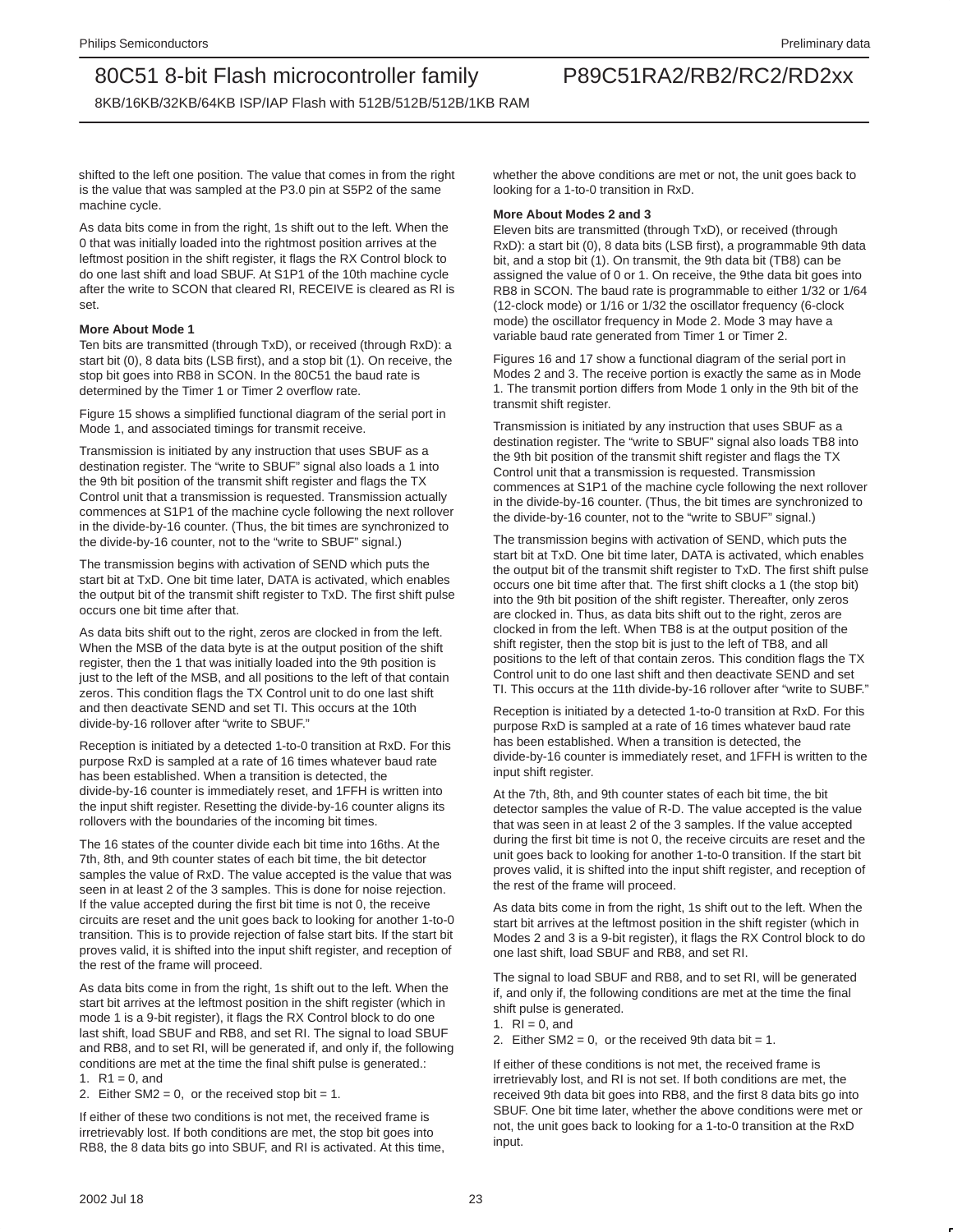shifted to the left one position. The value that comes in from the right is the value that was sampled at the P3.0 pin at S5P2 of the same machine cycle.

As data bits come in from the right, 1s shift out to the left. When the 0 that was initially loaded into the rightmost position arrives at the leftmost position in the shift register, it flags the RX Control block to do one last shift and load SBUF. At S1P1 of the 10th machine cycle after the write to SCON that cleared RI, RECEIVE is cleared as RI is set.

**More About Mode 1**

Ten bits are transmitted (through TxD), or received (through RxD): a start bit (0), 8 data bits (LSB first), and a stop bit (1). On receive, the stop bit goes into RB8 in SCON. In the 80C51 the baud rate is determined by the Timer 1 or Timer 2 overflow rate.

Figure 15 shows a simplified functional diagram of the serial port in Mode 1, and associated timings for transmit receive.

Transmission is initiated by any instruction that uses SBUF as a destination register. The “write to SBUF” signal also loads a 1 into the 9th bit position of the transmit shift register and flags the TX Control unit that a transmission is requested. Transmission actually commences at S1P1 of the machine cycle following the next rollover in the divide-by-16 counter. (Thus, the bit times are synchronized to the divide-by-16 counter, not to the “write to SBUF” signal.)

The transmission begins with activation of SEND which puts the start bit at TxD. One bit time later, DATA is activated, which enables the output bit of the transmit shift register to TxD. The first shift pulse occurs one bit time after that.

As data bits shift out to the right, zeros are clocked in from the left. When the MSB of the data byte is at the output position of the shift register, then the 1 that was initially loaded into the 9th position is just to the left of the MSB, and all positions to the left of that contain zeros. This condition flags the TX Control unit to do one last shift and then deactivate SEND and set TI. This occurs at the 10th divide-by-16 rollover after “write to SBUF.”

Reception is initiated by a detected 1-to-0 transition at RxD. For this purpose RxD is sampled at a rate of 16 times whatever baud rate has been established. When a transition is detected, the divide-by-16 counter is immediately reset, and 1FFH is written into the input shift register. Resetting the divide-by-16 counter aligns its rollovers with the boundaries of the incoming bit times.

The 16 states of the counter divide each bit time into 16ths. At the 7th, 8th, and 9th counter states of each bit time, the bit detector samples the value of RxD. The value accepted is the value that was seen in at least 2 of the 3 samples. This is done for noise rejection. If the value accepted during the first bit time is not 0, the receive circuits are reset and the unit goes back to looking for another 1-to-0 transition. This is to provide rejection of false start bits. If the start bit proves valid, it is shifted into the input shift register, and reception of the rest of the frame will proceed.

As data bits come in from the right, 1s shift out to the left. When the start bit arrives at the leftmost position in the shift register (which in mode 1 is a 9-bit register), it flags the RX Control block to do one last shift, load SBUF and RB8, and set RI. The signal to load SBUF and RB8, and to set RI, will be generated if, and only if, the following conditions are met at the time the final shift pulse is generated.:

1. R1 = 0, and
2. Either SM2 = 0, or the received stop bit = 1.

If either of these two conditions is not met, the received frame is irretrievably lost. If both conditions are met, the stop bit goes into RB8, the 8 data bits go into SBUF, and RI is activated. At this time, whether the above conditions are met or not, the unit goes back to looking for a 1-to-0 transition in RxD.

**More About Modes 2 and 3**

Eleven bits are transmitted (through TxD), or received (through RxD): a start bit (0), 8 data bits (LSB first), a programmable 9th data bit, and a stop bit (1). On transmit, the 9th data bit (TB8) can be assigned the value of 0 or 1. On receive, the 9the data bit goes into RB8 in SCON. The baud rate is programmable to either 1/32 or 1/64 (12-clock mode) or 1/16 or 1/32 the oscillator frequency (6-clock mode) the oscillator frequency in Mode 2. Mode 3 may have a variable baud rate generated from Timer 1 or Timer 2.

Figures 16 and 17 show a functional diagram of the serial port in Modes 2 and 3. The receive portion is exactly the same as in Mode 1. The transmit portion differs from Mode 1 only in the 9th bit of the transmit shift register.

Transmission is initiated by any instruction that uses SBUF as a destination register. The “write to SBUF” signal also loads TB8 into the 9th bit position of the transmit shift register and flags the TX Control unit that a transmission is requested. Transmission commences at S1P1 of the machine cycle following the next rollover in the divide-by-16 counter. (Thus, the bit times are synchronized to the divide-by-16 counter, not to the “write to SBUF” signal.)

The transmission begins with activation of SEND, which puts the start bit at TxD. One bit time later, DATA is activated, which enables the output bit of the transmit shift register to TxD. The first shift pulse occurs one bit time after that. The first shift clocks a 1 (the stop bit) into the 9th bit position of the shift register. Thereafter, only zeros are clocked in. Thus, as data bits shift out to the right, zeros are clocked in from the left. When TB8 is at the output position of the shift register, then the stop bit is just to the left of TB8, and all positions to the left of that contain zeros. This condition flags the TX Control unit to do one last shift and then deactivate SEND and set TI. This occurs at the 11th divide-by-16 rollover after “write to SUBF.”

Reception is initiated by a detected 1-to-0 transition at RxD. For this purpose RxD is sampled at a rate of 16 times whatever baud rate has been established. When a transition is detected, the divide-by-16 counter is immediately reset, and 1FFH is written to the input shift register.

At the 7th, 8th, and 9th counter states of each bit time, the bit detector samples the value of R-D. The value accepted is the value that was seen in at least 2 of the 3 samples. If the value accepted during the first bit time is not 0, the receive circuits are reset and the unit goes back to looking for another 1-to-0 transition. If the start bit proves valid, it is shifted into the input shift register, and reception of the rest of the frame will proceed.

As data bits come in from the right, 1s shift out to the left. When the start bit arrives at the leftmost position in the shift register (which in Modes 2 and 3 is a 9-bit register), it flags the RX Control block to do one last shift, load SBUF and RB8, and set RI.

The signal to load SBUF and RB8, and to set RI, will be generated if, and only if, the following conditions are met at the time the final shift pulse is generated.

1. RI = 0, and
2. Either SM2 = 0, or the received 9th data bit = 1.

If either of these conditions is not met, the received frame is irretrievably lost, and RI is not set. If both conditions are met, the received 9th data bit goes into RB8, and the first 8 data bits go into SBUF. One bit time later, whether the above conditions were met or not, the unit goes back to looking for a 1-to-0 transition at the RxD input.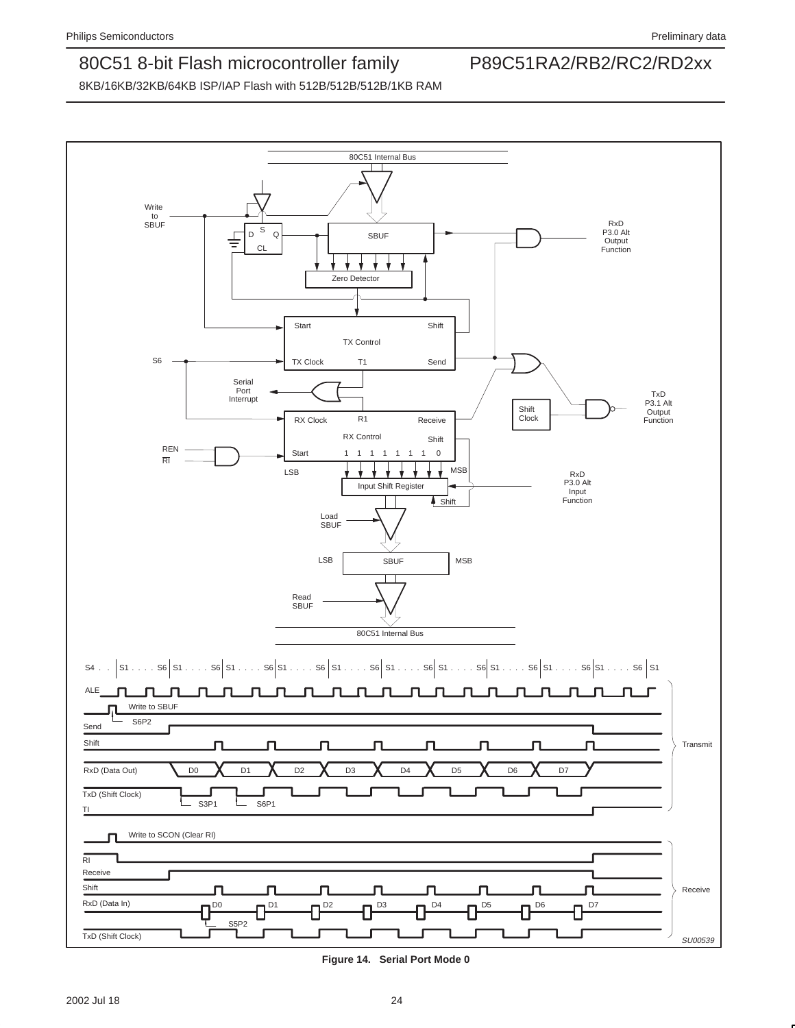**Figure 14. Serial Port Mode 0**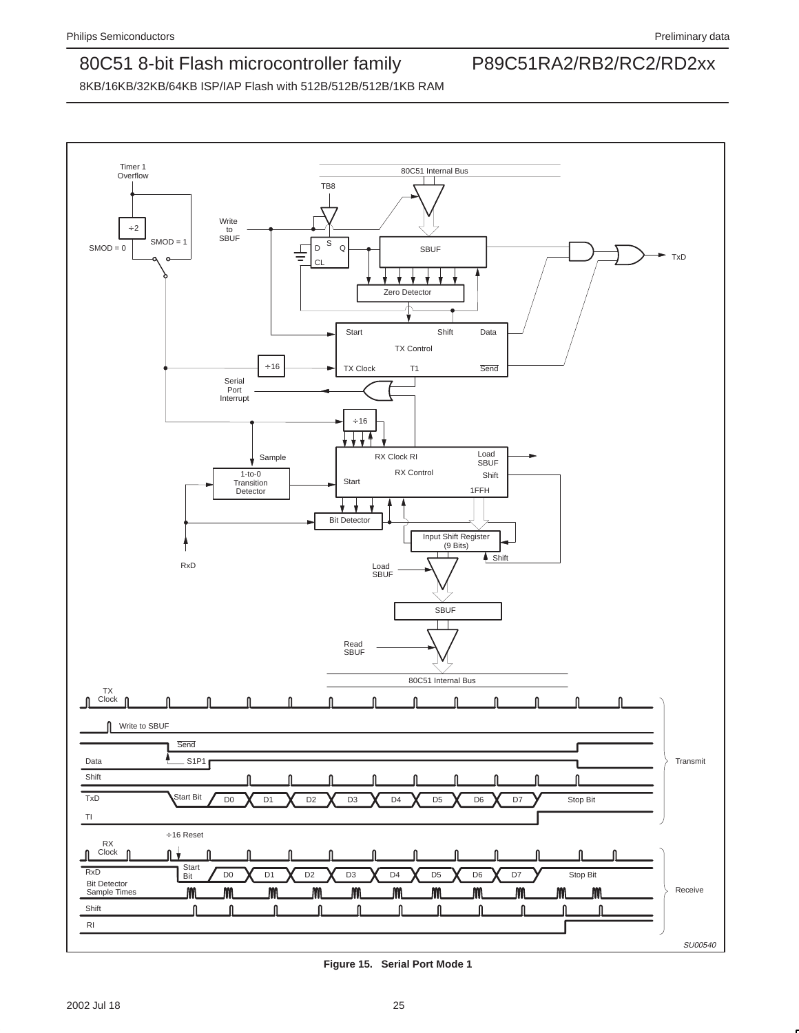**Figure 15. Serial Port Mode 1**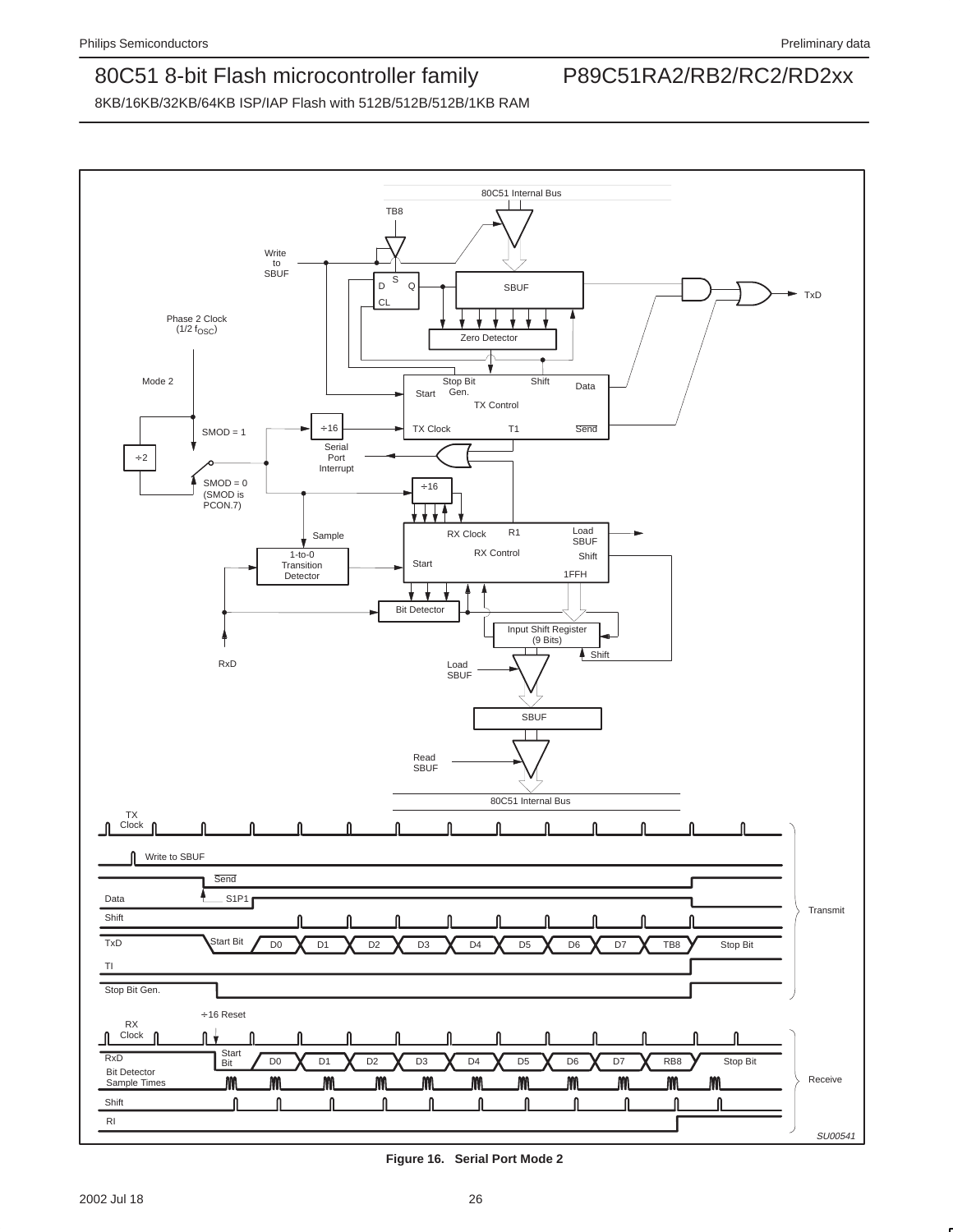Figure 16. Serial Port Mode 2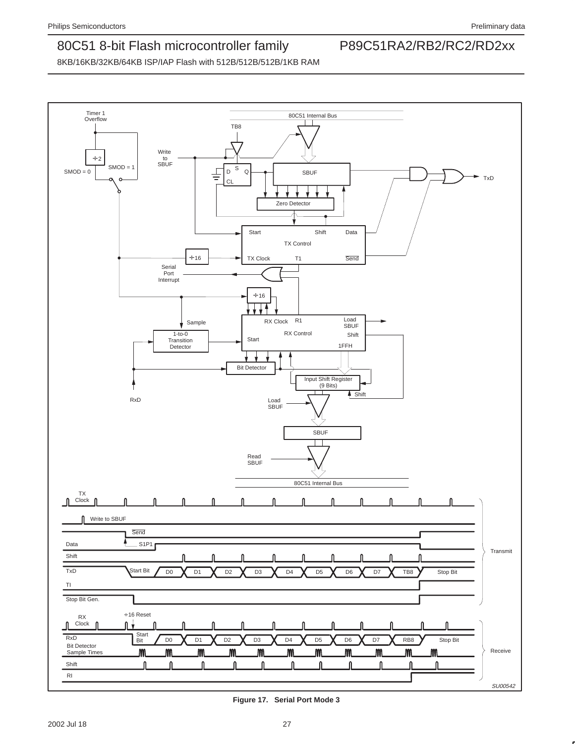Figure 17. Serial Port Mode 3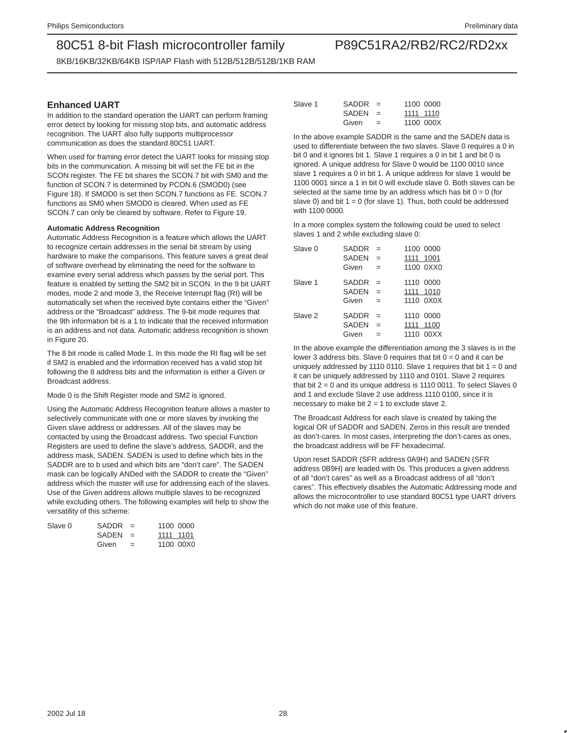## Enhanced UART

In addition to the standard operation the UART can perform framing error detect by looking for missing stop bits, and automatic address recognition. The UART also fully supports multiprocessor communication as does the standard 80C51 UART.

When used for framing error detect the UART looks for missing stop bits in the communication. A missing bit will set the FE bit in the SCON register. The FE bit shares the SCON.7 bit with SM0 and the function of SCON.7 is determined by PCON.6 (SMOD0) (see Figure 18). If SMOD0 is set then SCON.7 functions as FE. SCON.7 functions as SM0 when SMOD0 is cleared. When used as FE SCON.7 can only be cleared by software. Refer to Figure 19.

### Automatic Address Recognition

Automatic Address Recognition is a feature which allows the UART to recognize certain addresses in the serial bit stream by using hardware to make the comparisons. This feature saves a great deal of software overhead by eliminating the need for the software to examine every serial address which passes by the serial port. This feature is enabled by setting the SM2 bit in SCON. In the 9 bit UART modes, mode 2 and mode 3, the Receive Interrupt flag (RI) will be automatically set when the received byte contains either the “Given” address or the “Broadcast” address. The 9-bit mode requires that the 9th information bit is a 1 to indicate that the received information is an address and not data. Automatic address recognition is shown in Figure 20.

The 8 bit mode is called Mode 1. In this mode the RI flag will be set if SM2 is enabled and the information received has a valid stop bit following the 8 address bits and the information is either a Given or Broadcast address.

Mode 0 is the Shift Register mode and SM2 is ignored.

Using the Automatic Address Recognition feature allows a master to selectively communicate with one or more slaves by invoking the Given slave address or addresses. All of the slaves may be contacted by using the Broadcast address. Two special Function Registers are used to define the slave’s address, SADDR, and the address mask, SADEN. SADEN is used to define which bits in the SADDR are to b used and which bits are “don’t care”. The SADEN mask can be logically ANDed with the SADDR to create the “Given” address which the master will use for addressing each of the slaves. Use of the Given address allows multiple slaves to be recognized while excluding others. The following examples will help to show the versatility of this scheme:

```
Slave 0   SADDR  =  1100 0000
          SADEN  =  1111 1101
          Given  =  1100 00X0

Slave 1   SADDR  =  1100 0000
          SADEN  =  1111 1110
          Given  =  1100 000X
```

In the above example SADDR is the same and the SADEN data is used to differentiate between the two slaves. Slave 0 requires a 0 in bit 0 and it ignores bit 1. Slave 1 requires a 0 in bit 1 and bit 0 is ignored. A unique address for Slave 0 would be 1100 0010 since slave 1 requires a 0 in bit 1. A unique address for slave 1 would be 1100 0001 since a 1 in bit 0 will exclude slave 0. Both slaves can be selected at the same time by an address which has bit 0 = 0 (for slave 0) and bit 1 = 0 (for slave 1). Thus, both could be addressed with 1100 0000.

In a more complex system the following could be used to select slaves 1 and 2 while excluding slave 0:

```
Slave 0   SADDR  =  1100 0000
          SADEN  =  1111 1001
          Given  =  1100 0XX0

Slave 1   SADDR  =  1110 0000
          SADEN  =  1111 1010
          Given  =  1110 0X0X

Slave 2   SADDR  =  1110 0000
          SADEN  =  1111 1100
          Given  =  1110 00XX
```

In the above example the differentiation among the 3 slaves is in the lower 3 address bits. Slave 0 requires that bit 0 = 0 and it can be uniquely addressed by 1110 0110. Slave 1 requires that bit 1 = 0 and it can be uniquely addressed by 1110 and 0101. Slave 2 requires that bit 2 = 0 and its unique address is 1110 0011. To select Slaves 0 and 1 and exclude Slave 2 use address 1110 0100, since it is necessary to make bit 2 = 1 to exclude slave 2.

The Broadcast Address for each slave is created by taking the logical OR of SADDR and SADEN. Zeros in this result are trended as don’t-cares. In most cases, interpreting the don’t-cares as ones, the broadcast address will be FF hexadecimal.

Upon reset SADDR (SFR address 0A9H) and SADEN (SFR address 0B9H) are leaded with 0s. This produces a given address of all “don’t cares” as well as a Broadcast address of all “don’t cares”. This effectively disables the Automatic Addressing mode and allows the microcontroller to use standard 80C51 type UART drivers which do not make use of this feature.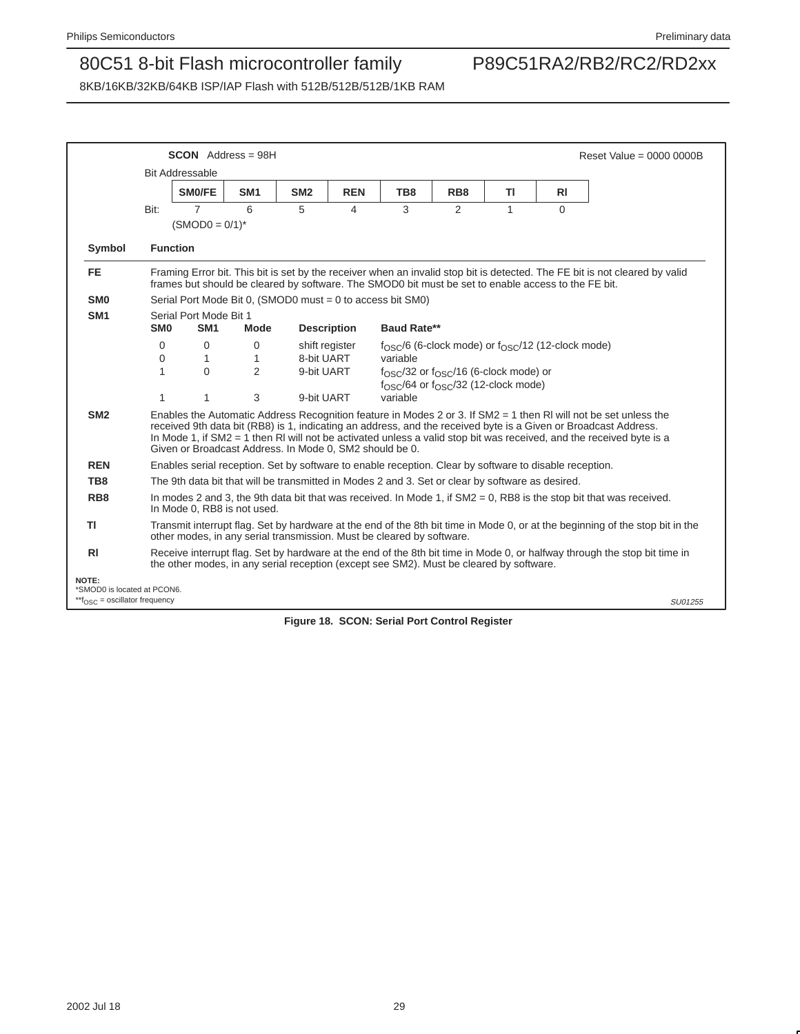**SCON** Address = 98H — Reset Value = 0000 0000B

Bit Addressable

| Bit: | 7 | 6 | 5 | 4 | 3 | 2 | 1 | 0 |
|---|---|---|---|---|---|---|---|---|
| | SM0/FE | SM1 | SM2 | REN | TB8 | RB8 | TI | RI |

(SMOD0 = 0/1)*

| Symbol | Function |
|---|---|
| FE | Framing Error bit. This bit is set by the receiver when an invalid stop bit is detected. The FE bit is not cleared by valid frames but should be cleared by software. The SMOD0 bit must be set to enable access to the FE bit. |
| SM0 | Serial Port Mode Bit 0, (SMOD0 must = 0 to access bit SM0) |
| SM1 | Serial Port Mode Bit 1 |

| SM0 | SM1 | Mode | Description | Baud Rate** |
|---|---|---|---|---|
| 0 | 0 | 0 | shift register | $f_{OSC}$/6 (6-clock mode) or $f_{OSC}$/12 (12-clock mode) |
| 0 | 1 | 1 | 8-bit UART | variable |
| 1 | 0 | 2 | 9-bit UART | $f_{OSC}$/32 or $f_{OSC}$/16 (6-clock mode) or $f_{OSC}$/64 or $f_{OSC}$/32 (12-clock mode) |
| 1 | 1 | 3 | 9-bit UART | variable |

| Symbol | Function |
|---|---|
| SM2 | Enables the Automatic Address Recognition feature in Modes 2 or 3. If SM2 = 1 then RI will not be set unless the received 9th data bit (RB8) is 1, indicating an address, and the received byte is a Given or Broadcast Address. In Mode 1, if SM2 = 1 then RI will not be activated unless a valid stop bit was received, and the received byte is a Given or Broadcast Address. In Mode 0, SM2 should be 0. |
| REN | Enables serial reception. Set by software to enable reception. Clear by software to disable reception. |
| TB8 | The 9th data bit that will be transmitted in Modes 2 and 3. Set or clear by software as desired. |
| RB8 | In modes 2 and 3, the 9th data bit that was received. In Mode 1, if SM2 = 0, RB8 is the stop bit that was received. In Mode 0, RB8 is not used. |
| TI | Transmit interrupt flag. Set by hardware at the end of the 8th bit time in Mode 0, or at the beginning of the stop bit in the other modes, in any serial transmission. Must be cleared by software. |
| RI | Receive interrupt flag. Set by hardware at the end of the 8th bit time in Mode 0, or halfway through the stop bit time in the other modes, in any serial reception (except see SM2). Must be cleared by software. |

**NOTE:**
*SMOD0 is located at PCON6.
**$f_{OSC}$ = oscillator frequency

SU01255

**Figure 18. SCON: Serial Port Control Register**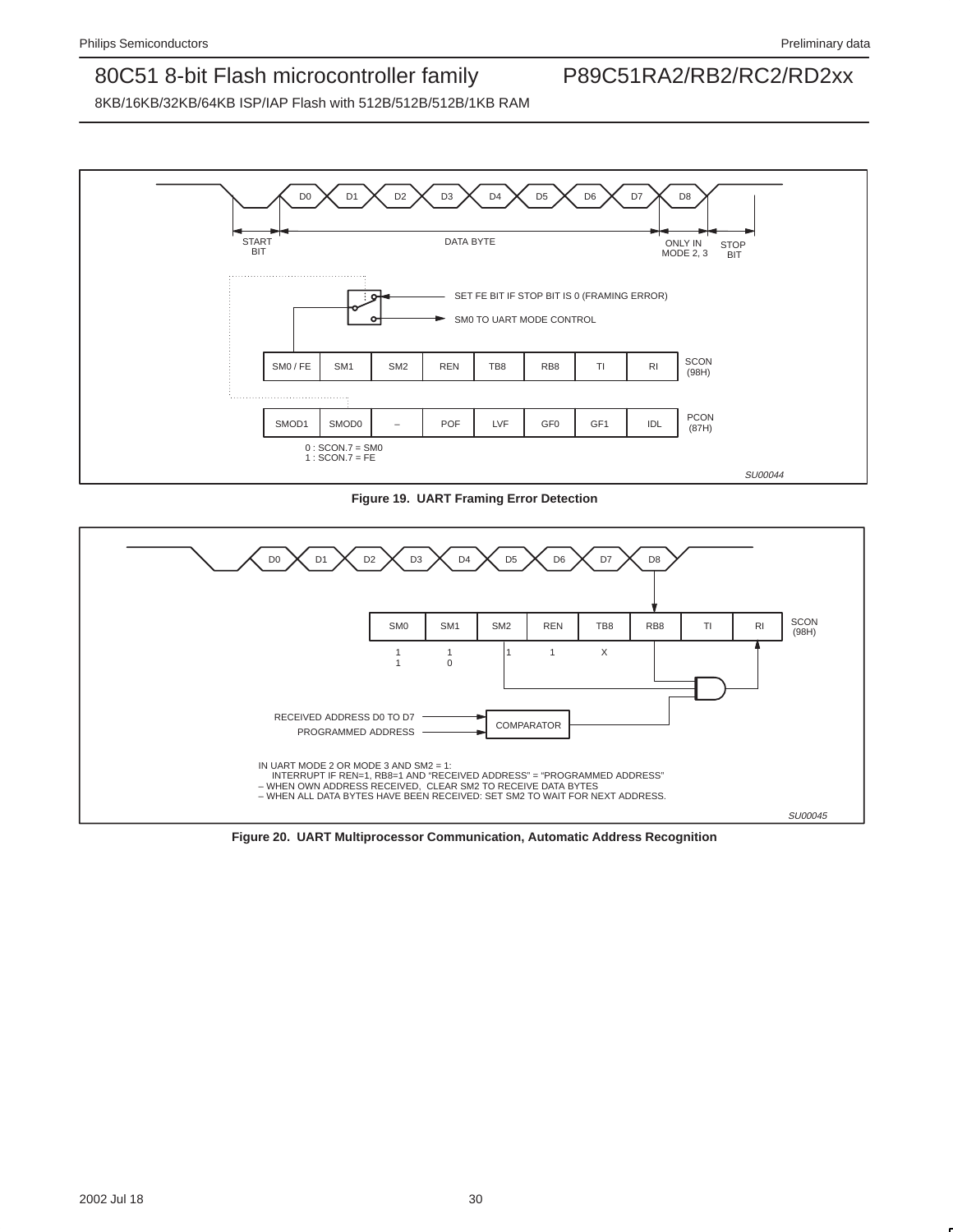START BIT | DATA BYTE | ONLY IN MODE 2, 3 | STOP BIT

D0 D1 D2 D3 D4 D5 D6 D7 D8

SET FE BIT IF STOP BIT IS 0 (FRAMING ERROR)

SM0 TO UART MODE CONTROL

| SM0 / FE | SM1 | SM2 | REN | TB8 | RB8 | TI | RI | SCON (98H) |
|---|---|---|---|---|---|---|---|---|

| SMOD1 | SMOD0 | – | POF | LVF | GF0 | GF1 | IDL | PCON (87H) |
|---|---|---|---|---|---|---|---|---|

0 : SCON.7 = SM0
1 : SCON.7 = FE

SU00044

**Figure 19. UART Framing Error Detection**

D0 D1 D2 D3 D4 D5 D6 D7 D8

| SM0 | SM1 | SM2 | REN | TB8 | RB8 | TI | RI | SCON (98H) |
|---|---|---|---|---|---|---|---|---|
| 1 | 1 | 1 | 1 | X | | | | |
| 1 | 0 | | | | | | | |

RECEIVED ADDRESS D0 TO D7

PROGRAMMED ADDRESS

COMPARATOR

IN UART MODE 2 OR MODE 3 AND SM2 = 1:
INTERRUPT IF REN=1, RB8=1 AND "RECEIVED ADDRESS" = "PROGRAMMED ADDRESS"
– WHEN OWN ADDRESS RECEIVED, CLEAR SM2 TO RECEIVE DATA BYTES
– WHEN ALL DATA BYTES HAVE BEEN RECEIVED: SET SM2 TO WAIT FOR NEXT ADDRESS.

SU00045

**Figure 20. UART Multiprocessor Communication, Automatic Address Recognition**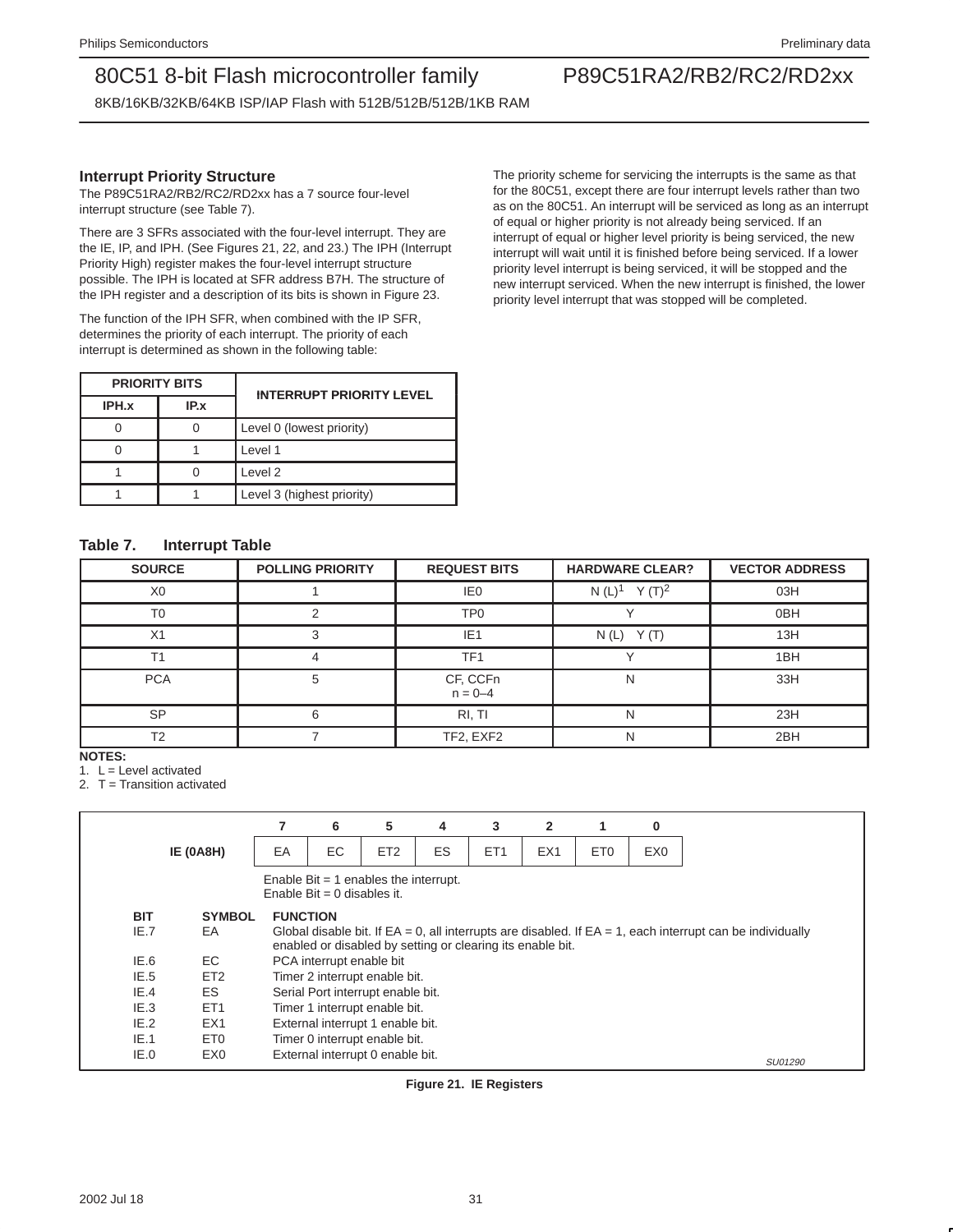### Interrupt Priority Structure

The P89C51RA2/RB2/RC2/RD2xx has a 7 source four-level interrupt structure (see Table 7).

There are 3 SFRs associated with the four-level interrupt. They are the IE, IP, and IPH. (See Figures 21, 22, and 23.) The IPH (Interrupt Priority High) register makes the four-level interrupt structure possible. The IPH is located at SFR address B7H. The structure of the IPH register and a description of its bits is shown in Figure 23.

The function of the IPH SFR, when combined with the IP SFR, determines the priority of each interrupt. The priority of each interrupt is determined as shown in the following table:

| PRIORITY BITS | | INTERRUPT PRIORITY LEVEL |
|---|---|---|
| IPH.x | IP.x | |
| 0 | 0 | Level 0 (lowest priority) |
| 0 | 1 | Level 1 |
| 1 | 0 | Level 2 |
| 1 | 1 | Level 3 (highest priority) |

The priority scheme for servicing the interrupts is the same as that for the 80C51, except there are four interrupt levels rather than two as on the 80C51. An interrupt will be serviced as long as an interrupt of equal or higher priority is not already being serviced. If an interrupt of equal or higher level priority is being serviced, the new interrupt will wait until it is finished before being serviced. If a lower priority level interrupt is being serviced, it will be stopped and the new interrupt serviced. When the new interrupt is finished, the lower priority level interrupt that was stopped will be completed.

**Table 7. Interrupt Table**

| SOURCE | POLLING PRIORITY | REQUEST BITS | HARDWARE CLEAR? | VECTOR ADDRESS |
|---|---|---|---|---|
| X0 | 1 | IE0 | N (L)[1] Y (T)[2] | 03H |
| T0 | 2 | TP0 | Y | 0BH |
| X1 | 3 | IE1 | N (L) Y (T) | 13H |
| T1 | 4 | TF1 | Y | 1BH |
| PCA | 5 | CF, CCFn n = 0–4 | N | 33H |
| SP | 6 | RI, TI | N | 23H |
| T2 | 7 | TF2, EXF2 | N | 2BH |

**NOTES:**
1. L = Level activated
2. T = Transition activated

| | 7 | 6 | 5 | 4 | 3 | 2 | 1 | 0 |
|---|---|---|---|---|---|---|---|---|
| **IE (0A8H)** | EA | EC | ET2 | ES | ET1 | EX1 | ET0 | EX0 |

Enable Bit = 1 enables the interrupt.
Enable Bit = 0 disables it.

| BIT | SYMBOL | FUNCTION |
|---|---|---|
| IE.7 | EA | Global disable bit. If EA = 0, all interrupts are disabled. If EA = 1, each interrupt can be individually enabled or disabled by setting or clearing its enable bit. |
| IE.6 | EC | PCA interrupt enable bit |
| IE.5 | ET2 | Timer 2 interrupt enable bit. |
| IE.4 | ES | Serial Port interrupt enable bit. |
| IE.3 | ET1 | Timer 1 interrupt enable bit. |
| IE.2 | EX1 | External interrupt 1 enable bit. |
| IE.1 | ET0 | Timer 0 interrupt enable bit. |
| IE.0 | EX0 | External interrupt 0 enable bit. |

SU01290

**Figure 21. IE Registers**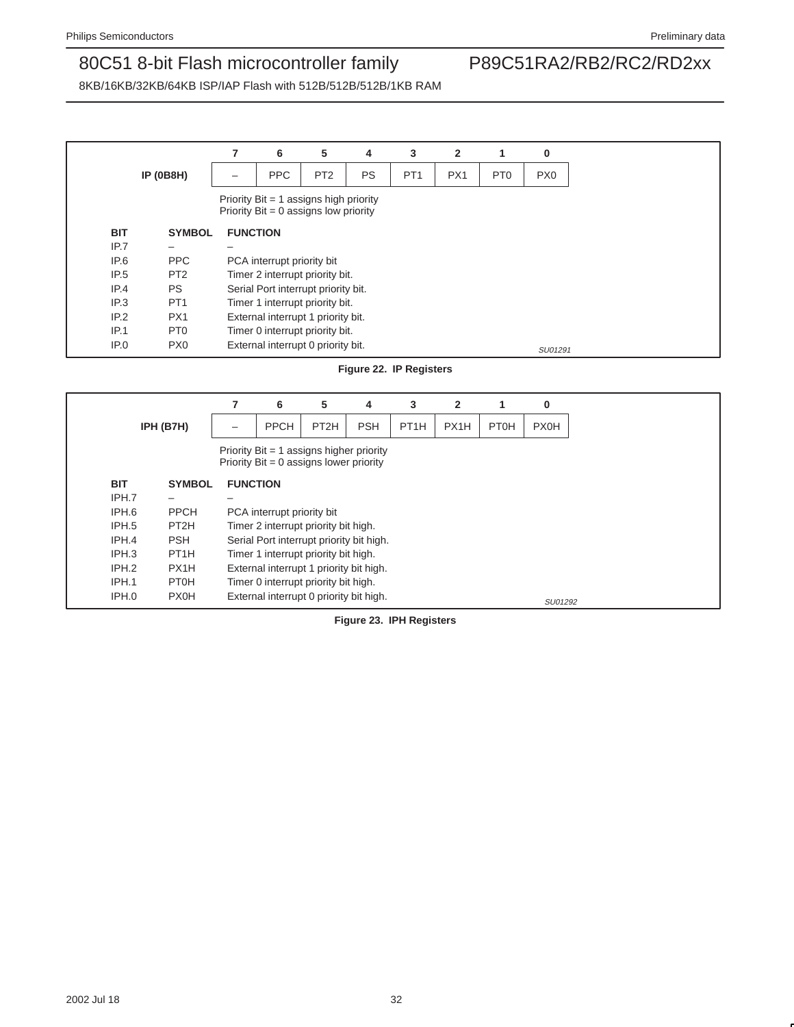**IP (0B8H)**

| 7 | 6 | 5 | 4 | 3 | 2 | 1 | 0 |
|---|---|---|---|---|---|---|---|
| – | PPC | PT2 | PS | PT1 | PX1 | PT0 | PX0 |

Priority Bit = 1 assigns high priority
Priority Bit = 0 assigns low priority

| BIT | SYMBOL | FUNCTION |
|---|---|---|
| IP.7 | – | – |
| IP.6 | PPC | PCA interrupt priority bit |
| IP.5 | PT2 | Timer 2 interrupt priority bit. |
| IP.4 | PS | Serial Port interrupt priority bit. |
| IP.3 | PT1 | Timer 1 interrupt priority bit. |
| IP.2 | PX1 | External interrupt 1 priority bit. |
| IP.1 | PT0 | Timer 0 interrupt priority bit. |
| IP.0 | PX0 | External interrupt 0 priority bit. |

SU01291

**Figure 22. IP Registers**

**IPH (B7H)**

| 7 | 6 | 5 | 4 | 3 | 2 | 1 | 0 |
|---|---|---|---|---|---|---|---|
| – | PPCH | PT2H | PSH | PT1H | PX1H | PT0H | PX0H |

Priority Bit = 1 assigns higher priority
Priority Bit = 0 assigns lower priority

| BIT | SYMBOL | FUNCTION |
|---|---|---|
| IPH.7 | – | – |
| IPH.6 | PPCH | PCA interrupt priority bit |
| IPH.5 | PT2H | Timer 2 interrupt priority bit high. |
| IPH.4 | PSH | Serial Port interrupt priority bit high. |
| IPH.3 | PT1H | Timer 1 interrupt priority bit high. |
| IPH.2 | PX1H | External interrupt 1 priority bit high. |
| IPH.1 | PT0H | Timer 0 interrupt priority bit high. |
| IPH.0 | PX0H | External interrupt 0 priority bit high. |

SU01292

**Figure 23. IPH Registers**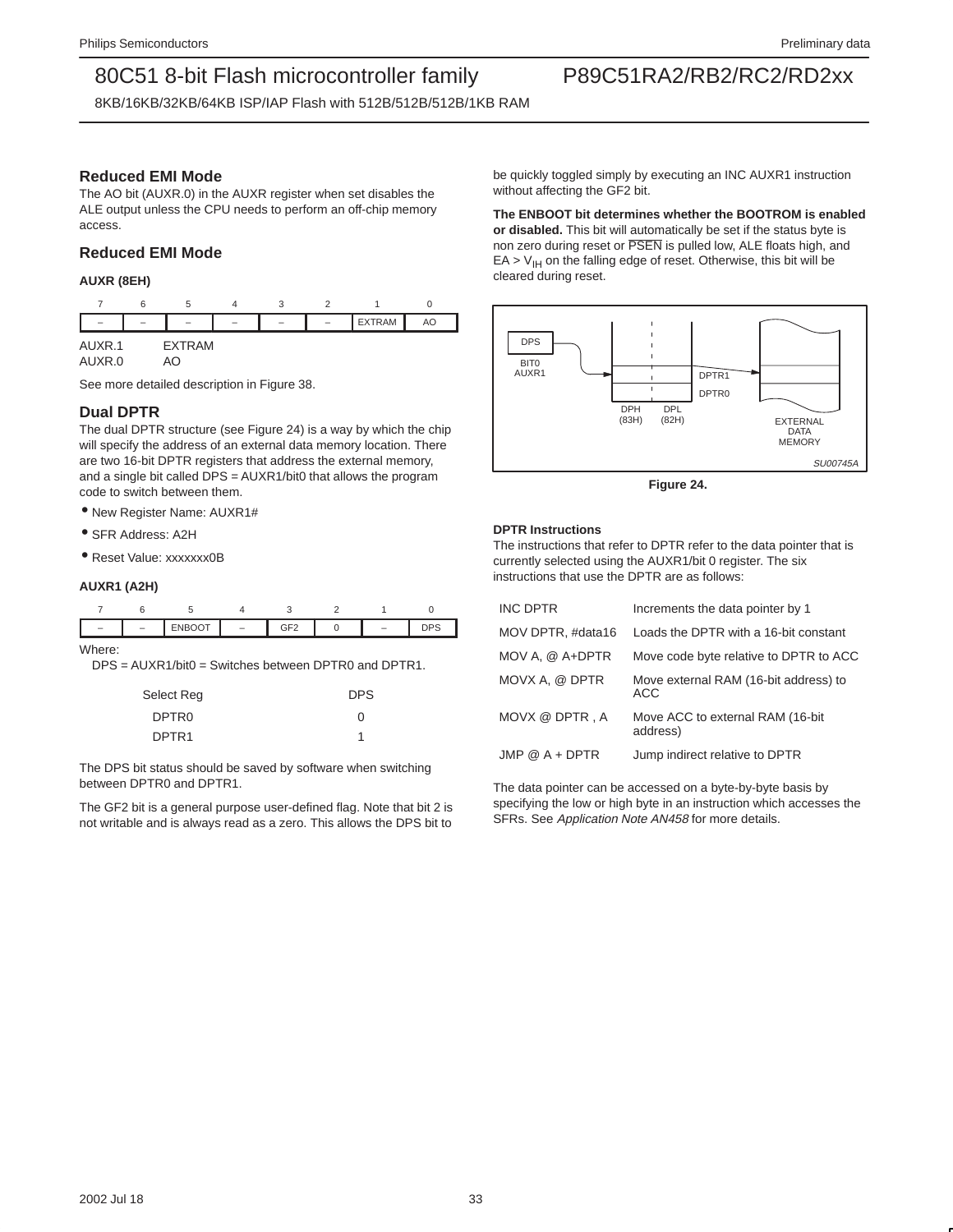## Reduced EMI Mode

The AO bit (AUXR.0) in the AUXR register when set disables the ALE output unless the CPU needs to perform an off-chip memory access.

## Reduced EMI Mode

**AUXR (8EH)**

| 7 | 6 | 5 | 4 | 3 | 2 | 1 | 0 |
|---|---|---|---|---|---|---|---|
| – | – | – | – | – | – | EXTRAM | AO |

AUXR.1 EXTRAM
AUXR.0 AO

See more detailed description in Figure 38.

## Dual DPTR

The dual DPTR structure (see Figure 24) is a way by which the chip will specify the address of an external data memory location. There are two 16-bit DPTR registers that address the external memory, and a single bit called DPS = AUXR1/bit0 that allows the program code to switch between them.

- New Register Name: AUXR1#
- SFR Address: A2H
- Reset Value: xxxxxxx0B

**AUXR1 (A2H)**

| 7 | 6 | 5 | 4 | 3 | 2 | 1 | 0 |
|---|---|---|---|---|---|---|---|
| – | – | ENBOOT | – | GF2 | 0 | – | DPS |

Where:
DPS = AUXR1/bit0 = Switches between DPTR0 and DPTR1.

| Select Reg | DPS |
|---|---|
| DPTR0 | 0 |
| DPTR1 | 1 |

The DPS bit status should be saved by software when switching between DPTR0 and DPTR1.

The GF2 bit is a general purpose user-defined flag. Note that bit 2 is not writable and is always read as a zero. This allows the DPS bit to be quickly toggled simply by executing an INC AUXR1 instruction without affecting the GF2 bit.

**The ENBOOT bit determines whether the BOOTROM is enabled or disabled.** This bit will automatically be set if the status byte is non zero during reset or $\overline{PSEN}$ is pulled low, ALE floats high, and EA > $V_{IH}$ on the falling edge of reset. Otherwise, this bit will be cleared during reset.

DPS
BIT0 AUXR1
DPTR1
DPTR0
DPH (83H)
DPL (82H)
EXTERNAL DATA MEMORY
SU00745A

**Figure 24.**

**DPTR Instructions**

The instructions that refer to DPTR refer to the data pointer that is currently selected using the AUXR1/bit 0 register. The six instructions that use the DPTR are as follows:

| | |
|---|---|
| INC DPTR | Increments the data pointer by 1 |
| MOV DPTR, #data16 | Loads the DPTR with a 16-bit constant |
| MOV A, @ A+DPTR | Move code byte relative to DPTR to ACC |
| MOVX A, @ DPTR | Move external RAM (16-bit address) to ACC |
| MOVX @ DPTR , A | Move ACC to external RAM (16-bit address) |
| JMP @ A + DPTR | Jump indirect relative to DPTR |

The data pointer can be accessed on a byte-by-byte basis by specifying the low or high byte in an instruction which accesses the SFRs. See *Application Note AN458* for more details.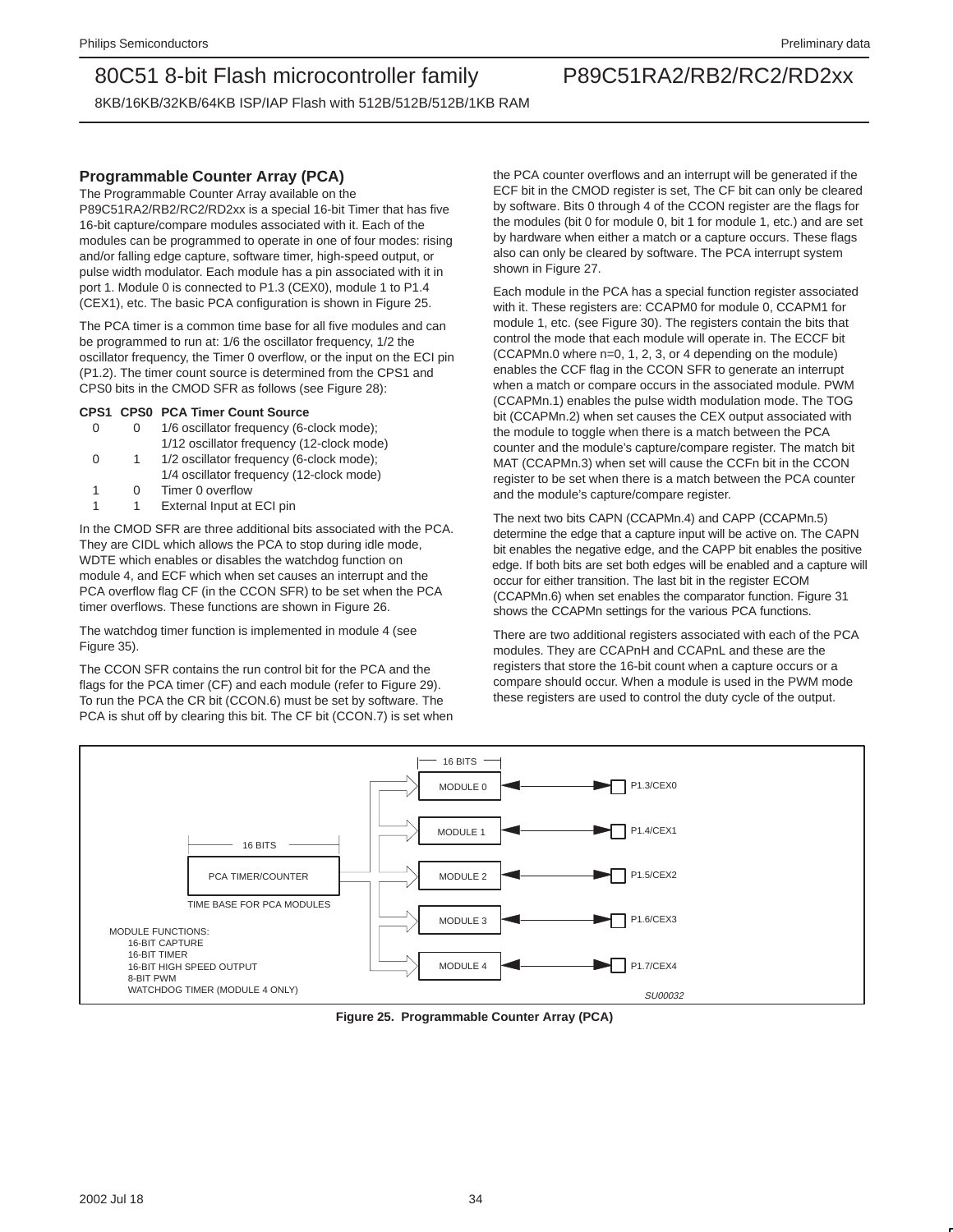## Programmable Counter Array (PCA)

The Programmable Counter Array available on the P89C51RA2/RB2/RC2/RD2xx is a special 16-bit Timer that has five 16-bit capture/compare modules associated with it. Each of the modules can be programmed to operate in one of four modes: rising and/or falling edge capture, software timer, high-speed output, or pulse width modulator. Each module has a pin associated with it in port 1. Module 0 is connected to P1.3 (CEX0), module 1 to P1.4 (CEX1), etc. The basic PCA configuration is shown in Figure 25.

The PCA timer is a common time base for all five modules and can be programmed to run at: 1/6 the oscillator frequency, 1/2 the oscillator frequency, the Timer 0 overflow, or the input on the ECI pin (P1.2). The timer count source is determined from the CPS1 and CPS0 bits in the CMOD SFR as follows (see Figure 28):

| CPS1 | CPS0 | PCA Timer Count Source |
|---|---|---|
| 0 | 0 | 1/6 oscillator frequency (6-clock mode); 1/12 oscillator frequency (12-clock mode) |
| 0 | 1 | 1/2 oscillator frequency (6-clock mode); 1/4 oscillator frequency (12-clock mode) |
| 1 | 0 | Timer 0 overflow |
| 1 | 1 | External Input at ECI pin |

In the CMOD SFR are three additional bits associated with the PCA. They are CIDL which allows the PCA to stop during idle mode, WDTE which enables or disables the watchdog function on module 4, and ECF which when set causes an interrupt and the PCA overflow flag CF (in the CCON SFR) to be set when the PCA timer overflows. These functions are shown in Figure 26.

The watchdog timer function is implemented in module 4 (see Figure 35).

The CCON SFR contains the run control bit for the PCA and the flags for the PCA timer (CF) and each module (refer to Figure 29). To run the PCA the CR bit (CCON.6) must be set by software. The PCA is shut off by clearing this bit. The CF bit (CCON.7) is set when the PCA counter overflows and an interrupt will be generated if the ECF bit in the CMOD register is set, The CF bit can only be cleared by software. Bits 0 through 4 of the CCON register are the flags for the modules (bit 0 for module 0, bit 1 for module 1, etc.) and are set by hardware when either a match or a capture occurs. These flags also can only be cleared by software. The PCA interrupt system shown in Figure 27.

Each module in the PCA has a special function register associated with it. These registers are: CCAPM0 for module 0, CCAPM1 for module 1, etc. (see Figure 30). The registers contain the bits that control the mode that each module will operate in. The ECCF bit (CCAPMn.0 where n=0, 1, 2, 3, or 4 depending on the module) enables the CCF flag in the CCON SFR to generate an interrupt when a match or compare occurs in the associated module. PWM (CCAPMn.1) enables the pulse width modulation mode. The TOG bit (CCAPMn.2) when set causes the CEX output associated with the module to toggle when there is a match between the PCA counter and the module's capture/compare register. The match bit MAT (CCAPMn.3) when set will cause the CCFn bit in the CCON register to be set when there is a match between the PCA counter and the module's capture/compare register.

The next two bits CAPN (CCAPMn.4) and CAPP (CCAPMn.5) determine the edge that a capture input will be active on. The CAPN bit enables the negative edge, and the CAPP bit enables the positive edge. If both bits are set both edges will be enabled and a capture will occur for either transition. The last bit in the register ECOM (CCAPMn.6) when set enables the comparator function. Figure 31 shows the CCAPMn settings for the various PCA functions.

There are two additional registers associated with each of the PCA modules. They are CCAPnH and CCAPnL and these are the registers that store the 16-bit count when a capture occurs or a compare should occur. When a module is used in the PWM mode these registers are used to control the duty cycle of the output.

16 BITS

PCA TIMER/COUNTER

TIME BASE FOR PCA MODULES

16 BITS

MODULE 0 — P1.3/CEX0

MODULE 1 — P1.4/CEX1

MODULE 2 — P1.5/CEX2

MODULE 3 — P1.6/CEX3

MODULE 4 — P1.7/CEX4

MODULE FUNCTIONS:
- 16-BIT CAPTURE
- 16-BIT TIMER
- 16-BIT HIGH SPEED OUTPUT
- 8-BIT PWM
- WATCHDOG TIMER (MODULE 4 ONLY)

SU00032

**Figure 25. Programmable Counter Array (PCA)**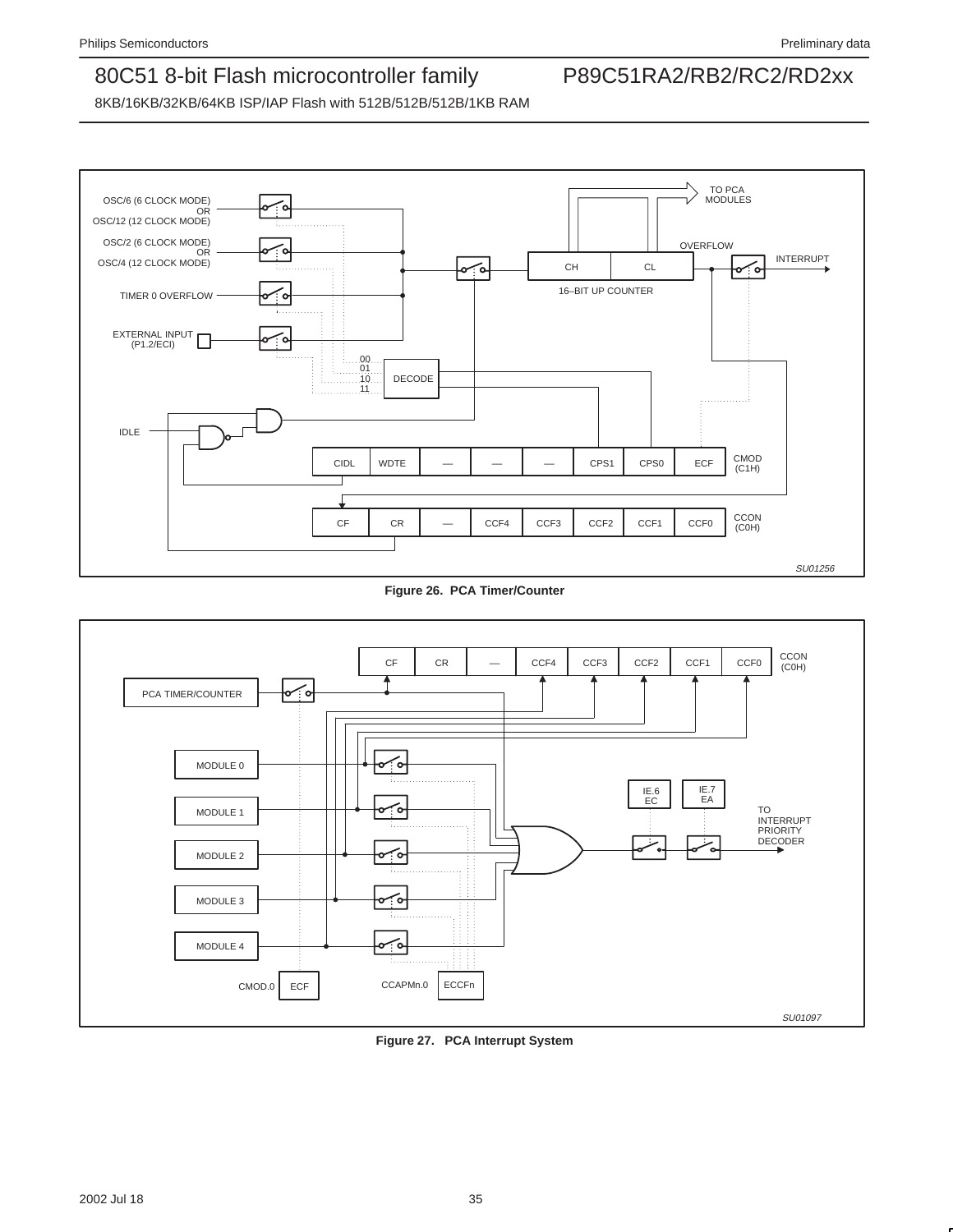Figure 26.  PCA Timer/Counter

Figure 27.   PCA Interrupt System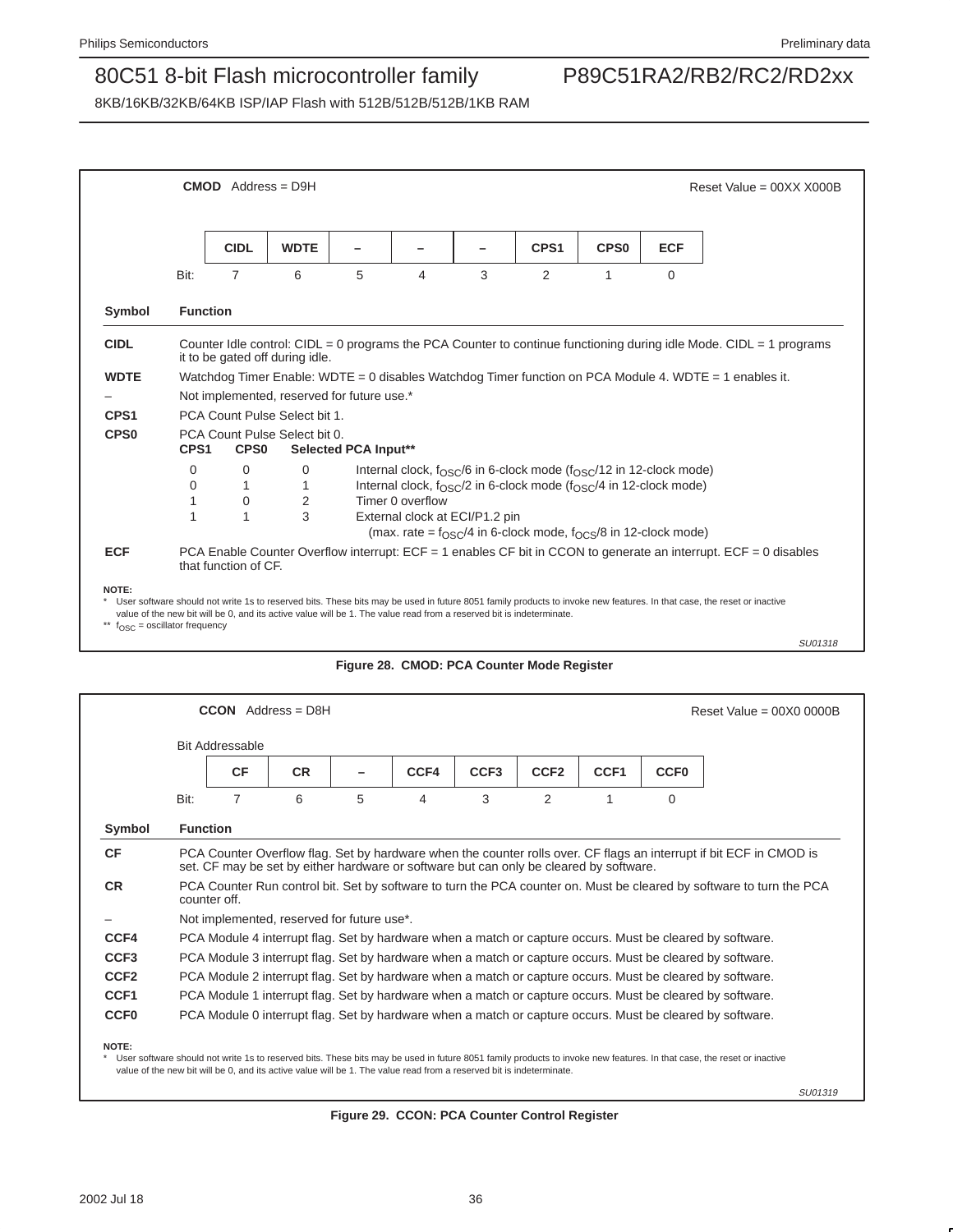**CMOD** Address = D9H

Reset Value = 00XX X000B

| | CIDL | WDTE | – | – | – | CPS1 | CPS0 | ECF |
|---|---|---|---|---|---|---|---|---|
| Bit: | 7 | 6 | 5 | 4 | 3 | 2 | 1 | 0 |

| Symbol | Function |
|---|---|
| **CIDL** | Counter Idle control: CIDL = 0 programs the PCA Counter to continue functioning during idle Mode. CIDL = 1 programs it to be gated off during idle. |
| **WDTE** | Watchdog Timer Enable: WDTE = 0 disables Watchdog Timer function on PCA Module 4. WDTE = 1 enables it. |
| – | Not implemented, reserved for future use.* |
| **CPS1** | PCA Count Pulse Select bit 1. |
| **CPS0** | PCA Count Pulse Select bit 0. |

| CPS1 | CPS0 | | Selected PCA Input** |
|---|---|---|---|
| 0 | 0 | 0 | Internal clock, $f_{OSC}/6$ in 6-clock mode ($f_{OSC}/12$ in 12-clock mode) |
| 0 | 1 | 1 | Internal clock, $f_{OSC}/2$ in 6-clock mode ($f_{OSC}/4$ in 12-clock mode) |
| 1 | 0 | 2 | Timer 0 overflow |
| 1 | 1 | 3 | External clock at ECI/P1.2 pin (max. rate = $f_{OSC}/4$ in 6-clock mode, $f_{OCS}/8$ in 12-clock mode) |

| Symbol | Function |
|---|---|
| **ECF** | PCA Enable Counter Overflow interrupt: ECF = 1 enables CF bit in CCON to generate an interrupt. ECF = 0 disables that function of CF. |

**NOTE:**
\* User software should not write 1s to reserved bits. These bits may be used in future 8051 family products to invoke new features. In that case, the reset or inactive value of the new bit will be 0, and its active value will be 1. The value read from a reserved bit is indeterminate.
\** $f_{OSC}$ = oscillator frequency

SU01318

**Figure 28. CMOD: PCA Counter Mode Register**

**CCON** Address = D8H

Reset Value = 00X0 0000B

Bit Addressable

| | CF | CR | – | CCF4 | CCF3 | CCF2 | CCF1 | CCF0 |
|---|---|---|---|---|---|---|---|---|
| Bit: | 7 | 6 | 5 | 4 | 3 | 2 | 1 | 0 |

| Symbol | Function |
|---|---|
| **CF** | PCA Counter Overflow flag. Set by hardware when the counter rolls over. CF flags an interrupt if bit ECF in CMOD is set. CF may be set by either hardware or software but can only be cleared by software. |
| **CR** | PCA Counter Run control bit. Set by software to turn the PCA counter on. Must be cleared by software to turn the PCA counter off. |
| – | Not implemented, reserved for future use*. |
| **CCF4** | PCA Module 4 interrupt flag. Set by hardware when a match or capture occurs. Must be cleared by software. |
| **CCF3** | PCA Module 3 interrupt flag. Set by hardware when a match or capture occurs. Must be cleared by software. |
| **CCF2** | PCA Module 2 interrupt flag. Set by hardware when a match or capture occurs. Must be cleared by software. |
| **CCF1** | PCA Module 1 interrupt flag. Set by hardware when a match or capture occurs. Must be cleared by software. |
| **CCF0** | PCA Module 0 interrupt flag. Set by hardware when a match or capture occurs. Must be cleared by software. |

**NOTE:**
\* User software should not write 1s to reserved bits. These bits may be used in future 8051 family products to invoke new features. In that case, the reset or inactive value of the new bit will be 0, and its active value will be 1. The value read from a reserved bit is indeterminate.

SU01319

**Figure 29. CCON: PCA Counter Control Register**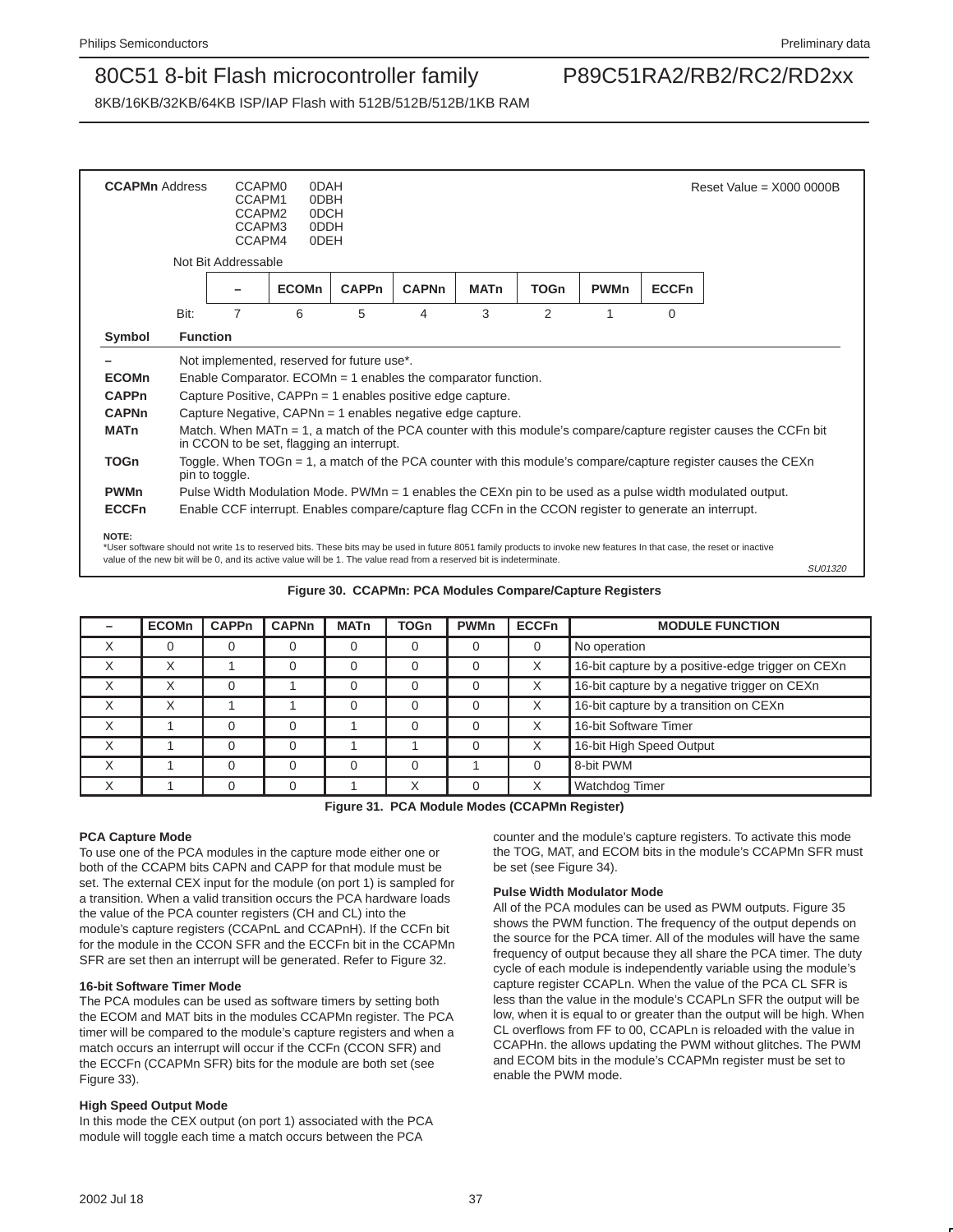**CCAPMn** Address CCAPM0 0DAH
CCAPM1 0DBH
CCAPM2 0DCH
CCAPM3 0DDH
CCAPM4 0DEH

Reset Value = X000 0000B

Not Bit Addressable

| Bit: | 7 | 6 | 5 | 4 | 3 | 2 | 1 | 0 |
|---|---|---|---|---|---|---|---|---|
| | – | ECOMn | CAPPn | CAPNn | MATn | TOGn | PWMn | ECCFn |

| Symbol | Function |
|---|---|
| – | Not implemented, reserved for future use*. |
| ECOMn | Enable Comparator. ECOMn = 1 enables the comparator function. |
| CAPPn | Capture Positive, CAPPn = 1 enables positive edge capture. |
| CAPNn | Capture Negative, CAPNn = 1 enables negative edge capture. |
| MATn | Match. When MATn = 1, a match of the PCA counter with this module's compare/capture register causes the CCFn bit in CCON to be set, flagging an interrupt. |
| TOGn | Toggle. When TOGn = 1, a match of the PCA counter with this module's compare/capture register causes the CEXn pin to toggle. |
| PWMn | Pulse Width Modulation Mode. PWMn = 1 enables the CEXn pin to be used as a pulse width modulated output. |
| ECCFn | Enable CCF interrupt. Enables compare/capture flag CCFn in the CCON register to generate an interrupt. |

NOTE:
*User software should not write 1s to reserved bits. These bits may be used in future 8051 family products to invoke new features In that case, the reset or inactive value of the new bit will be 0, and its active value will be 1. The value read from a reserved bit is indeterminate.

SU01320

**Figure 30. CCAPMn: PCA Modules Compare/Capture Registers**

| – | ECOMn | CAPPn | CAPNn | MATn | TOGn | PWMn | ECCFn | MODULE FUNCTION |
|---|---|---|---|---|---|---|---|---|
| X | 0 | 0 | 0 | 0 | 0 | 0 | 0 | No operation |
| X | X | 1 | 0 | 0 | 0 | 0 | X | 16-bit capture by a positive-edge trigger on CEXn |
| X | X | 0 | 1 | 0 | 0 | 0 | X | 16-bit capture by a negative trigger on CEXn |
| X | X | 1 | 1 | 0 | 0 | 0 | X | 16-bit capture by a transition on CEXn |
| X | 1 | 0 | 0 | 1 | 0 | 0 | X | 16-bit Software Timer |
| X | 1 | 0 | 0 | 1 | 1 | 0 | X | 16-bit High Speed Output |
| X | 1 | 0 | 0 | 0 | 0 | 1 | 0 | 8-bit PWM |
| X | 1 | 0 | 0 | 1 | X | 0 | X | Watchdog Timer |

**Figure 31. PCA Module Modes (CCAPMn Register)**

### PCA Capture Mode

To use one of the PCA modules in the capture mode either one or both of the CCAPM bits CAPN and CAPP for that module must be set. The external CEX input for the module (on port 1) is sampled for a transition. When a valid transition occurs the PCA hardware loads the value of the PCA counter registers (CH and CL) into the module's capture registers (CCAPnL and CCAPnH). If the CCFn bit for the module in the CCON SFR and the ECCFn bit in the CCAPMn SFR are set then an interrupt will be generated. Refer to Figure 32.

### 16-bit Software Timer Mode

The PCA modules can be used as software timers by setting both the ECOM and MAT bits in the modules CCAPMn register. The PCA timer will be compared to the module's capture registers and when a match occurs an interrupt will occur if the CCFn (CCON SFR) and the ECCFn (CCAPMn SFR) bits for the module are both set (see Figure 33).

### High Speed Output Mode

In this mode the CEX output (on port 1) associated with the PCA module will toggle each time a match occurs between the PCA counter and the module's capture registers. To activate this mode the TOG, MAT, and ECOM bits in the module's CCAPMn SFR must be set (see Figure 34).

### Pulse Width Modulator Mode

All of the PCA modules can be used as PWM outputs. Figure 35 shows the PWM function. The frequency of the output depends on the source for the PCA timer. All of the modules will have the same frequency of output because they all share the PCA timer. The duty cycle of each module is independently variable using the module's capture register CCAPLn. When the value of the PCA CL SFR is less than the value in the module's CCAPLn SFR the output will be low, when it is equal to or greater than the output will be high. When CL overflows from FF to 00, CCAPLn is reloaded with the value in CCAPHn. the allows updating the PWM without glitches. The PWM and ECOM bits in the module's CCAPMn register must be set to enable the PWM mode.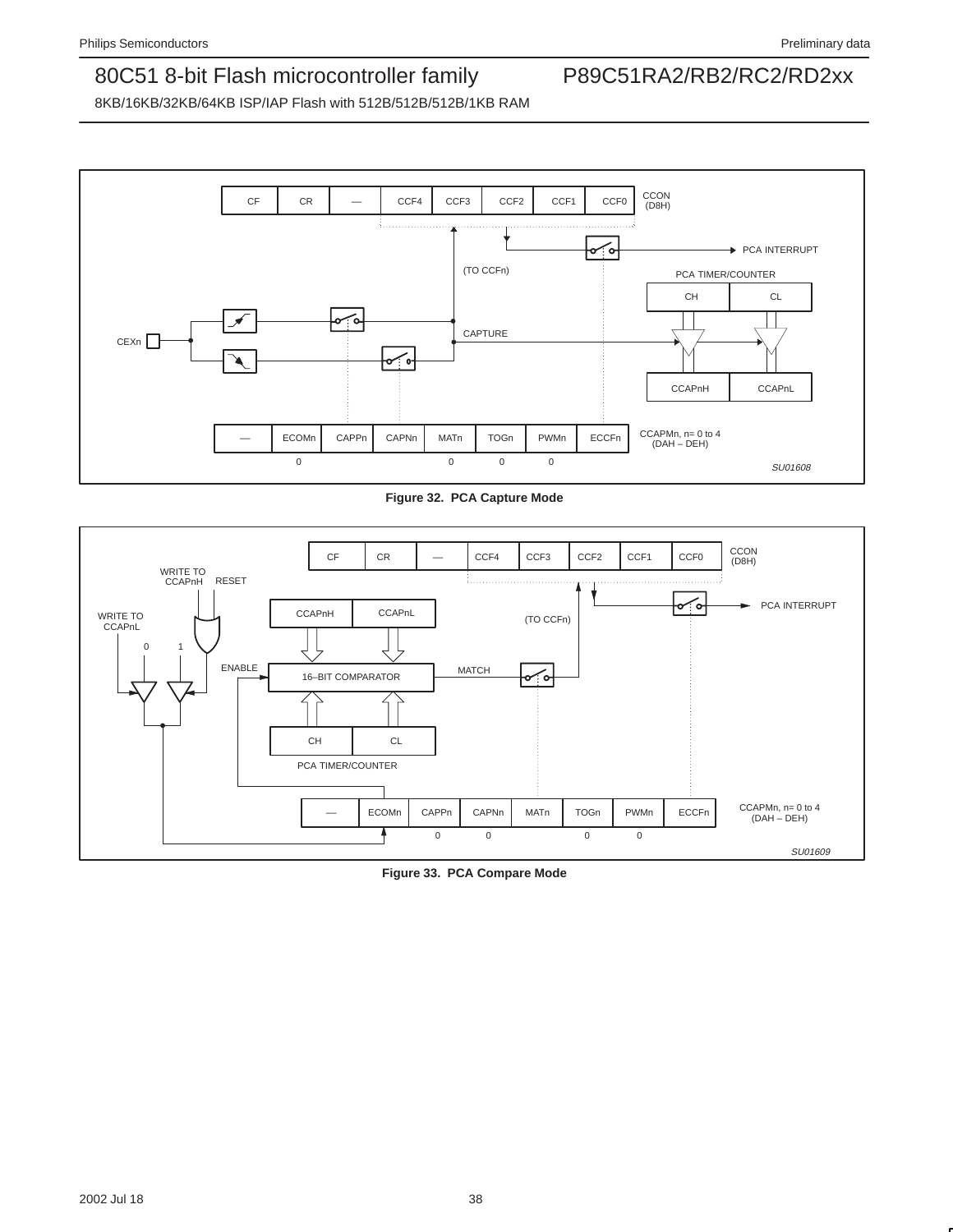Figure 32. PCA Capture Mode

Figure 33. PCA Compare Mode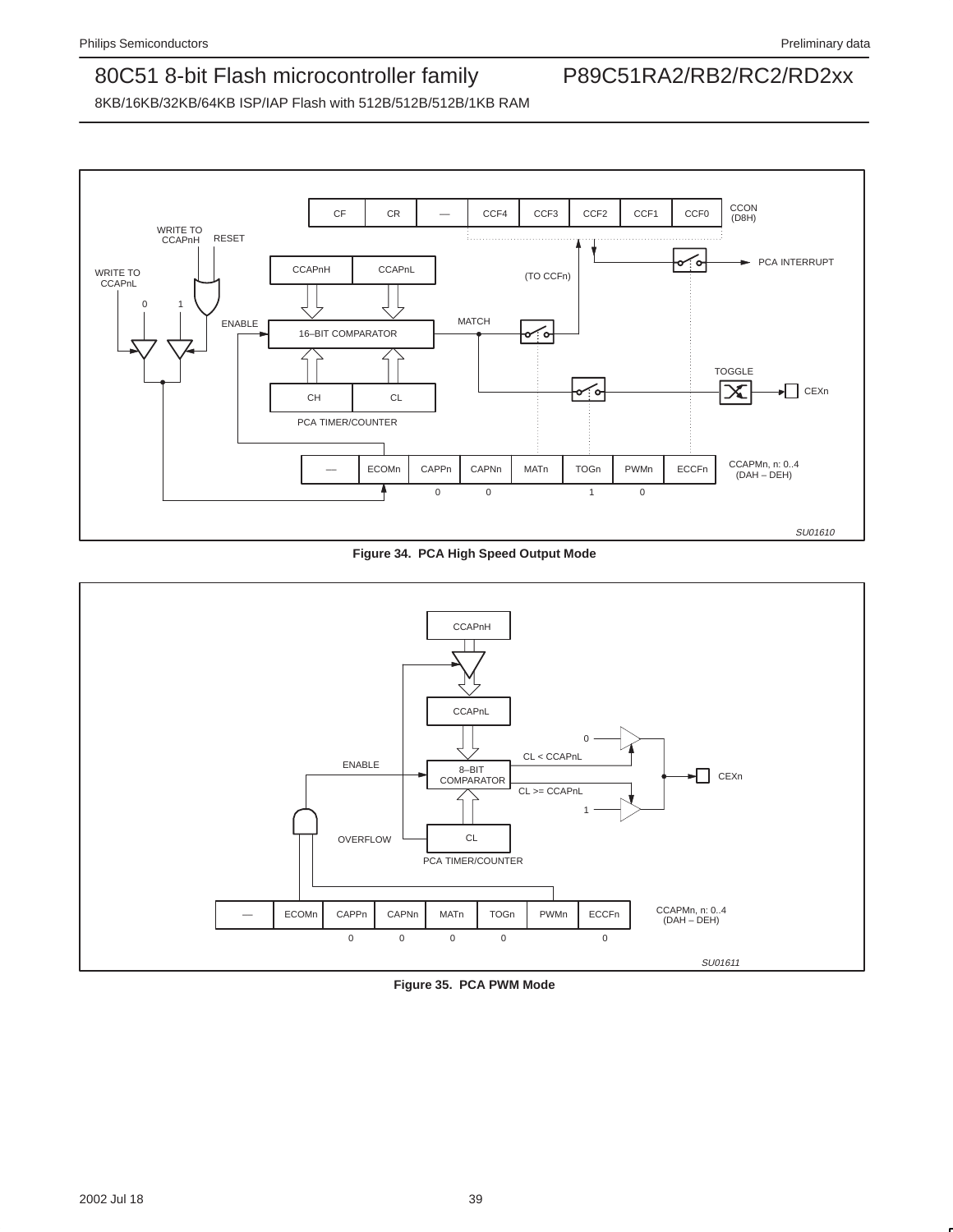Figure 34. PCA High Speed Output Mode

Figure 35. PCA PWM Mode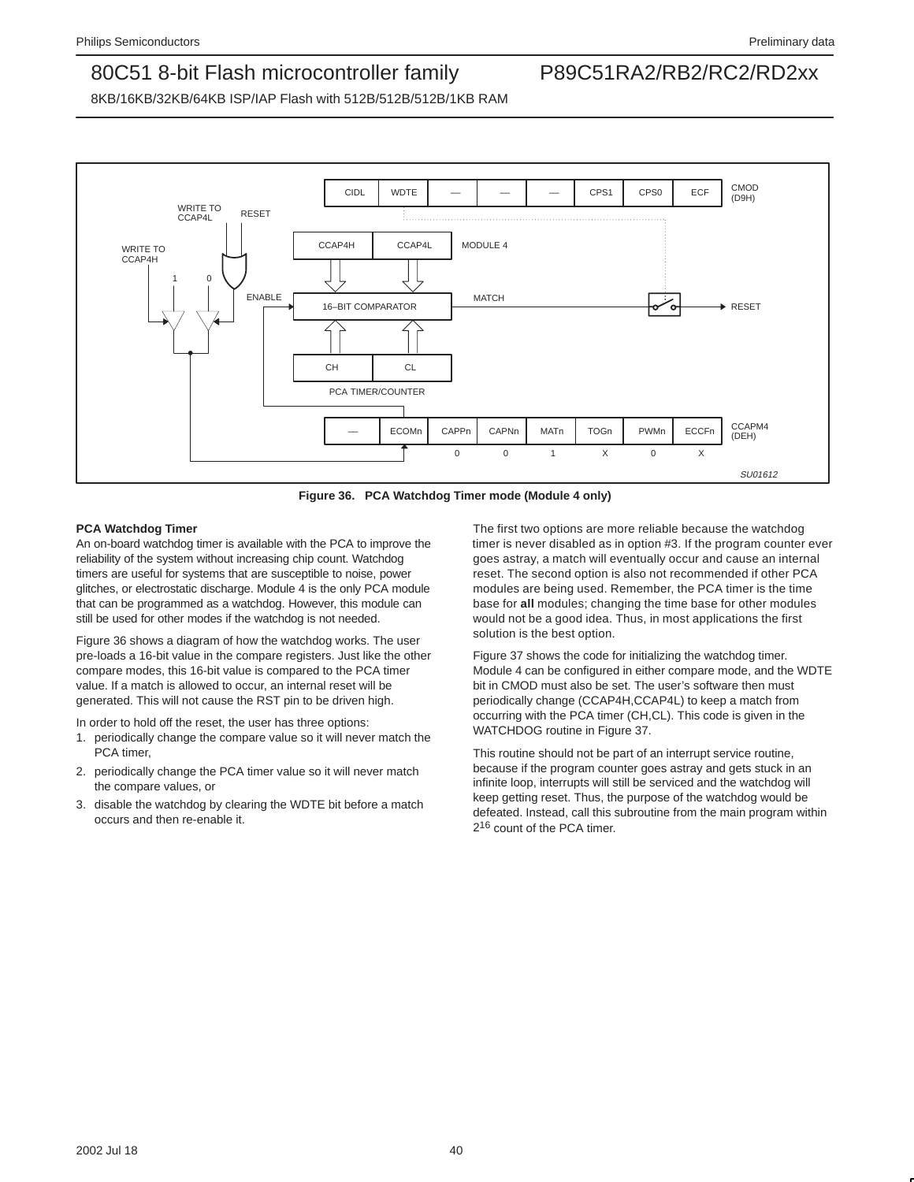Figure 36. PCA Watchdog Timer mode (Module 4 only)

**PCA Watchdog Timer**

An on-board watchdog timer is available with the PCA to improve the reliability of the system without increasing chip count. Watchdog timers are useful for systems that are susceptible to noise, power glitches, or electrostatic discharge. Module 4 is the only PCA module that can be programmed as a watchdog. However, this module can still be used for other modes if the watchdog is not needed.

Figure 36 shows a diagram of how the watchdog works. The user pre-loads a 16-bit value in the compare registers. Just like the other compare modes, this 16-bit value is compared to the PCA timer value. If a match is allowed to occur, an internal reset will be generated. This will not cause the RST pin to be driven high.

In order to hold off the reset, the user has three options:

1. periodically change the compare value so it will never match the PCA timer,
2. periodically change the PCA timer value so it will never match the compare values, or
3. disable the watchdog by clearing the WDTE bit before a match occurs and then re-enable it.

The first two options are more reliable because the watchdog timer is never disabled as in option #3. If the program counter ever goes astray, a match will eventually occur and cause an internal reset. The second option is also not recommended if other PCA modules are being used. Remember, the PCA timer is the time base for **all** modules; changing the time base for other modules would not be a good idea. Thus, in most applications the first solution is the best option.

Figure 37 shows the code for initializing the watchdog timer. Module 4 can be configured in either compare mode, and the WDTE bit in CMOD must also be set. The user's software then must periodically change (CCAP4H,CCAP4L) to keep a match from occurring with the PCA timer (CH,CL). This code is given in the WATCHDOG routine in Figure 37.

This routine should not be part of an interrupt service routine, because if the program counter goes astray and gets stuck in an infinite loop, interrupts will still be serviced and the watchdog will keep getting reset. Thus, the purpose of the watchdog would be defeated. Instead, call this subroutine from the main program within $2^{16}$ count of the PCA timer.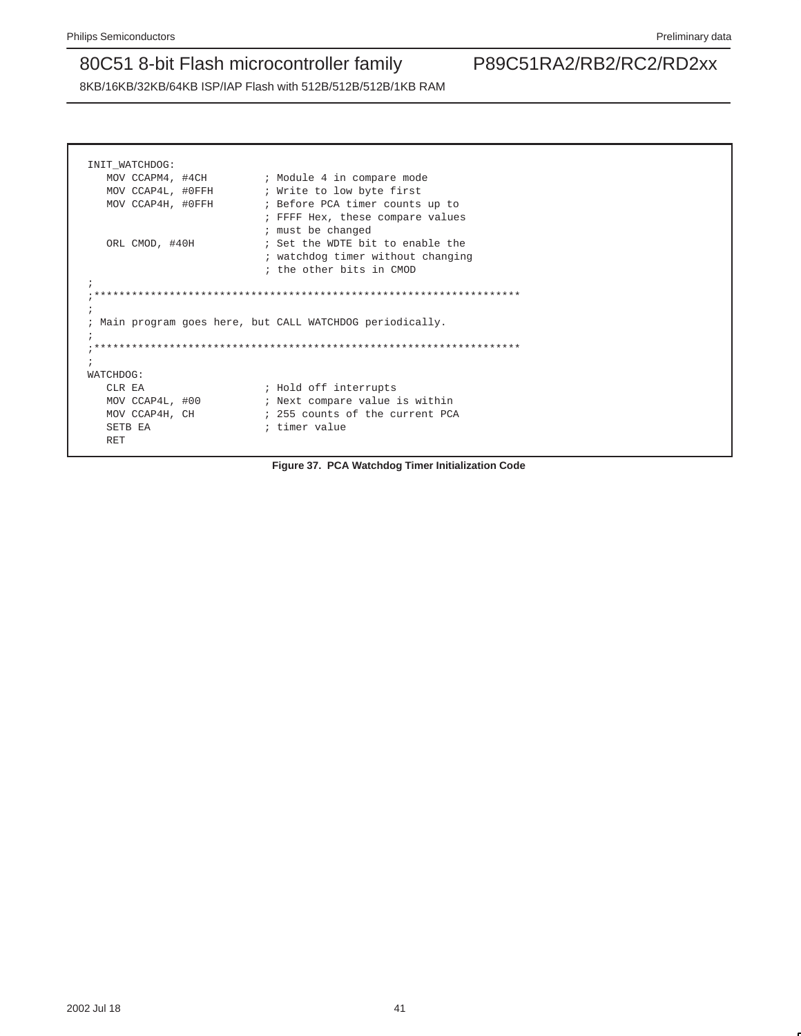```
INIT_WATCHDOG:
   MOV CCAPM4, #4CH         ; Module 4 in compare mode
   MOV CCAP4L, #0FFH        ; Write to low byte first
   MOV CCAP4H, #0FFH        ; Before PCA timer counts up to
                            ; FFFF Hex, these compare values
                            ; must be changed
   ORL CMOD, #40H           ; Set the WDTE bit to enable the
                            ; watchdog timer without changing
                            ; the other bits in CMOD
;
;********************************************************************
;
; Main program goes here, but CALL WATCHDOG periodically.
;
;********************************************************************
;
WATCHDOG:
   CLR EA                   ; Hold off interrupts
   MOV CCAP4L, #00          ; Next compare value is within
   MOV CCAP4H, CH           ; 255 counts of the current PCA
   SETB EA                  ; timer value
   RET
```

**Figure 37. PCA Watchdog Timer Initialization Code**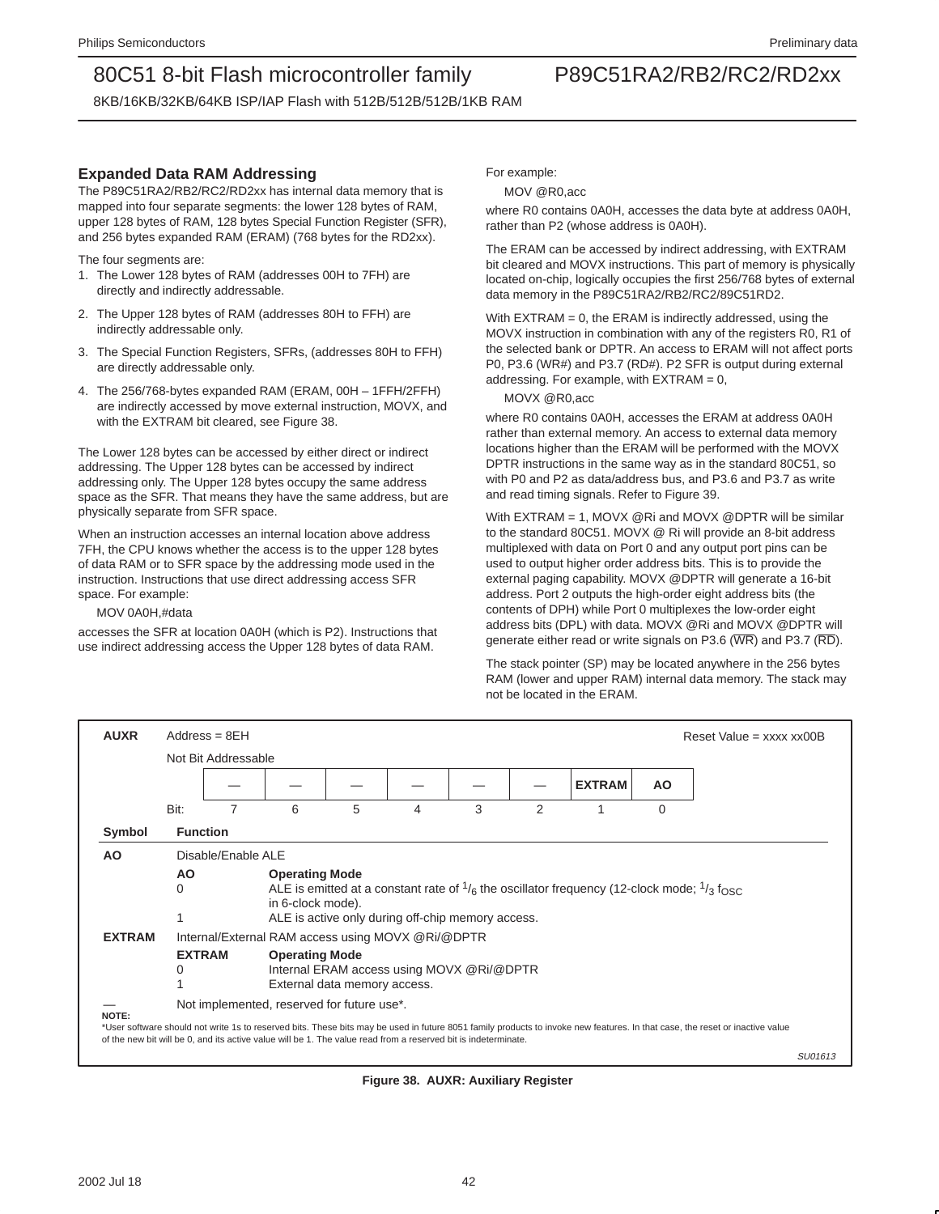## Expanded Data RAM Addressing

The P89C51RA2/RB2/RC2/RD2xx has internal data memory that is mapped into four separate segments: the lower 128 bytes of RAM, upper 128 bytes of RAM, 128 bytes Special Function Register (SFR), and 256 bytes expanded RAM (ERAM) (768 bytes for the RD2xx).

The four segments are:

1. The Lower 128 bytes of RAM (addresses 00H to 7FH) are directly and indirectly addressable.
2. The Upper 128 bytes of RAM (addresses 80H to FFH) are indirectly addressable only.
3. The Special Function Registers, SFRs, (addresses 80H to FFH) are directly addressable only.
4. The 256/768-bytes expanded RAM (ERAM, 00H – 1FFH/2FFH) are indirectly accessed by move external instruction, MOVX, and with the EXTRAM bit cleared, see Figure 38.

The Lower 128 bytes can be accessed by either direct or indirect addressing. The Upper 128 bytes can be accessed by indirect addressing only. The Upper 128 bytes occupy the same address space as the SFR. That means they have the same address, but are physically separate from SFR space.

When an instruction accesses an internal location above address 7FH, the CPU knows whether the access is to the upper 128 bytes of data RAM or to SFR space by the addressing mode used in the instruction. Instructions that use direct addressing access SFR space. For example:

MOV 0A0H,#data

accesses the SFR at location 0A0H (which is P2). Instructions that use indirect addressing access the Upper 128 bytes of data RAM.

For example:

MOV @R0,acc

where R0 contains 0A0H, accesses the data byte at address 0A0H, rather than P2 (whose address is 0A0H).

The ERAM can be accessed by indirect addressing, with EXTRAM bit cleared and MOVX instructions. This part of memory is physically located on-chip, logically occupies the first 256/768 bytes of external data memory in the P89C51RA2/RB2/RC2/89C51RD2.

With EXTRAM = 0, the ERAM is indirectly addressed, using the MOVX instruction in combination with any of the registers R0, R1 of the selected bank or DPTR. An access to ERAM will not affect ports P0, P3.6 (WR#) and P3.7 (RD#). P2 SFR is output during external addressing. For example, with EXTRAM = 0,

MOVX @R0,acc

where R0 contains 0A0H, accesses the ERAM at address 0A0H rather than external memory. An access to external data memory locations higher than the ERAM will be performed with the MOVX DPTR instructions in the same way as in the standard 80C51, so with P0 and P2 as data/address bus, and P3.6 and P3.7 as write and read timing signals. Refer to Figure 39.

With EXTRAM = 1, MOVX @Ri and MOVX @DPTR will be similar to the standard 80C51. MOVX @ Ri will provide an 8-bit address multiplexed with data on Port 0 and any output port pins can be used to output higher order address bits. This is to provide the external paging capability. MOVX @DPTR will generate a 16-bit address. Port 2 outputs the high-order eight address bits (the contents of DPH) while Port 0 multiplexes the low-order eight address bits (DPL) with data. MOVX @Ri and MOVX @DPTR will generate either read or write signals on P3.6 (WR) and P3.7 (RD).

The stack pointer (SP) may be located anywhere in the 256 bytes RAM (lower and upper RAM) internal data memory. The stack may not be located in the ERAM.

**AUXR** Address = 8EH — Reset Value = xxxx xx00B

Not Bit Addressable

| Bit: | 7 | 6 | 5 | 4 | 3 | 2 | 1 | 0 |
|---|---|---|---|---|---|---|---|---|
| | — | — | — | — | — | — | EXTRAM | AO |

| Symbol | Function | |
|---|---|---|
| **AO** | Disable/Enable ALE | |
| | **AO** | **Operating Mode** |
| | 0 | ALE is emitted at a constant rate of $^1/_6$ the oscillator frequency (12-clock mode; $^1/_3$ $f_{OSC}$ in 6-clock mode). |
| | 1 | ALE is active only during off-chip memory access. |
| **EXTRAM** | Internal/External RAM access using MOVX @Ri/@DPTR | |
| | **EXTRAM** | **Operating Mode** |
| | 0 | Internal ERAM access using MOVX @Ri/@DPTR |
| | 1 | External data memory access. |
| — | Not implemented, reserved for future use*. | |

**NOTE:**
*User software should not write 1s to reserved bits. These bits may be used in future 8051 family products to invoke new features. In that case, the reset or inactive value of the new bit will be 0, and its active value will be 1. The value read from a reserved bit is indeterminate.

SU01613

**Figure 38. AUXR: Auxiliary Register**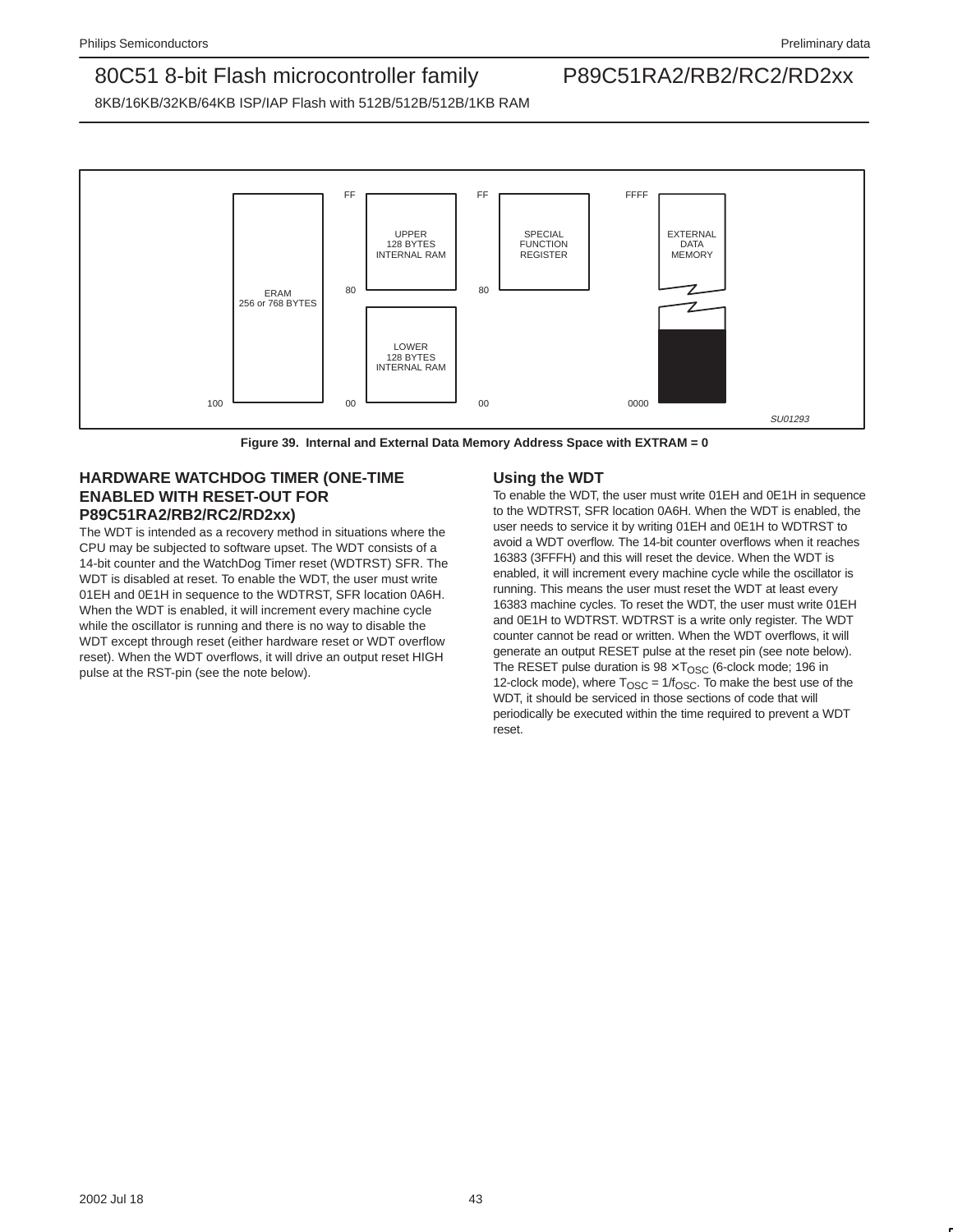Figure 39. Internal and External Data Memory Address Space with EXTRAM = 0

## HARDWARE WATCHDOG TIMER (ONE-TIME ENABLED WITH RESET-OUT FOR P89C51RA2/RB2/RC2/RD2xx)

The WDT is intended as a recovery method in situations where the CPU may be subjected to software upset. The WDT consists of a 14-bit counter and the WatchDog Timer reset (WDTRST) SFR. The WDT is disabled at reset. To enable the WDT, the user must write 01EH and 0E1H in sequence to the WDTRST, SFR location 0A6H. When the WDT is enabled, it will increment every machine cycle while the oscillator is running and there is no way to disable the WDT except through reset (either hardware reset or WDT overflow reset). When the WDT overflows, it will drive an output reset HIGH pulse at the RST-pin (see the note below).

## Using the WDT

To enable the WDT, the user must write 01EH and 0E1H in sequence to the WDTRST, SFR location 0A6H. When the WDT is enabled, the user needs to service it by writing 01EH and 0E1H to WDTRST to avoid a WDT overflow. The 14-bit counter overflows when it reaches 16383 (3FFFH) and this will reset the device. When the WDT is enabled, it will increment every machine cycle while the oscillator is running. This means the user must reset the WDT at least every 16383 machine cycles. To reset the WDT, the user must write 01EH and 0E1H to WDTRST. WDTRST is a write only register. The WDT counter cannot be read or written. When the WDT overflows, it will generate an output RESET pulse at the reset pin (see note below). The RESET pulse duration is $98 \times T_{OSC}$ (6-clock mode; 196 in 12-clock mode), where $T_{OSC} = 1/f_{OSC}$. To make the best use of the WDT, it should be serviced in those sections of code that will periodically be executed within the time required to prevent a WDT reset.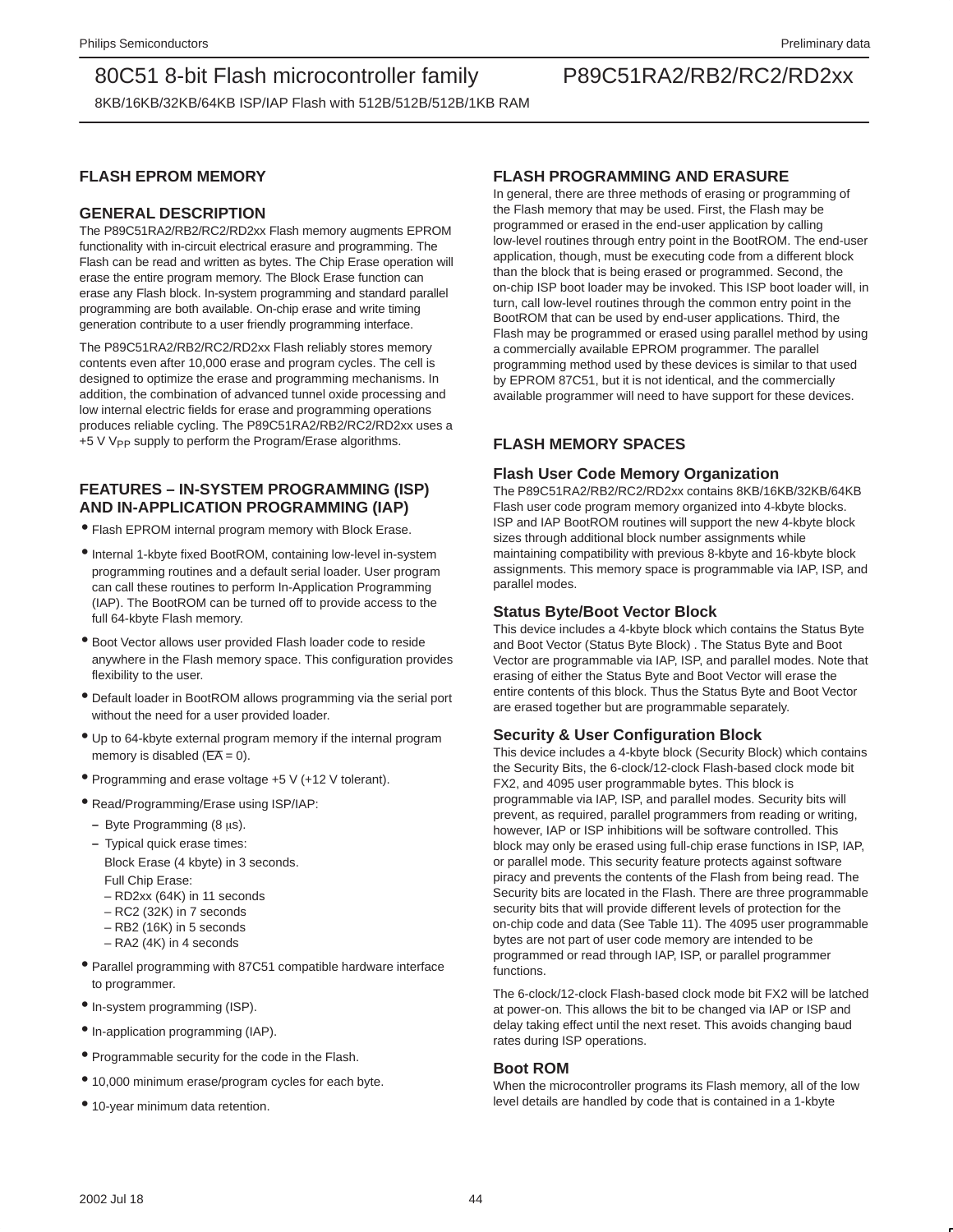## FLASH EPROM MEMORY

### GENERAL DESCRIPTION

The P89C51RA2/RB2/RC2/RD2xx Flash memory augments EPROM functionality with in-circuit electrical erasure and programming. The Flash can be read and written as bytes. The Chip Erase operation will erase the entire program memory. The Block Erase function can erase any Flash block. In-system programming and standard parallel programming are both available. On-chip erase and write timing generation contribute to a user friendly programming interface.

The P89C51RA2/RB2/RC2/RD2xx Flash reliably stores memory contents even after 10,000 erase and program cycles. The cell is designed to optimize the erase and programming mechanisms. In addition, the combination of advanced tunnel oxide processing and low internal electric fields for erase and programming operations produces reliable cycling. The P89C51RA2/RB2/RC2/RD2xx uses a +5 V $V_{PP}$ supply to perform the Program/Erase algorithms.

### FEATURES – IN-SYSTEM PROGRAMMING (ISP) AND IN-APPLICATION PROGRAMMING (IAP)

- Flash EPROM internal program memory with Block Erase.
- Internal 1-kbyte fixed BootROM, containing low-level in-system programming routines and a default serial loader. User program can call these routines to perform In-Application Programming (IAP). The BootROM can be turned off to provide access to the full 64-kbyte Flash memory.
- Boot Vector allows user provided Flash loader code to reside anywhere in the Flash memory space. This configuration provides flexibility to the user.
- Default loader in BootROM allows programming via the serial port without the need for a user provided loader.
- Up to 64-kbyte external program memory if the internal program memory is disabled ($\overline{EA}$ = 0).
- Programming and erase voltage +5 V (+12 V tolerant).
- Read/Programming/Erase using ISP/IAP:
  - Byte Programming (8 μs).
  - Typical quick erase times:
    Block Erase (4 kbyte) in 3 seconds.
    Full Chip Erase:
    – RD2xx (64K) in 11 seconds
    – RC2 (32K) in 7 seconds
    – RB2 (16K) in 5 seconds
    – RA2 (4K) in 4 seconds
- Parallel programming with 87C51 compatible hardware interface to programmer.
- In-system programming (ISP).
- In-application programming (IAP).
- Programmable security for the code in the Flash.
- 10,000 minimum erase/program cycles for each byte.
- 10-year minimum data retention.

### FLASH PROGRAMMING AND ERASURE

In general, there are three methods of erasing or programming of the Flash memory that may be used. First, the Flash may be programmed or erased in the end-user application by calling low-level routines through entry point in the BootROM. The end-user application, though, must be executing code from a different block than the block that is being erased or programmed. Second, the on-chip ISP boot loader may be invoked. This ISP boot loader will, in turn, call low-level routines through the common entry point in the BootROM that can be used by end-user applications. Third, the Flash may be programmed or erased using parallel method by using a commercially available EPROM programmer. The parallel programming method used by these devices is similar to that used by EPROM 87C51, but it is not identical, and the commercially available programmer will need to have support for these devices.

### FLASH MEMORY SPACES

#### Flash User Code Memory Organization

The P89C51RA2/RB2/RC2/RD2xx contains 8KB/16KB/32KB/64KB Flash user code program memory organized into 4-kbyte blocks. ISP and IAP BootROM routines will support the new 4-kbyte block sizes through additional block number assignments while maintaining compatibility with previous 8-kbyte and 16-kbyte block assignments. This memory space is programmable via IAP, ISP, and parallel modes.

#### Status Byte/Boot Vector Block

This device includes a 4-kbyte block which contains the Status Byte and Boot Vector (Status Byte Block) . The Status Byte and Boot Vector are programmable via IAP, ISP, and parallel modes. Note that erasing of either the Status Byte and Boot Vector will erase the entire contents of this block. Thus the Status Byte and Boot Vector are erased together but are programmable separately.

#### Security & User Configuration Block

This device includes a 4-kbyte block (Security Block) which contains the Security Bits, the 6-clock/12-clock Flash-based clock mode bit FX2, and 4095 user programmable bytes. This block is programmable via IAP, ISP, and parallel modes. Security bits will prevent, as required, parallel programmers from reading or writing, however, IAP or ISP inhibitions will be software controlled. This block may only be erased using full-chip erase functions in ISP, IAP, or parallel mode. This security feature protects against software piracy and prevents the contents of the Flash from being read. The Security bits are located in the Flash. There are three programmable security bits that will provide different levels of protection for the on-chip code and data (See Table 11). The 4095 user programmable bytes are not part of user code memory are intended to be programmed or read through IAP, ISP, or parallel programmer functions.

The 6-clock/12-clock Flash-based clock mode bit FX2 will be latched at power-on. This allows the bit to be changed via IAP or ISP and delay taking effect until the next reset. This avoids changing baud rates during ISP operations.

#### Boot ROM

When the microcontroller programs its Flash memory, all of the low level details are handled by code that is contained in a 1-kbyte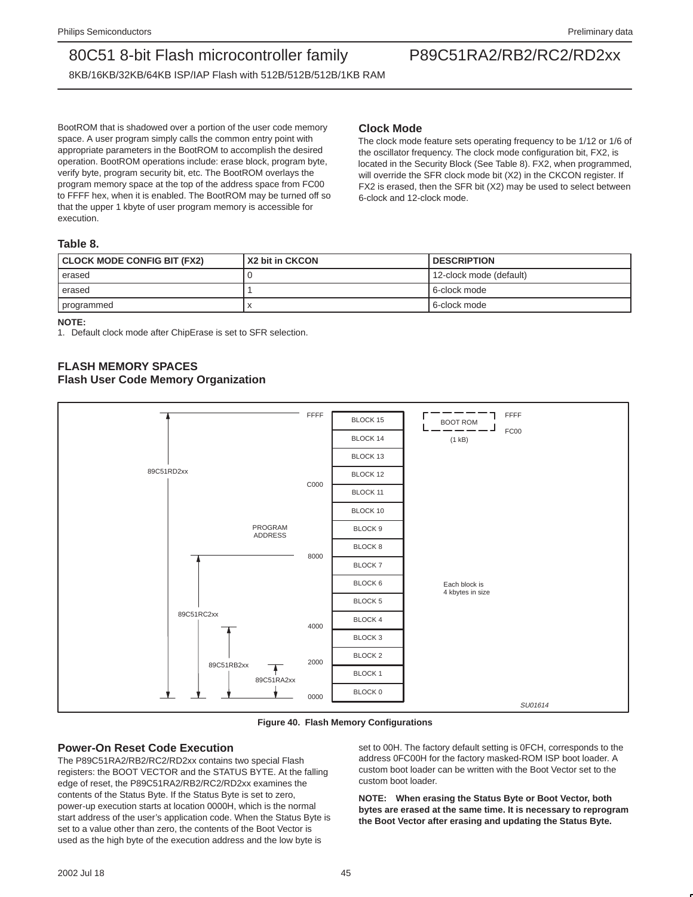BootROM that is shadowed over a portion of the user code memory space. A user program simply calls the common entry point with appropriate parameters in the BootROM to accomplish the desired operation. BootROM operations include: erase block, program byte, verify byte, program security bit, etc. The BootROM overlays the program memory space at the top of the address space from FC00 to FFFF hex, when it is enabled. The BootROM may be turned off so that the upper 1 kbyte of user program memory is accessible for execution.

### Clock Mode

The clock mode feature sets operating frequency to be 1/12 or 1/6 of the oscillator frequency. The clock mode configuration bit, FX2, is located in the Security Block (See Table 8). FX2, when programmed, will override the SFR clock mode bit (X2) in the CKCON register. If FX2 is erased, then the SFR bit (X2) may be used to select between 6-clock and 12-clock mode.

**Table 8.**

| CLOCK MODE CONFIG BIT (FX2) | X2 bit in CKCON | DESCRIPTION |
|---|---|---|
| erased | 0 | 12-clock mode (default) |
| erased | 1 | 6-clock mode |
| programmed | x | 6-clock mode |

**NOTE:**
1. Default clock mode after ChipErase is set to SFR selection.

## FLASH MEMORY SPACES

### Flash User Code Memory Organization

| Address | Block |
|---|---|
| FFFF | BLOCK 15 |
| | BLOCK 14 |
| | BLOCK 13 |
| C000 | BLOCK 12 |
| | BLOCK 11 |
| | BLOCK 10 |
| | BLOCK 9 |
| 8000 | BLOCK 8 |
| | BLOCK 7 |
| | BLOCK 6 |
| | BLOCK 5 |
| 4000 | BLOCK 4 |
| | BLOCK 3 |
| 2000 | BLOCK 2 |
| | BLOCK 1 |
| 0000 | BLOCK 0 |

PROGRAM ADDRESS: 89C51RD2xx (0000–FFFF), 89C51RC2xx (0000–8000), 89C51RB2xx (0000–4000), 89C51RA2xx (0000–2000)

BOOT ROM (1 kB): FC00–FFFF

Each block is 4 kbytes in size

SU01614

**Figure 40. Flash Memory Configurations**

### Power-On Reset Code Execution

The P89C51RA2/RB2/RC2/RD2xx contains two special Flash registers: the BOOT VECTOR and the STATUS BYTE. At the falling edge of reset, the P89C51RA2/RB2/RC2/RD2xx examines the contents of the Status Byte. If the Status Byte is set to zero, power-up execution starts at location 0000H, which is the normal start address of the user's application code. When the Status Byte is set to a value other than zero, the contents of the Boot Vector is used as the high byte of the execution address and the low byte is set to 00H. The factory default setting is 0FCH, corresponds to the address 0FC00H for the factory masked-ROM ISP boot loader. A custom boot loader can be written with the Boot Vector set to the custom boot loader.

**NOTE: When erasing the Status Byte or Boot Vector, both bytes are erased at the same time. It is necessary to reprogram the Boot Vector after erasing and updating the Status Byte.**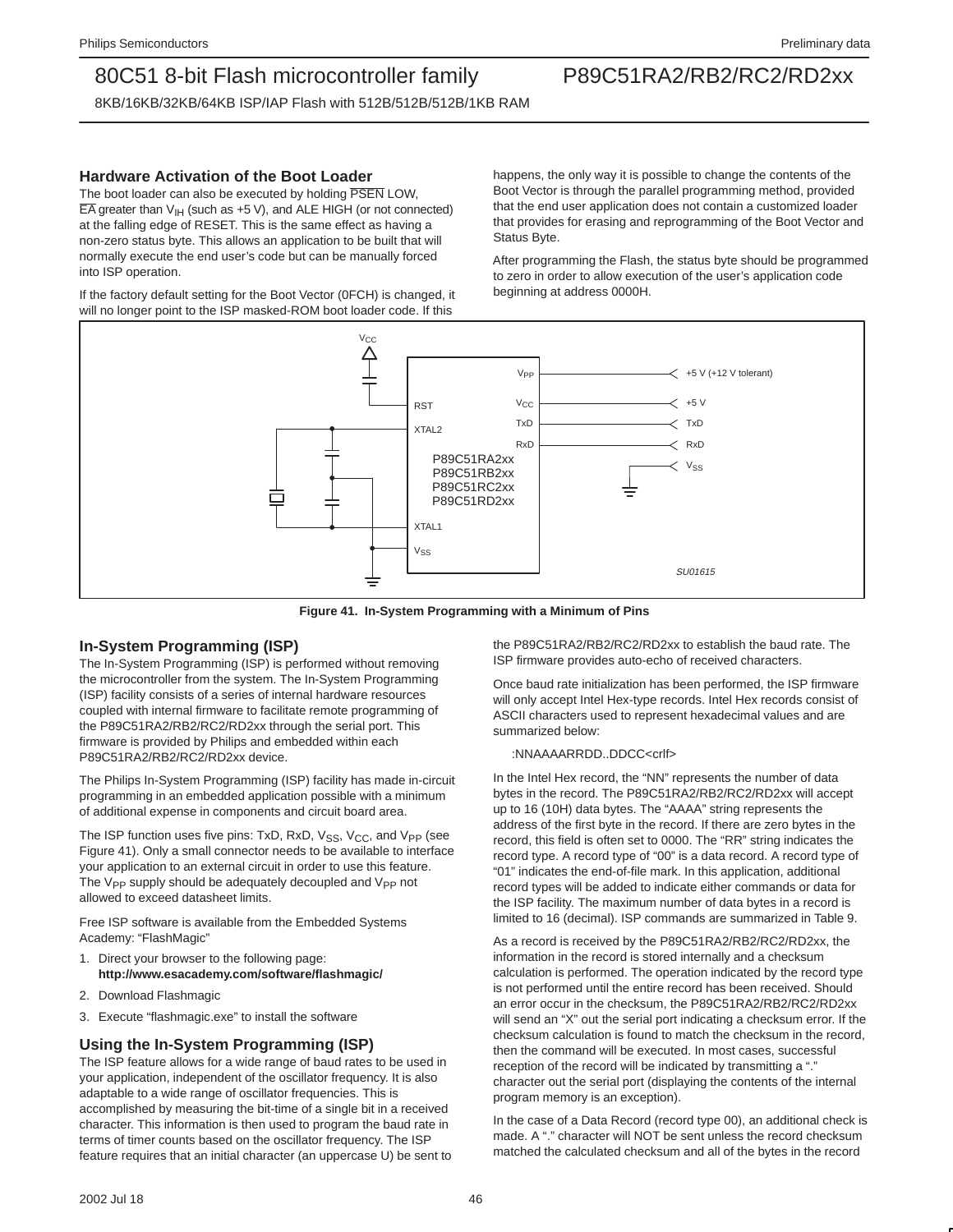## Hardware Activation of the Boot Loader

The boot loader can also be executed by holding $\overline{PSEN}$ LOW, $\overline{EA}$ greater than $V_{IH}$ (such as +5 V), and ALE HIGH (or not connected) at the falling edge of RESET. This is the same effect as having a non-zero status byte. This allows an application to be built that will normally execute the end user's code but can be manually forced into ISP operation.

If the factory default setting for the Boot Vector (0FCH) is changed, it will no longer point to the ISP masked-ROM boot loader code. If this happens, the only way it is possible to change the contents of the Boot Vector is through the parallel programming method, provided that the end user application does not contain a customized loader that provides for erasing and reprogramming of the Boot Vector and Status Byte.

After programming the Flash, the status byte should be programmed to zero in order to allow execution of the user's application code beginning at address 0000H.

Figure 41. In-System Programming with a Minimum of Pins

## In-System Programming (ISP)

The In-System Programming (ISP) is performed without removing the microcontroller from the system. The In-System Programming (ISP) facility consists of a series of internal hardware resources coupled with internal firmware to facilitate remote programming of the P89C51RA2/RB2/RC2/RD2xx through the serial port. This firmware is provided by Philips and embedded within each P89C51RA2/RB2/RC2/RD2xx device.

The Philips In-System Programming (ISP) facility has made in-circuit programming in an embedded application possible with a minimum of additional expense in components and circuit board area.

The ISP function uses five pins: TxD, RxD, $V_{SS}$, $V_{CC}$, and $V_{PP}$ (see Figure 41). Only a small connector needs to be available to interface your application to an external circuit in order to use this feature. The $V_{PP}$ supply should be adequately decoupled and $V_{PP}$ not allowed to exceed datasheet limits.

Free ISP software is available from the Embedded Systems Academy: "FlashMagic"

1. Direct your browser to the following page: **http://www.esacademy.com/software/flashmagic/**
2. Download Flashmagic
3. Execute "flashmagic.exe" to install the software

## Using the In-System Programming (ISP)

The ISP feature allows for a wide range of baud rates to be used in your application, independent of the oscillator frequency. It is also adaptable to a wide range of oscillator frequencies. This is accomplished by measuring the bit-time of a single bit in a received character. This information is then used to program the baud rate in terms of timer counts based on the oscillator frequency. The ISP feature requires that an initial character (an uppercase U) be sent to the P89C51RA2/RB2/RC2/RD2xx to establish the baud rate. The ISP firmware provides auto-echo of received characters.

Once baud rate initialization has been performed, the ISP firmware will only accept Intel Hex-type records. Intel Hex records consist of ASCII characters used to represent hexadecimal values and are summarized below:

:NNAAAARRDD..DDCC<crlf>

In the Intel Hex record, the "NN" represents the number of data bytes in the record. The P89C51RA2/RB2/RC2/RD2xx will accept up to 16 (10H) data bytes. The "AAAA" string represents the address of the first byte in the record. If there are zero bytes in the record, this field is often set to 0000. The "RR" string indicates the record type. A record type of "00" is a data record. A record type of "01" indicates the end-of-file mark. In this application, additional record types will be added to indicate either commands or data for the ISP facility. The maximum number of data bytes in a record is limited to 16 (decimal). ISP commands are summarized in Table 9.

As a record is received by the P89C51RA2/RB2/RC2/RD2xx, the information in the record is stored internally and a checksum calculation is performed. The operation indicated by the record type is not performed until the entire record has been received. Should an error occur in the checksum, the P89C51RA2/RB2/RC2/RD2xx will send an "X" out the serial port indicating a checksum error. If the checksum calculation is found to match the checksum in the record, then the command will be executed. In most cases, successful reception of the record will be indicated by transmitting a "." character out the serial port (displaying the contents of the internal program memory is an exception).

In the case of a Data Record (record type 00), an additional check is made. A "." character will NOT be sent unless the record checksum matched the calculated checksum and all of the bytes in the record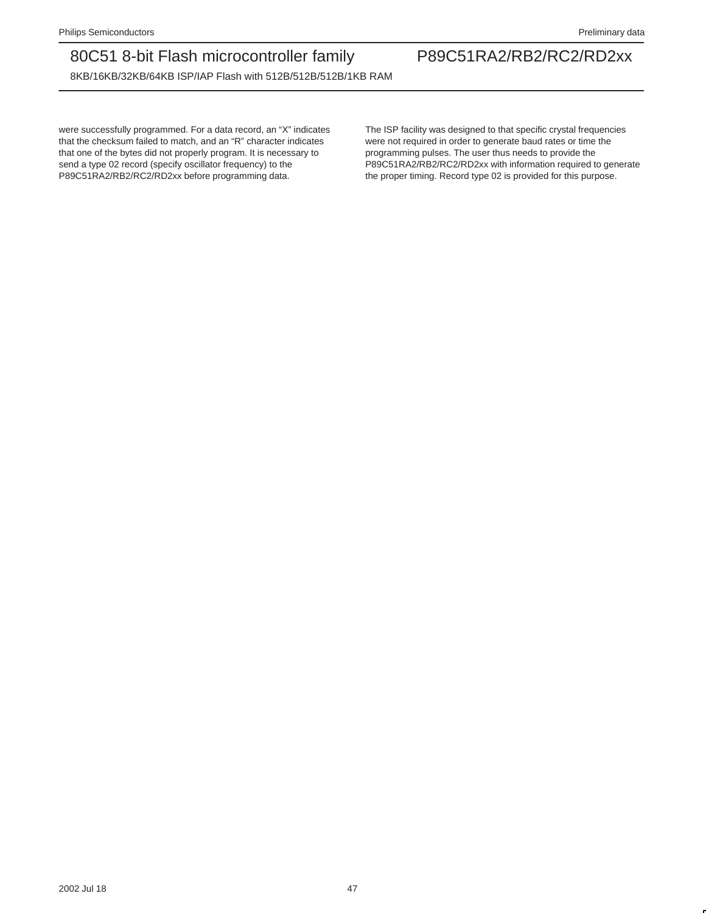were successfully programmed. For a data record, an “X” indicates that the checksum failed to match, and an “R” character indicates that one of the bytes did not properly program. It is necessary to send a type 02 record (specify oscillator frequency) to the P89C51RA2/RB2/RC2/RD2xx before programming data.

The ISP facility was designed to that specific crystal frequencies were not required in order to generate baud rates or time the programming pulses. The user thus needs to provide the P89C51RA2/RB2/RC2/RD2xx with information required to generate the proper timing. Record type 02 is provided for this purpose.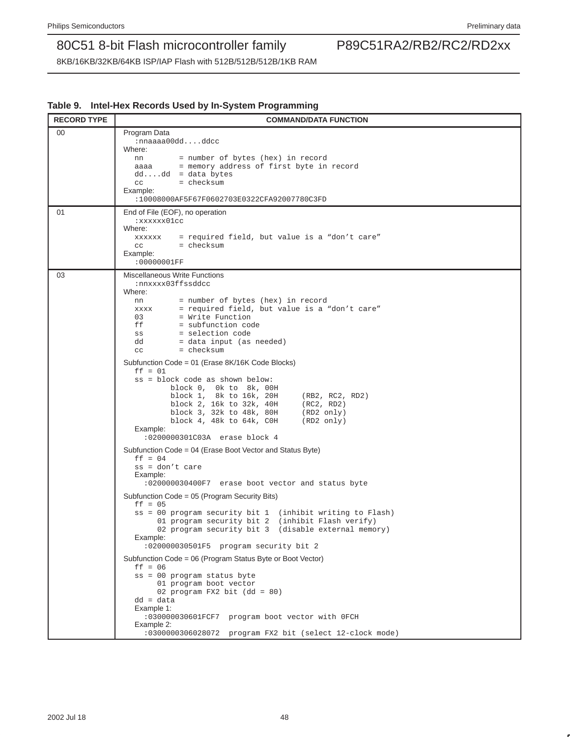**Table 9. Intel-Hex Records Used by In-System Programming**

| RECORD TYPE | COMMAND/DATA FUNCTION |
|---|---|
| 00 | Program Data<br>`:nnaaaa00dd....ddcc`<br>Where:<br>`nn = number of bytes (hex) in record`<br>`aaaa = memory address of first byte in record`<br>`dd....dd = data bytes`<br>`cc = checksum`<br>Example:<br>`:10008000AF5F67F0602703E0322CFA92007780C3FD` |
| 01 | End of File (EOF), no operation<br>`:xxxxxx01cc`<br>Where:<br>`xxxxxx = required field, but value is a "don't care"`<br>`cc = checksum`<br>Example:<br>`:00000001FF` |
| 03 | Miscellaneous Write Functions<br>`:nnxxxx03ffssddcc`<br>Where:<br>`nn = number of bytes (hex) in record`<br>`xxxx = required field, but value is a "don't care"`<br>`03 = Write Function`<br>`ff = subfunction code`<br>`ss = selection code`<br>`dd = data input (as needed)`<br>`cc = checksum`<br><br>Subfunction Code = 01 (Erase 8K/16K Code Blocks)<br>`ff = 01`<br>`ss = block code as shown below:`<br>`block 0, 0k to 8k, 00H`<br>`block 1, 8k to 16k, 20H (RB2, RC2, RD2)`<br>`block 2, 16k to 32k, 40H (RC2, RD2)`<br>`block 3, 32k to 48k, 80H (RD2 only)`<br>`block 4, 48k to 64k, C0H (RD2 only)`<br>Example:<br>`:0200000301C03A erase block 4`<br><br>Subfunction Code = 04 (Erase Boot Vector and Status Byte)<br>`ff = 04`<br>`ss = don't care`<br>Example:<br>`:020000030400F7 erase boot vector and status byte`<br><br>Subfunction Code = 05 (Program Security Bits)<br>`ff = 05`<br>`ss = 00 program security bit 1 (inhibit writing to Flash)`<br>`01 program security bit 2 (inhibit Flash verify)`<br>`02 program security bit 3 (disable external memory)`<br>Example:<br>`:020000030501F5 program security bit 2`<br><br>Subfunction Code = 06 (Program Status Byte or Boot Vector)<br>`ff = 06`<br>`ss = 00 program status byte`<br>`01 program boot vector`<br>`02 program FX2 bit (dd = 80)`<br>`dd = data`<br>Example 1:<br>`:030000030601FCF7 program boot vector with 0FCH`<br>Example 2:<br>`:0300000306028072 program FX2 bit (select 12-clock mode)` |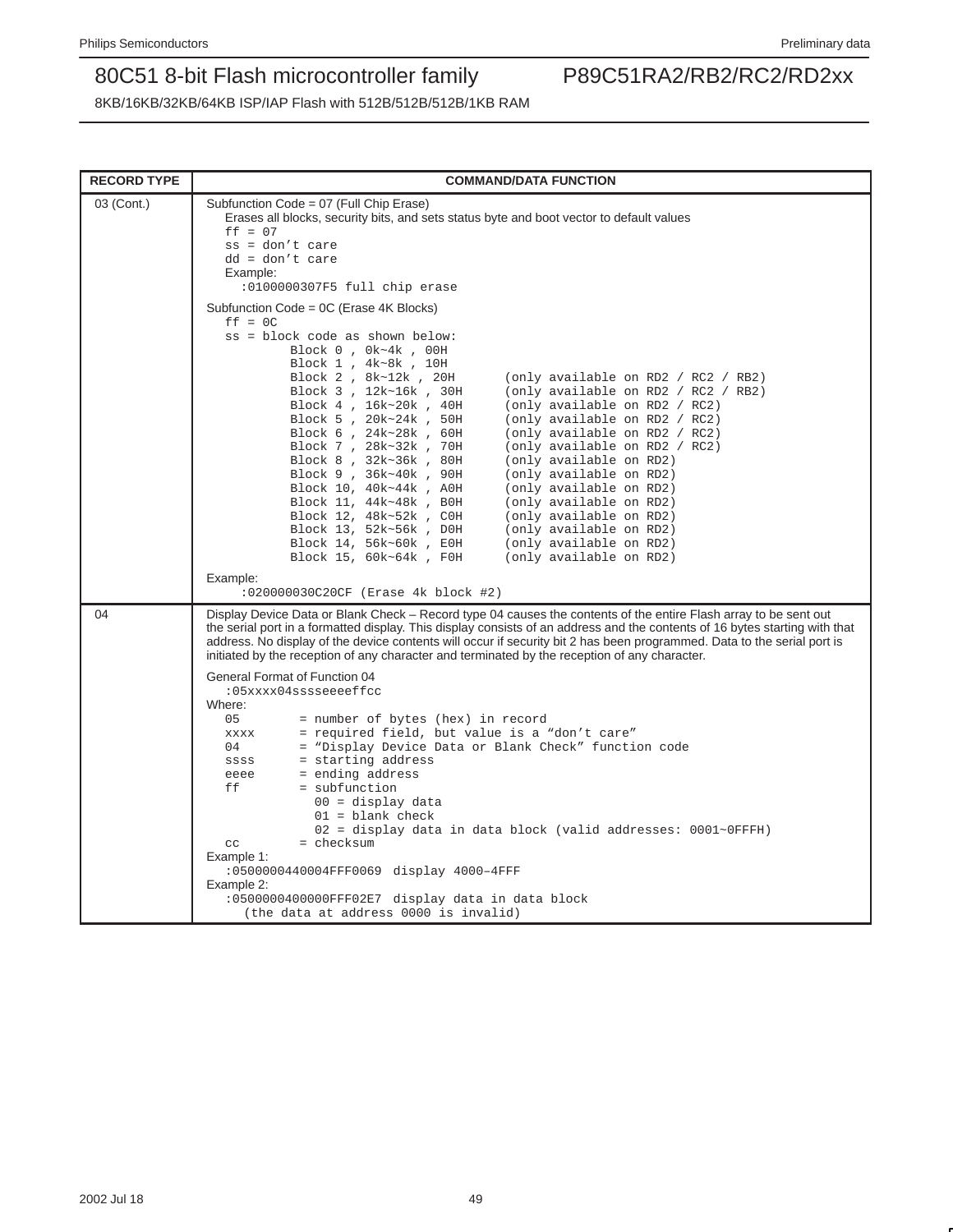| RECORD TYPE | COMMAND/DATA FUNCTION |
|---|---|
| 03 (Cont.) | Subfunction Code = 07 (Full Chip Erase)<br>Erases all blocks, security bits, and sets status byte and boot vector to default values<br>`ff = 07`<br>`ss = don't care`<br>`dd = don't care`<br>Example:<br>`:0100000307F5 full chip erase`<br><br>Subfunction Code = 0C (Erase 4K Blocks)<br>`ff = 0C`<br>`ss = block code as shown below:`<br>`Block 0 , 0k~4k , 00H`<br>`Block 1 , 4k~8k , 10H`<br>`Block 2 , 8k~12k , 20H (only available on RD2 / RC2 / RB2)`<br>`Block 3 , 12k~16k , 30H (only available on RD2 / RC2 / RB2)`<br>`Block 4 , 16k~20k , 40H (only available on RD2 / RC2)`<br>`Block 5 , 20k~24k , 50H (only available on RD2 / RC2)`<br>`Block 6 , 24k~28k , 60H (only available on RD2 / RC2)`<br>`Block 7 , 28k~32k , 70H (only available on RD2 / RC2)`<br>`Block 8 , 32k~36k , 80H (only available on RD2)`<br>`Block 9 , 36k~40k , 90H (only available on RD2)`<br>`Block 10, 40k~44k , A0H (only available on RD2)`<br>`Block 11, 44k~48k , B0H (only available on RD2)`<br>`Block 12, 48k~52k , C0H (only available on RD2)`<br>`Block 13, 52k~56k , D0H (only available on RD2)`<br>`Block 14, 56k~60k , E0H (only available on RD2)`<br>`Block 15, 60k~64k , F0H (only available on RD2)`<br><br>Example:<br>`:020000030C20CF (Erase 4k block #2)` |
| 04 | Display Device Data or Blank Check – Record type 04 causes the contents of the entire Flash array to be sent out the serial port in a formatted display. This display consists of an address and the contents of 16 bytes starting with that address. No display of the device contents will occur if security bit 2 has been programmed. Data to the serial port is initiated by the reception of any character and terminated by the reception of any character.<br><br>General Format of Function 04<br>`:05xxxx04sssseeeeffcc`<br>Where:<br>`05 = number of bytes (hex) in record`<br>`xxxx = required field, but value is a "don't care"`<br>`04 = "Display Device Data or Blank Check" function code`<br>`ssss = starting address`<br>`eeee = ending address`<br>`ff = subfunction`<br>`00 = display data`<br>`01 = blank check`<br>`02 = display data in data block (valid addresses: 0001~0FFFH)`<br>`cc = checksum`<br>Example 1:<br>`:0500000440004FFF0069 display 4000–4FFF`<br>Example 2:<br>`:0500000400000FFF02E7 display data in data block`<br>`(the data at address 0000 is invalid)` |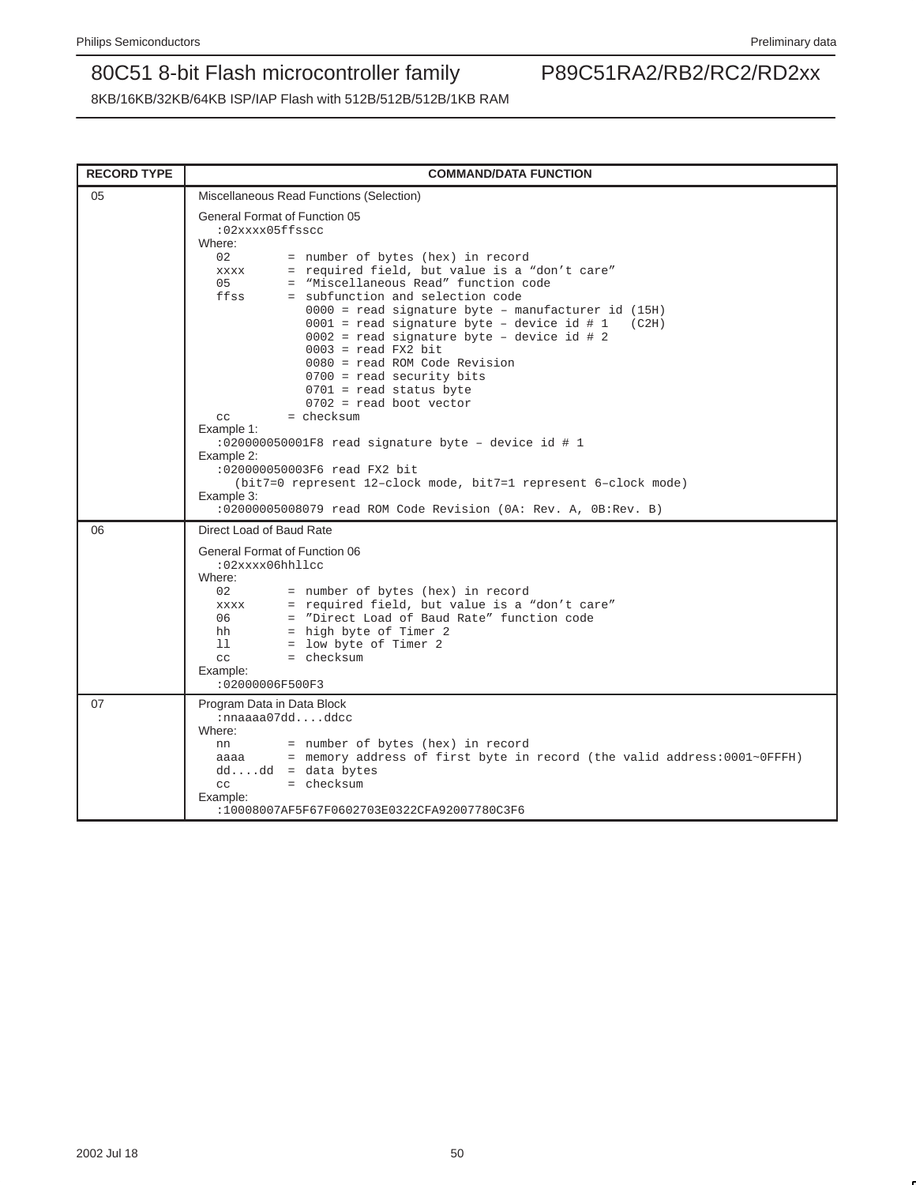| RECORD TYPE | COMMAND/DATA FUNCTION |
|---|---|
| 05 | Miscellaneous Read Functions (Selection)<br><br>General Format of Function 05<br>`:02xxxx05ffsscc`<br>Where:<br>`02 = number of bytes (hex) in record`<br>`xxxx = required field, but value is a “don’t care”`<br>`05 = “Miscellaneous Read” function code`<br>`ffss = subfunction and selection code`<br>`0000 = read signature byte – manufacturer id (15H)`<br>`0001 = read signature byte – device id # 1 (C2H)`<br>`0002 = read signature byte – device id # 2`<br>`0003 = read FX2 bit`<br>`0080 = read ROM Code Revision`<br>`0700 = read security bits`<br>`0701 = read status byte`<br>`0702 = read boot vector`<br>`cc = checksum`<br>Example 1:<br>`:020000050001F8 read signature byte – device id # 1`<br>Example 2:<br>`:020000050003F6 read FX2 bit`<br>`(bit7=0 represent 12–clock mode, bit7=1 represent 6–clock mode)`<br>Example 3:<br>`:02000005008079 read ROM Code Revision (0A: Rev. A, 0B:Rev. B)` |
| 06 | Direct Load of Baud Rate<br><br>General Format of Function 06<br>`:02xxxx06hhllcc`<br>Where:<br>`02 = number of bytes (hex) in record`<br>`xxxx = required field, but value is a “don’t care”`<br>`06 = ”Direct Load of Baud Rate” function code`<br>`hh = high byte of Timer 2`<br>`ll = low byte of Timer 2`<br>`cc = checksum`<br>Example:<br>`:02000006F500F3` |
| 07 | Program Data in Data Block<br>`:nnaaaa07dd....ddcc`<br>Where:<br>`nn = number of bytes (hex) in record`<br>`aaaa = memory address of first byte in record (the valid address:0001~0FFFH)`<br>`dd....dd = data bytes`<br>`cc = checksum`<br>Example:<br>`:10008007AF5F67F0602703E0322CFA92007780C3F6` |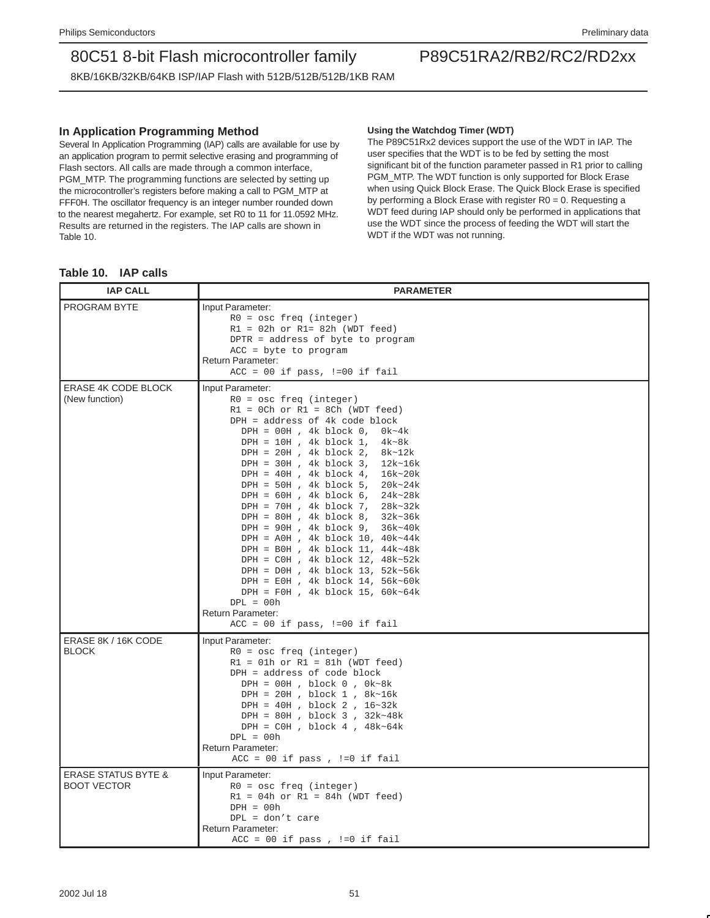## In Application Programming Method

Several In Application Programming (IAP) calls are available for use by an application program to permit selective erasing and programming of Flash sectors. All calls are made through a common interface, PGM_MTP. The programming functions are selected by setting up the microcontroller's registers before making a call to PGM_MTP at FFF0H. The oscillator frequency is an integer number rounded down to the nearest megahertz. For example, set R0 to 11 for 11.0592 MHz. Results are returned in the registers. The IAP calls are shown in Table 10.

#### Using the Watchdog Timer (WDT)

The P89C51Rx2 devices support the use of the WDT in IAP. The user specifies that the WDT is to be fed by setting the most significant bit of the function parameter passed in R1 prior to calling PGM_MTP. The WDT function is only supported for Block Erase when using Quick Block Erase. The Quick Block Erase is specified by performing a Block Erase with register R0 = 0. Requesting a WDT feed during IAP should only be performed in applications that use the WDT since the process of feeding the WDT will start the WDT if the WDT was not running.

**Table 10. IAP calls**

| IAP CALL | PARAMETER |
|---|---|
| PROGRAM BYTE | Input Parameter:<br>`R0 = osc freq (integer)`<br>`R1 = 02h or R1= 82h (WDT feed)`<br>`DPTR = address of byte to program`<br>`ACC = byte to program`<br>Return Parameter:<br>`ACC = 00 if pass, !=00 if fail` |
| ERASE 4K CODE BLOCK (New function) | Input Parameter:<br>`R0 = osc freq (integer)`<br>`R1 = 0Ch or R1 = 8Ch (WDT feed)`<br>`DPH = address of 4k code block`<br>`DPH = 00H , 4k block 0, 0k~4k`<br>`DPH = 10H , 4k block 1, 4k~8k`<br>`DPH = 20H , 4k block 2, 8k~12k`<br>`DPH = 30H , 4k block 3, 12k~16k`<br>`DPH = 40H , 4k block 4, 16k~20k`<br>`DPH = 50H , 4k block 5, 20k~24k`<br>`DPH = 60H , 4k block 6, 24k~28k`<br>`DPH = 70H , 4k block 7, 28k~32k`<br>`DPH = 80H , 4k block 8, 32k~36k`<br>`DPH = 90H , 4k block 9, 36k~40k`<br>`DPH = A0H , 4k block 10, 40k~44k`<br>`DPH = B0H , 4k block 11, 44k~48k`<br>`DPH = C0H , 4k block 12, 48k~52k`<br>`DPH = D0H , 4k block 13, 52k~56k`<br>`DPH = E0H , 4k block 14, 56k~60k`<br>`DPH = F0H , 4k block 15, 60k~64k`<br>`DPL = 00h`<br>Return Parameter:<br>`ACC = 00 if pass, !=00 if fail` |
| ERASE 8K / 16K CODE BLOCK | Input Parameter:<br>`R0 = osc freq (integer)`<br>`R1 = 01h or R1 = 81h (WDT feed)`<br>`DPH = address of code block`<br>`DPH = 00H , block 0 , 0k~8k`<br>`DPH = 20H , block 1 , 8k~16k`<br>`DPH = 40H , block 2 , 16~32k`<br>`DPH = 80H , block 3 , 32k~48k`<br>`DPH = C0H , block 4 , 48k~64k`<br>`DPL = 00h`<br>Return Parameter:<br>`ACC = 00 if pass , !=0 if fail` |
| ERASE STATUS BYTE & BOOT VECTOR | Input Parameter:<br>`R0 = osc freq (integer)`<br>`R1 = 04h or R1 = 84h (WDT feed)`<br>`DPH = 00h`<br>`DPL = don't care`<br>Return Parameter:<br>`ACC = 00 if pass , !=0 if fail` |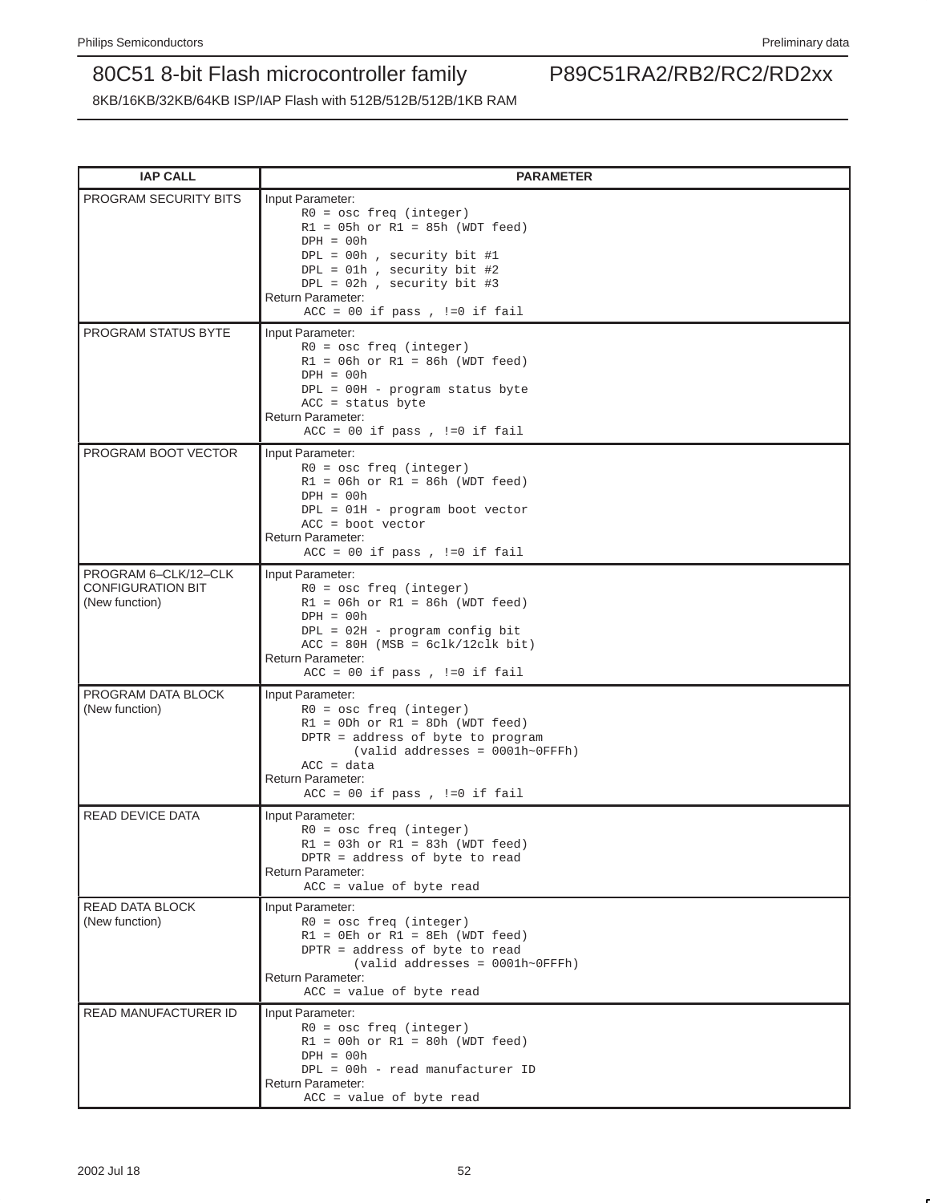| IAP CALL | PARAMETER |
|---|---|
| PROGRAM SECURITY BITS | Input Parameter:<br>R0 = osc freq (integer)<br>R1 = 05h or R1 = 85h (WDT feed)<br>DPH = 00h<br>DPL = 00h , security bit #1<br>DPL = 01h , security bit #2<br>DPL = 02h , security bit #3<br>Return Parameter:<br>ACC = 00 if pass , !=0 if fail |
| PROGRAM STATUS BYTE | Input Parameter:<br>R0 = osc freq (integer)<br>R1 = 06h or R1 = 86h (WDT feed)<br>DPH = 00h<br>DPL = 00H - program status byte<br>ACC = status byte<br>Return Parameter:<br>ACC = 00 if pass , !=0 if fail |
| PROGRAM BOOT VECTOR | Input Parameter:<br>R0 = osc freq (integer)<br>R1 = 06h or R1 = 86h (WDT feed)<br>DPH = 00h<br>DPL = 01H - program boot vector<br>ACC = boot vector<br>Return Parameter:<br>ACC = 00 if pass , !=0 if fail |
| PROGRAM 6–CLK/12–CLK CONFIGURATION BIT (New function) | Input Parameter:<br>R0 = osc freq (integer)<br>R1 = 06h or R1 = 86h (WDT feed)<br>DPH = 00h<br>DPL = 02H - program config bit<br>ACC = 80H (MSB = 6clk/12clk bit)<br>Return Parameter:<br>ACC = 00 if pass , !=0 if fail |
| PROGRAM DATA BLOCK (New function) | Input Parameter:<br>R0 = osc freq (integer)<br>R1 = 0Dh or R1 = 8Dh (WDT feed)<br>DPTR = address of byte to program<br>(valid addresses = 0001h~0FFFh)<br>ACC = data<br>Return Parameter:<br>ACC = 00 if pass , !=0 if fail |
| READ DEVICE DATA | Input Parameter:<br>R0 = osc freq (integer)<br>R1 = 03h or R1 = 83h (WDT feed)<br>DPTR = address of byte to read<br>Return Parameter:<br>ACC = value of byte read |
| READ DATA BLOCK (New function) | Input Parameter:<br>R0 = osc freq (integer)<br>R1 = 0Eh or R1 = 8Eh (WDT feed)<br>DPTR = address of byte to read<br>(valid addresses = 0001h~0FFFh)<br>Return Parameter:<br>ACC = value of byte read |
| READ MANUFACTURER ID | Input Parameter:<br>R0 = osc freq (integer)<br>R1 = 00h or R1 = 80h (WDT feed)<br>DPH = 00h<br>DPL = 00h - read manufacturer ID<br>Return Parameter:<br>ACC = value of byte read |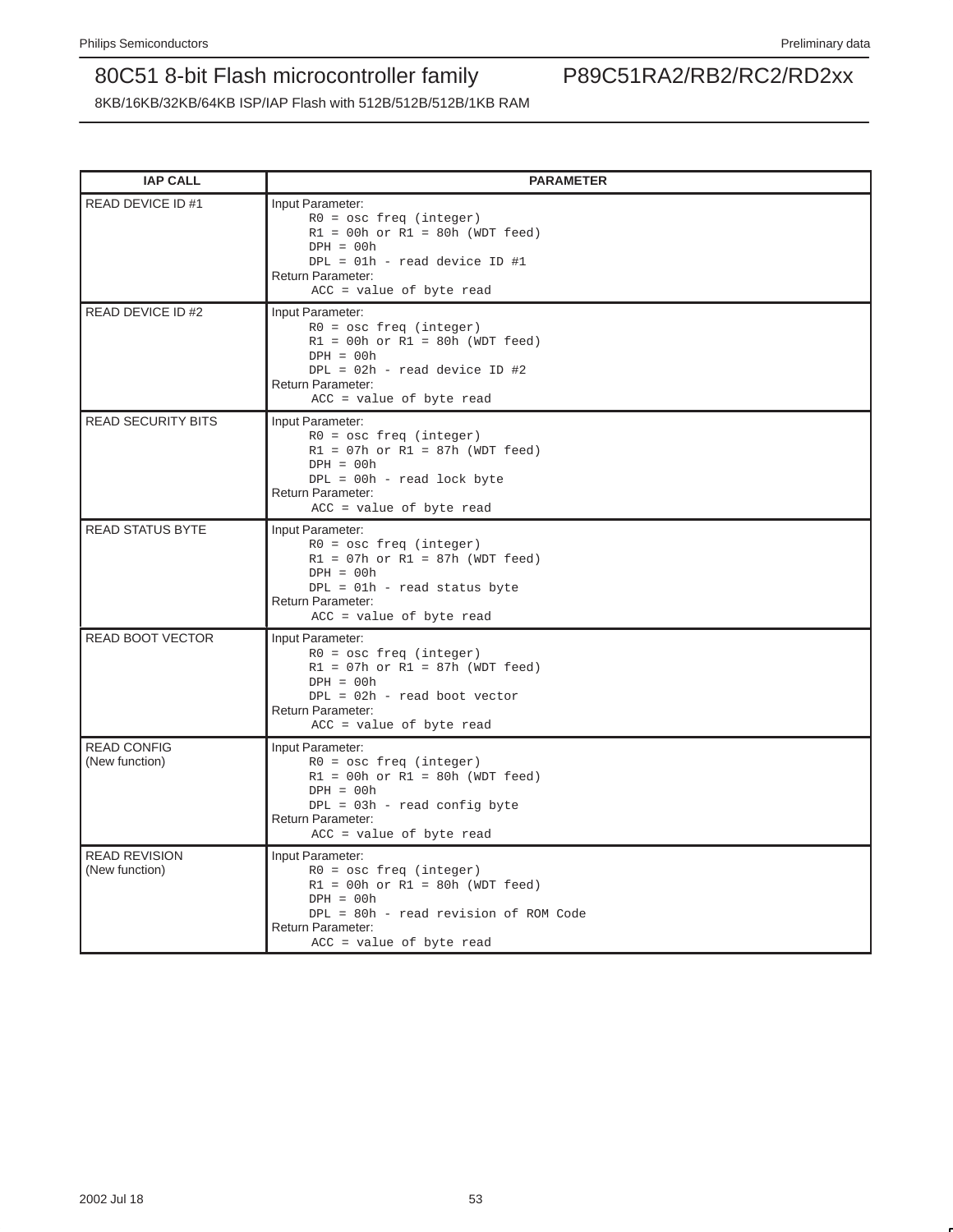| IAP CALL | PARAMETER |
| --- | --- |
| READ DEVICE ID #1 | Input Parameter:<br>R0 = osc freq (integer)<br>R1 = 00h or R1 = 80h (WDT feed)<br>DPH = 00h<br>DPL = 01h - read device ID #1<br>Return Parameter:<br>ACC = value of byte read |
| READ DEVICE ID #2 | Input Parameter:<br>R0 = osc freq (integer)<br>R1 = 00h or R1 = 80h (WDT feed)<br>DPH = 00h<br>DPL = 02h - read device ID #2<br>Return Parameter:<br>ACC = value of byte read |
| READ SECURITY BITS | Input Parameter:<br>R0 = osc freq (integer)<br>R1 = 07h or R1 = 87h (WDT feed)<br>DPH = 00h<br>DPL = 00h - read lock byte<br>Return Parameter:<br>ACC = value of byte read |
| READ STATUS BYTE | Input Parameter:<br>R0 = osc freq (integer)<br>R1 = 07h or R1 = 87h (WDT feed)<br>DPH = 00h<br>DPL = 01h - read status byte<br>Return Parameter:<br>ACC = value of byte read |
| READ BOOT VECTOR | Input Parameter:<br>R0 = osc freq (integer)<br>R1 = 07h or R1 = 87h (WDT feed)<br>DPH = 00h<br>DPL = 02h - read boot vector<br>Return Parameter:<br>ACC = value of byte read |
| READ CONFIG<br>(New function) | Input Parameter:<br>R0 = osc freq (integer)<br>R1 = 00h or R1 = 80h (WDT feed)<br>DPH = 00h<br>DPL = 03h - read config byte<br>Return Parameter:<br>ACC = value of byte read |
| READ REVISION<br>(New function) | Input Parameter:<br>R0 = osc freq (integer)<br>R1 = 00h or R1 = 80h (WDT feed)<br>DPH = 00h<br>DPL = 80h - read revision of ROM Code<br>Return Parameter:<br>ACC = value of byte read |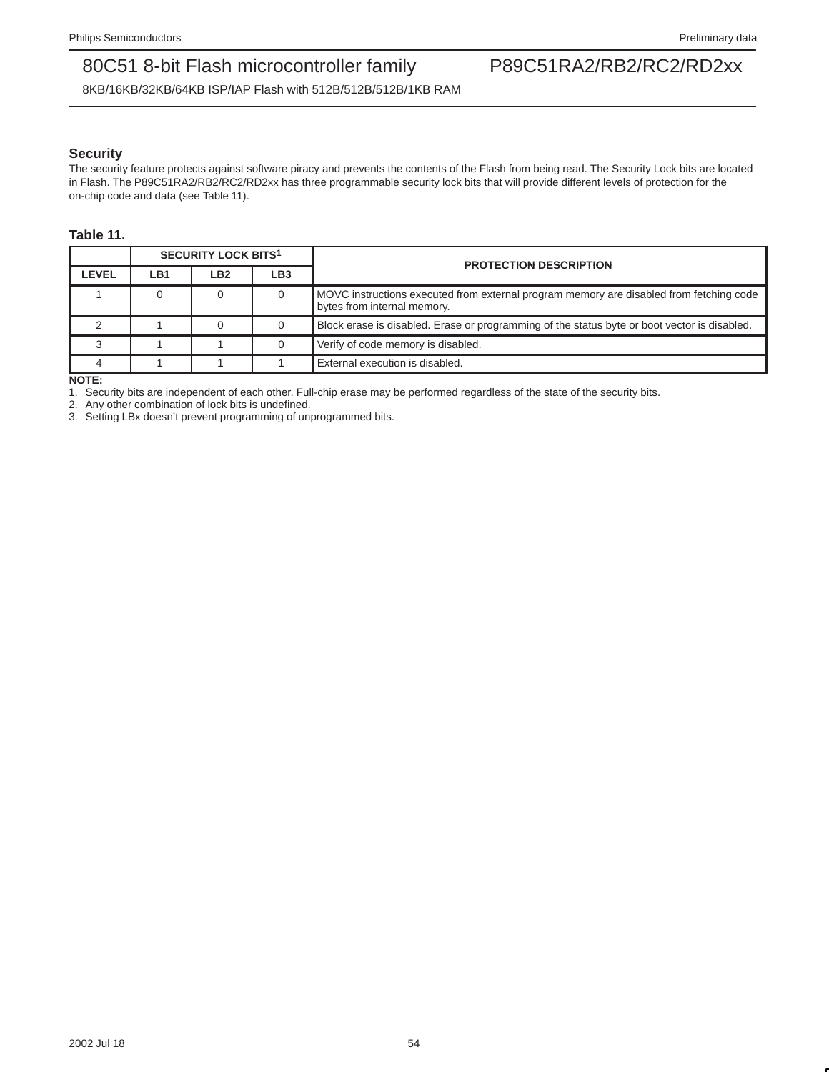## Security

The security feature protects against software piracy and prevents the contents of the Flash from being read. The Security Lock bits are located in Flash. The P89C51RA2/RB2/RC2/RD2xx has three programmable security lock bits that will provide different levels of protection for the on-chip code and data (see Table 11).

**Table 11.**

| | SECURITY LOCK BITS[1] | | | PROTECTION DESCRIPTION |
|---|---|---|---|---|
| **LEVEL** | **LB1** | **LB2** | **LB3** | |
| 1 | 0 | 0 | 0 | MOVC instructions executed from external program memory are disabled from fetching code bytes from internal memory. |
| 2 | 1 | 0 | 0 | Block erase is disabled. Erase or programming of the status byte or boot vector is disabled. |
| 3 | 1 | 1 | 0 | Verify of code memory is disabled. |
| 4 | 1 | 1 | 1 | External execution is disabled. |

**NOTE:**

1. Security bits are independent of each other. Full-chip erase may be performed regardless of the state of the security bits.
2. Any other combination of lock bits is undefined.
3. Setting LBx doesn't prevent programming of unprogrammed bits.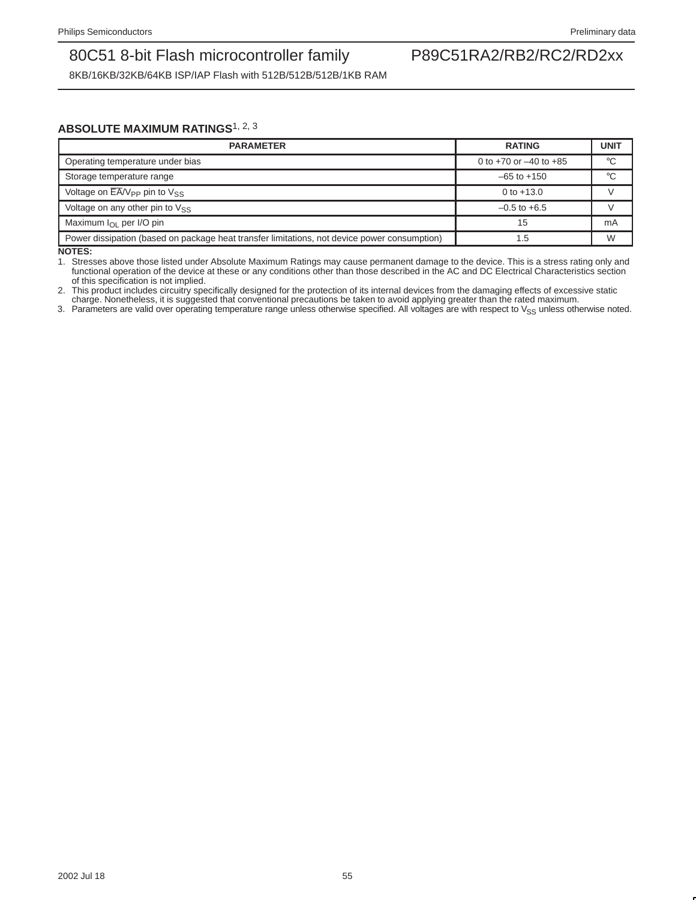## ABSOLUTE MAXIMUM RATINGS[1, 2, 3]

| PARAMETER | RATING | UNIT |
|---|---|---|
| Operating temperature under bias | 0 to +70 or –40 to +85 | °C |
| Storage temperature range | –65 to +150 | °C |
| Voltage on $\overline{EA}/V_{PP}$ pin to $V_{SS}$ | 0 to +13.0 | V |
| Voltage on any other pin to $V_{SS}$ | –0.5 to +6.5 | V |
| Maximum $I_{OL}$ per I/O pin | 15 | mA |
| Power dissipation (based on package heat transfer limitations, not device power consumption) | 1.5 | W |

**NOTES:**

1. Stresses above those listed under Absolute Maximum Ratings may cause permanent damage to the device. This is a stress rating only and functional operation of the device at these or any conditions other than those described in the AC and DC Electrical Characteristics section of this specification is not implied.
2. This product includes circuitry specifically designed for the protection of its internal devices from the damaging effects of excessive static charge. Nonetheless, it is suggested that conventional precautions be taken to avoid applying greater than the rated maximum.
3. Parameters are valid over operating temperature range unless otherwise specified. All voltages are with respect to $V_{SS}$ unless otherwise noted.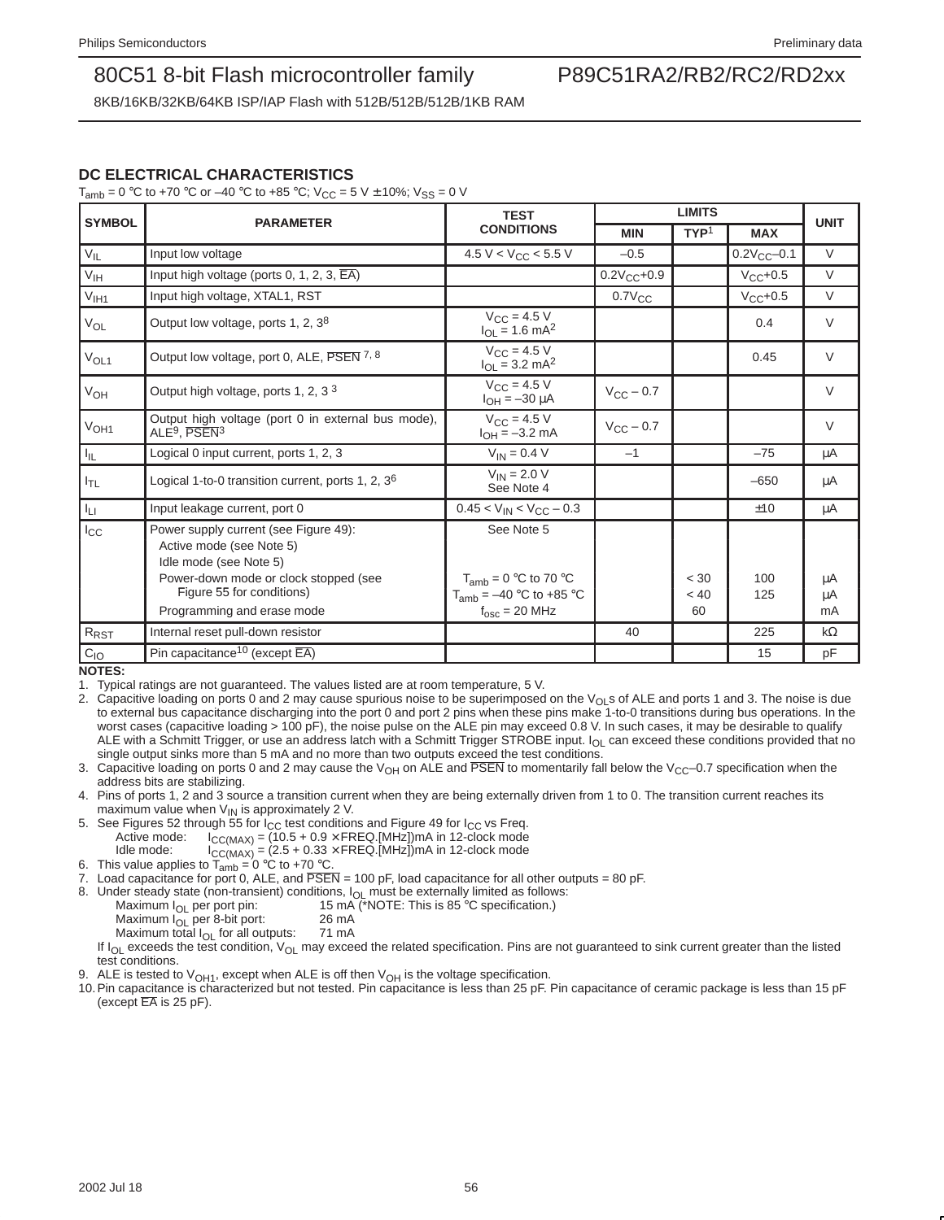## DC ELECTRICAL CHARACTERISTICS

$T_{amb}$ = 0 °C to +70 °C or –40 °C to +85 °C; $V_{CC}$ = 5 V ± 10%; $V_{SS}$ = 0 V

| SYMBOL | PARAMETER | TEST CONDITIONS | LIMITS | | | UNIT |
|---|---|---|---|---|---|---|
| | | | MIN | TYP[1] | MAX | |
| $V_{IL}$ | Input low voltage | 4.5 V < $V_{CC}$ < 5.5 V | –0.5 | | $0.2V_{CC}$–0.1 | V |
| $V_{IH}$ | Input high voltage (ports 0, 1, 2, 3, $\overline{EA}$) | | $0.2V_{CC}$+0.9 | | $V_{CC}$+0.5 | V |
| $V_{IH1}$ | Input high voltage, XTAL1, RST | | $0.7V_{CC}$ | | $V_{CC}$+0.5 | V |
| $V_{OL}$ | Output low voltage, ports 1, 2, 3[8] | $V_{CC}$ = 4.5 V<br>$I_{OL}$ = 1.6 mA[2] | | | 0.4 | V |
| $V_{OL1}$ | Output low voltage, port 0, ALE, $\overline{PSEN}$ [7, 8] | $V_{CC}$ = 4.5 V<br>$I_{OL}$ = 3.2 mA[2] | | | 0.45 | V |
| $V_{OH}$ | Output high voltage, ports 1, 2, 3 [3] | $V_{CC}$ = 4.5 V<br>$I_{OH}$ = –30 μA | $V_{CC}$ – 0.7 | | | V |
| $V_{OH1}$ | Output high voltage (port 0 in external bus mode), ALE[9], $\overline{PSEN}$[3] | $V_{CC}$ = 4.5 V<br>$I_{OH}$ = –3.2 mA | $V_{CC}$ – 0.7 | | | V |
| $I_{IL}$ | Logical 0 input current, ports 1, 2, 3 | $V_{IN}$ = 0.4 V | –1 | | –75 | μA |
| $I_{TL}$ | Logical 1-to-0 transition current, ports 1, 2, 3[6] | $V_{IN}$ = 2.0 V<br>See Note 4 | | | –650 | μA |
| $I_{LI}$ | Input leakage current, port 0 | 0.45 < $V_{IN}$ < $V_{CC}$ – 0.3 | | | ±10 | μA |
| $I_{CC}$ | Power supply current (see Figure 49):<br>Active mode (see Note 5)<br>Idle mode (see Note 5)<br>Power-down mode or clock stopped (see Figure 55 for conditions)<br><br>Programming and erase mode | See Note 5<br><br><br>$T_{amb}$ = 0 °C to 70 °C<br>$T_{amb}$ = –40 °C to +85 °C<br>$f_{osc}$ = 20 MHz | | <br><br><br>< 30<br>< 40<br>60 | <br><br><br>100<br>125 | <br><br><br>μA<br>μA<br>mA |
| $R_{RST}$ | Internal reset pull-down resistor | | 40 | | 225 | kΩ |
| $C_{IO}$ | Pin capacitance[10] (except $\overline{EA}$) | | | | 15 | pF |

**NOTES:**

1. Typical ratings are not guaranteed. The values listed are at room temperature, 5 V.
2. Capacitive loading on ports 0 and 2 may cause spurious noise to be superimposed on the $V_{OL}$s of ALE and ports 1 and 3. The noise is due to external bus capacitance discharging into the port 0 and port 2 pins when these pins make 1-to-0 transitions during bus operations. In the worst cases (capacitive loading > 100 pF), the noise pulse on the ALE pin may exceed 0.8 V. In such cases, it may be desirable to qualify ALE with a Schmitt Trigger, or use an address latch with a Schmitt Trigger STROBE input. $I_{OL}$ can exceed these conditions provided that no single output sinks more than 5 mA and no more than two outputs exceed the test conditions.
3. Capacitive loading on ports 0 and 2 may cause the $V_{OH}$ on ALE and $\overline{PSEN}$ to momentarily fall below the $V_{CC}$–0.7 specification when the address bits are stabilizing.
4. Pins of ports 1, 2 and 3 source a transition current when they are being externally driven from 1 to 0. The transition current reaches its maximum value when $V_{IN}$ is approximately 2 V.
5. See Figures 52 through 55 for $I_{CC}$ test conditions and Figure 49 for $I_{CC}$ vs Freq.
   Active mode: $I_{CC(MAX)}$ = (10.5 + 0.9 × FREQ.[MHz])mA in 12-clock mode
   Idle mode: $I_{CC(MAX)}$ = (2.5 + 0.33 × FREQ.[MHz])mA in 12-clock mode
6. This value applies to $T_{amb}$ = 0 °C to +70 °C.
7. Load capacitance for port 0, ALE, and $\overline{PSEN}$ = 100 pF, load capacitance for all other outputs = 80 pF.
8. Under steady state (non-transient) conditions, $I_{OL}$ must be externally limited as follows:
   Maximum $I_{OL}$ per port pin: 15 mA (*NOTE: This is 85 °C specification.)
   Maximum $I_{OL}$ per 8-bit port: 26 mA
   Maximum total $I_{OL}$ for all outputs: 71 mA
   If $I_{OL}$ exceeds the test condition, $V_{OL}$ may exceed the related specification. Pins are not guaranteed to sink current greater than the listed test conditions.
9. ALE is tested to $V_{OH1}$, except when ALE is off then $V_{OH}$ is the voltage specification.
10. Pin capacitance is characterized but not tested. Pin capacitance is less than 25 pF. Pin capacitance of ceramic package is less than 15 pF (except $\overline{EA}$ is 25 pF).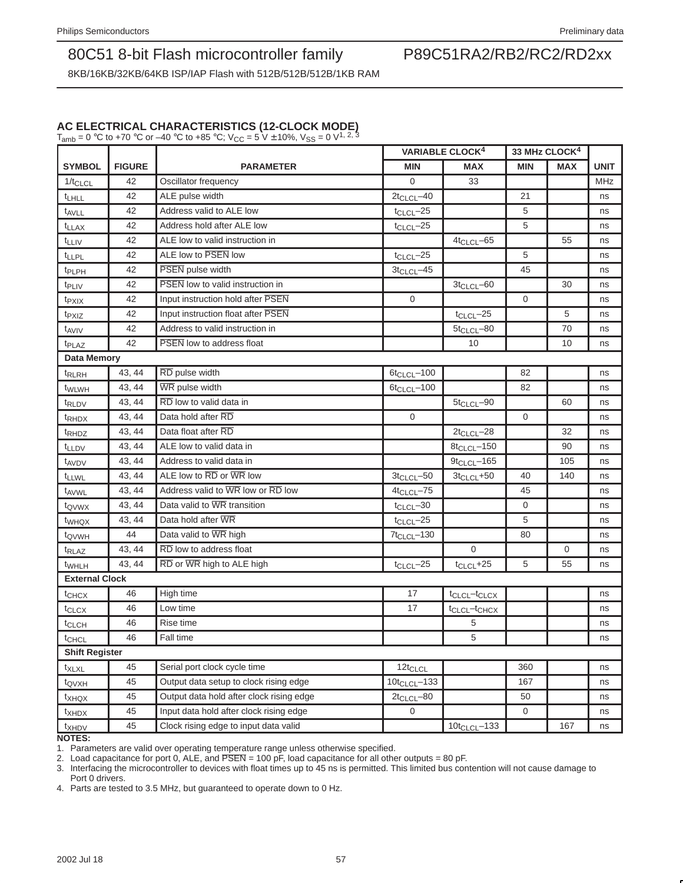## AC ELECTRICAL CHARACTERISTICS (12-CLOCK MODE)

$T_{amb}$ = 0 °C to +70 °C or –40 °C to +85 °C; $V_{CC}$ = 5 V ±10%, $V_{SS}$ = 0 V[1, 2, 3]

| SYMBOL | FIGURE | PARAMETER | VARIABLE CLOCK[4] | | 33 MHz CLOCK[4] | | UNIT |
|---|---|---|---|---|---|---|---|
| | | | MIN | MAX | MIN | MAX | |
| $1/t_{CLCL}$ | 42 | Oscillator frequency | 0 | 33 | | | MHz |
| $t_{LHLL}$ | 42 | ALE pulse width | $2t_{CLCL}–40$ | | 21 | | ns |
| $t_{AVLL}$ | 42 | Address valid to ALE low | $t_{CLCL}–25$ | | 5 | | ns |
| $t_{LLAX}$ | 42 | Address hold after ALE low | $t_{CLCL}–25$ | | 5 | | ns |
| $t_{LLIV}$ | 42 | ALE low to valid instruction in | | $4t_{CLCL}–65$ | | 55 | ns |
| $t_{LLPL}$ | 42 | ALE low to $\overline{PSEN}$ low | $t_{CLCL}–25$ | | 5 | | ns |
| $t_{PLPH}$ | 42 | $\overline{PSEN}$ pulse width | $3t_{CLCL}–45$ | | 45 | | ns |
| $t_{PLIV}$ | 42 | $\overline{PSEN}$ low to valid instruction in | | $3t_{CLCL}–60$ | | 30 | ns |
| $t_{PXIX}$ | 42 | Input instruction hold after $\overline{PSEN}$ | 0 | | 0 | | ns |
| $t_{PXIZ}$ | 42 | Input instruction float after $\overline{PSEN}$ | | $t_{CLCL}–25$ | | 5 | ns |
| $t_{AVIV}$ | 42 | Address to valid instruction in | | $5t_{CLCL}–80$ | | 70 | ns |
| $t_{PLAZ}$ | 42 | $\overline{PSEN}$ low to address float | | 10 | | 10 | ns |
| **Data Memory** | | | | | | | |
| $t_{RLRH}$ | 43, 44 | $\overline{RD}$ pulse width | $6t_{CLCL}–100$ | | 82 | | ns |
| $t_{WLWH}$ | 43, 44 | $\overline{WR}$ pulse width | $6t_{CLCL}–100$ | | 82 | | ns |
| $t_{RLDV}$ | 43, 44 | $\overline{RD}$ low to valid data in | | $5t_{CLCL}–90$ | | 60 | ns |
| $t_{RHDX}$ | 43, 44 | Data hold after $\overline{RD}$ | 0 | | 0 | | ns |
| $t_{RHDZ}$ | 43, 44 | Data float after $\overline{RD}$ | | $2t_{CLCL}–28$ | | 32 | ns |
| $t_{LLDV}$ | 43, 44 | ALE low to valid data in | | $8t_{CLCL}–150$ | | 90 | ns |
| $t_{AVDV}$ | 43, 44 | Address to valid data in | | $9t_{CLCL}–165$ | | 105 | ns |
| $t_{LLWL}$ | 43, 44 | ALE low to $\overline{RD}$ or $\overline{WR}$ low | $3t_{CLCL}–50$ | $3t_{CLCL}+50$ | 40 | 140 | ns |
| $t_{AVWL}$ | 43, 44 | Address valid to $\overline{WR}$ low or $\overline{RD}$ low | $4t_{CLCL}–75$ | | 45 | | ns |
| $t_{QVWX}$ | 43, 44 | Data valid to $\overline{WR}$ transition | $t_{CLCL}–30$ | | 0 | | ns |
| $t_{WHQX}$ | 43, 44 | Data hold after $\overline{WR}$ | $t_{CLCL}–25$ | | 5 | | ns |
| $t_{QVWH}$ | 44 | Data valid to $\overline{WR}$ high | $7t_{CLCL}–130$ | | 80 | | ns |
| $t_{RLAZ}$ | 43, 44 | $\overline{RD}$ low to address float | | 0 | | 0 | ns |
| $t_{WHLH}$ | 43, 44 | $\overline{RD}$ or $\overline{WR}$ high to ALE high | $t_{CLCL}–25$ | $t_{CLCL}+25$ | 5 | 55 | ns |
| **External Clock** | | | | | | | |
| $t_{CHCX}$ | 46 | High time | 17 | $t_{CLCL}–t_{CLCX}$ | | | ns |
| $t_{CLCX}$ | 46 | Low time | 17 | $t_{CLCL}–t_{CHCX}$ | | | ns |
| $t_{CLCH}$ | 46 | Rise time | | 5 | | | ns |
| $t_{CHCL}$ | 46 | Fall time | | 5 | | | ns |
| **Shift Register** | | | | | | | |
| $t_{XLXL}$ | 45 | Serial port clock cycle time | $12t_{CLCL}$ | | 360 | | ns |
| $t_{QVXH}$ | 45 | Output data setup to clock rising edge | $10t_{CLCL}–133$ | | 167 | | ns |
| $t_{XHQX}$ | 45 | Output data hold after clock rising edge | $2t_{CLCL}–80$ | | 50 | | ns |
| $t_{XHDX}$ | 45 | Input data hold after clock rising edge | 0 | | 0 | | ns |
| $t_{XHDV}$ | 45 | Clock rising edge to input data valid | | $10t_{CLCL}–133$ | | 167 | ns |

**NOTES:**

1. Parameters are valid over operating temperature range unless otherwise specified.
2. Load capacitance for port 0, ALE, and $\overline{PSEN}$ = 100 pF, load capacitance for all other outputs = 80 pF.
3. Interfacing the microcontroller to devices with float times up to 45 ns is permitted. This limited bus contention will not cause damage to Port 0 drivers.
4. Parts are tested to 3.5 MHz, but guaranteed to operate down to 0 Hz.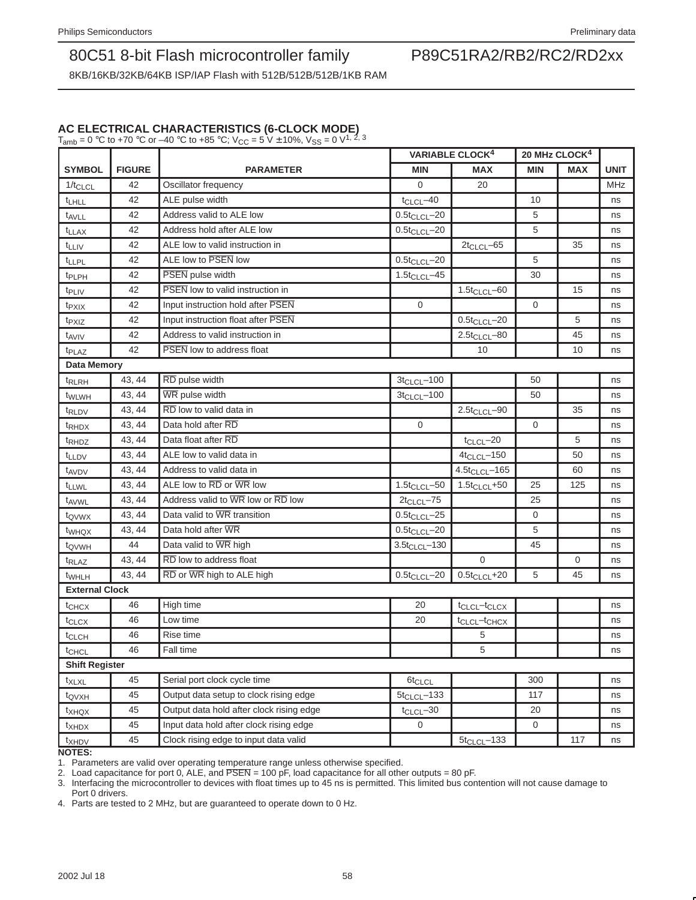## AC ELECTRICAL CHARACTERISTICS (6-CLOCK MODE)

$T_{amb}$ = 0 °C to +70 °C or –40 °C to +85 °C; $V_{CC}$ = 5 V ±10%, $V_{SS}$ = 0 V[1, 2, 3]

| SYMBOL | FIGURE | PARAMETER | VARIABLE CLOCK[4] | | 20 MHz CLOCK[4] | | UNIT |
|---|---|---|---|---|---|---|---|
| | | | MIN | MAX | MIN | MAX | |
| $1/t_{CLCL}$ | 42 | Oscillator frequency | 0 | 20 | | | MHz |
| $t_{LHLL}$ | 42 | ALE pulse width | $t_{CLCL}$–40 | | 10 | | ns |
| $t_{AVLL}$ | 42 | Address valid to ALE low | $0.5t_{CLCL}$–20 | | 5 | | ns |
| $t_{LLAX}$ | 42 | Address hold after ALE low | $0.5t_{CLCL}$–20 | | 5 | | ns |
| $t_{LLIV}$ | 42 | ALE low to valid instruction in | | $2t_{CLCL}$–65 | | 35 | ns |
| $t_{LLPL}$ | 42 | ALE low to $\overline{PSEN}$ low | $0.5t_{CLCL}$–20 | | 5 | | ns |
| $t_{PLPH}$ | 42 | $\overline{PSEN}$ pulse width | $1.5t_{CLCL}$–45 | | 30 | | ns |
| $t_{PLIV}$ | 42 | $\overline{PSEN}$ low to valid instruction in | | $1.5t_{CLCL}$–60 | | 15 | ns |
| $t_{PXIX}$ | 42 | Input instruction hold after $\overline{PSEN}$ | 0 | | 0 | | ns |
| $t_{PXIZ}$ | 42 | Input instruction float after $\overline{PSEN}$ | | $0.5t_{CLCL}$–20 | | 5 | ns |
| $t_{AVIV}$ | 42 | Address to valid instruction in | | $2.5t_{CLCL}$–80 | | 45 | ns |
| $t_{PLAZ}$ | 42 | $\overline{PSEN}$ low to address float | | 10 | | 10 | ns |
| **Data Memory** | | | | | | | |
| $t_{RLRH}$ | 43, 44 | $\overline{RD}$ pulse width | $3t_{CLCL}$–100 | | 50 | | ns |
| $t_{WLWH}$ | 43, 44 | $\overline{WR}$ pulse width | $3t_{CLCL}$–100 | | 50 | | ns |
| $t_{RLDV}$ | 43, 44 | $\overline{RD}$ low to valid data in | | $2.5t_{CLCL}$–90 | | 35 | ns |
| $t_{RHDX}$ | 43, 44 | Data hold after $\overline{RD}$ | 0 | | 0 | | ns |
| $t_{RHDZ}$ | 43, 44 | Data float after $\overline{RD}$ | | $t_{CLCL}$–20 | | 5 | ns |
| $t_{LLDV}$ | 43, 44 | ALE low to valid data in | | $4t_{CLCL}$–150 | | 50 | ns |
| $t_{AVDV}$ | 43, 44 | Address to valid data in | | $4.5t_{CLCL}$–165 | | 60 | ns |
| $t_{LLWL}$ | 43, 44 | ALE low to $\overline{RD}$ or $\overline{WR}$ low | $1.5t_{CLCL}$–50 | $1.5t_{CLCL}$+50 | 25 | 125 | ns |
| $t_{AVWL}$ | 43, 44 | Address valid to $\overline{WR}$ low or $\overline{RD}$ low | $2t_{CLCL}$–75 | | 25 | | ns |
| $t_{QVWX}$ | 43, 44 | Data valid to $\overline{WR}$ transition | $0.5t_{CLCL}$–25 | | 0 | | ns |
| $t_{WHQX}$ | 43, 44 | Data hold after $\overline{WR}$ | $0.5t_{CLCL}$–20 | | 5 | | ns |
| $t_{QVWH}$ | 44 | Data valid to $\overline{WR}$ high | $3.5t_{CLCL}$–130 | | 45 | | ns |
| $t_{RLAZ}$ | 43, 44 | $\overline{RD}$ low to address float | | 0 | | 0 | ns |
| $t_{WHLH}$ | 43, 44 | $\overline{RD}$ or $\overline{WR}$ high to ALE high | $0.5t_{CLCL}$–20 | $0.5t_{CLCL}$+20 | 5 | 45 | ns |
| **External Clock** | | | | | | | |
| $t_{CHCX}$ | 46 | High time | 20 | $t_{CLCL}$–$t_{CLCX}$ | | | ns |
| $t_{CLCX}$ | 46 | Low time | 20 | $t_{CLCL}$–$t_{CHCX}$ | | | ns |
| $t_{CLCH}$ | 46 | Rise time | | 5 | | | ns |
| $t_{CHCL}$ | 46 | Fall time | | 5 | | | ns |
| **Shift Register** | | | | | | | |
| $t_{XLXL}$ | 45 | Serial port clock cycle time | $6t_{CLCL}$ | | 300 | | ns |
| $t_{QVXH}$ | 45 | Output data setup to clock rising edge | $5t_{CLCL}$–133 | | 117 | | ns |
| $t_{XHQX}$ | 45 | Output data hold after clock rising edge | $t_{CLCL}$–30 | | 20 | | ns |
| $t_{XHDX}$ | 45 | Input data hold after clock rising edge | 0 | | 0 | | ns |
| $t_{XHDV}$ | 45 | Clock rising edge to input data valid | | $5t_{CLCL}$–133 | | 117 | ns |

**NOTES:**

1. Parameters are valid over operating temperature range unless otherwise specified.
2. Load capacitance for port 0, ALE, and $\overline{PSEN}$ = 100 pF, load capacitance for all other outputs = 80 pF.
3. Interfacing the microcontroller to devices with float times up to 45 ns is permitted. This limited bus contention will not cause damage to Port 0 drivers.
4. Parts are tested to 2 MHz, but are guaranteed to operate down to 0 Hz.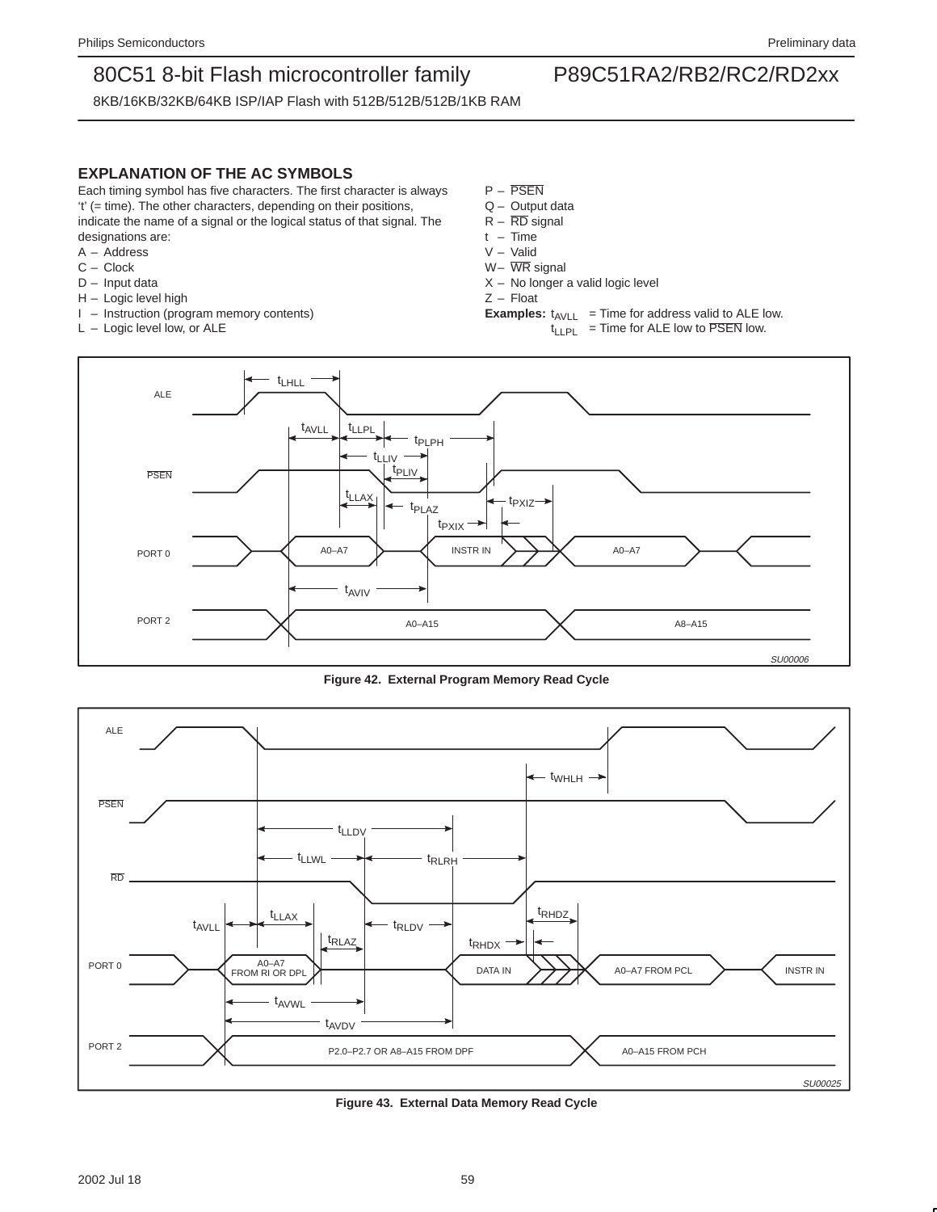## EXPLANATION OF THE AC SYMBOLS

Each timing symbol has five characters. The first character is always 't' (= time). The other characters, depending on their positions, indicate the name of a signal or the logical status of that signal. The designations are:

- A – Address
- C – Clock
- D – Input data
- H – Logic level high
- I – Instruction (program memory contents)
- L – Logic level low, or ALE
- P – $\overline{\text{PSEN}}$
- Q – Output data
- R – $\overline{\text{RD}}$ signal
- t – Time
- V – Valid
- W – $\overline{\text{WR}}$ signal
- X – No longer a valid logic level
- Z – Float

**Examples:** $t_{AVLL}$ = Time for address valid to ALE low.
$t_{LLPL}$ = Time for ALE low to $\overline{\text{PSEN}}$ low.

**Figure 42. External Program Memory Read Cycle**

**Figure 43. External Data Memory Read Cycle**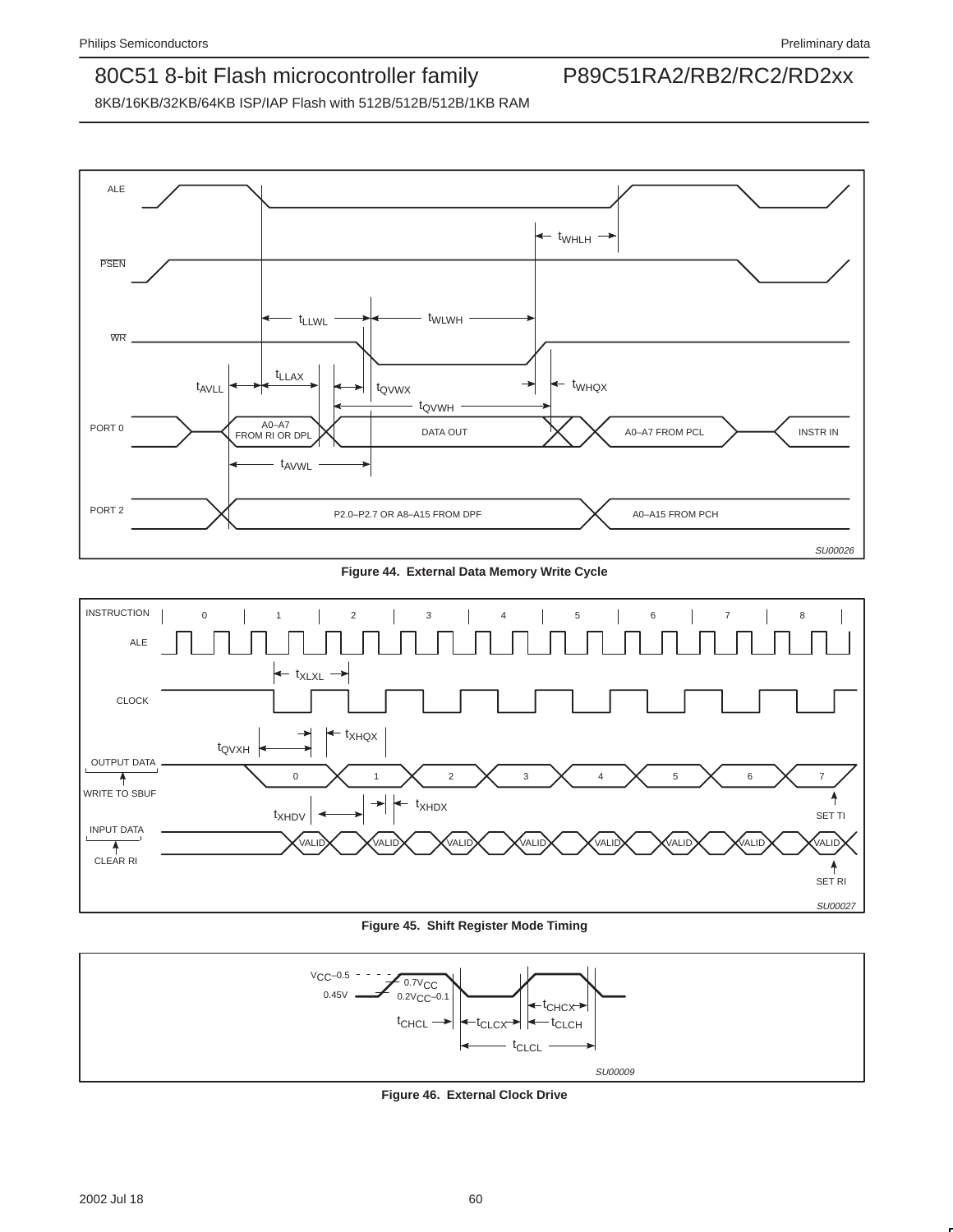Figure 44. External Data Memory Write Cycle

Figure 45. Shift Register Mode Timing

Figure 46. External Clock Drive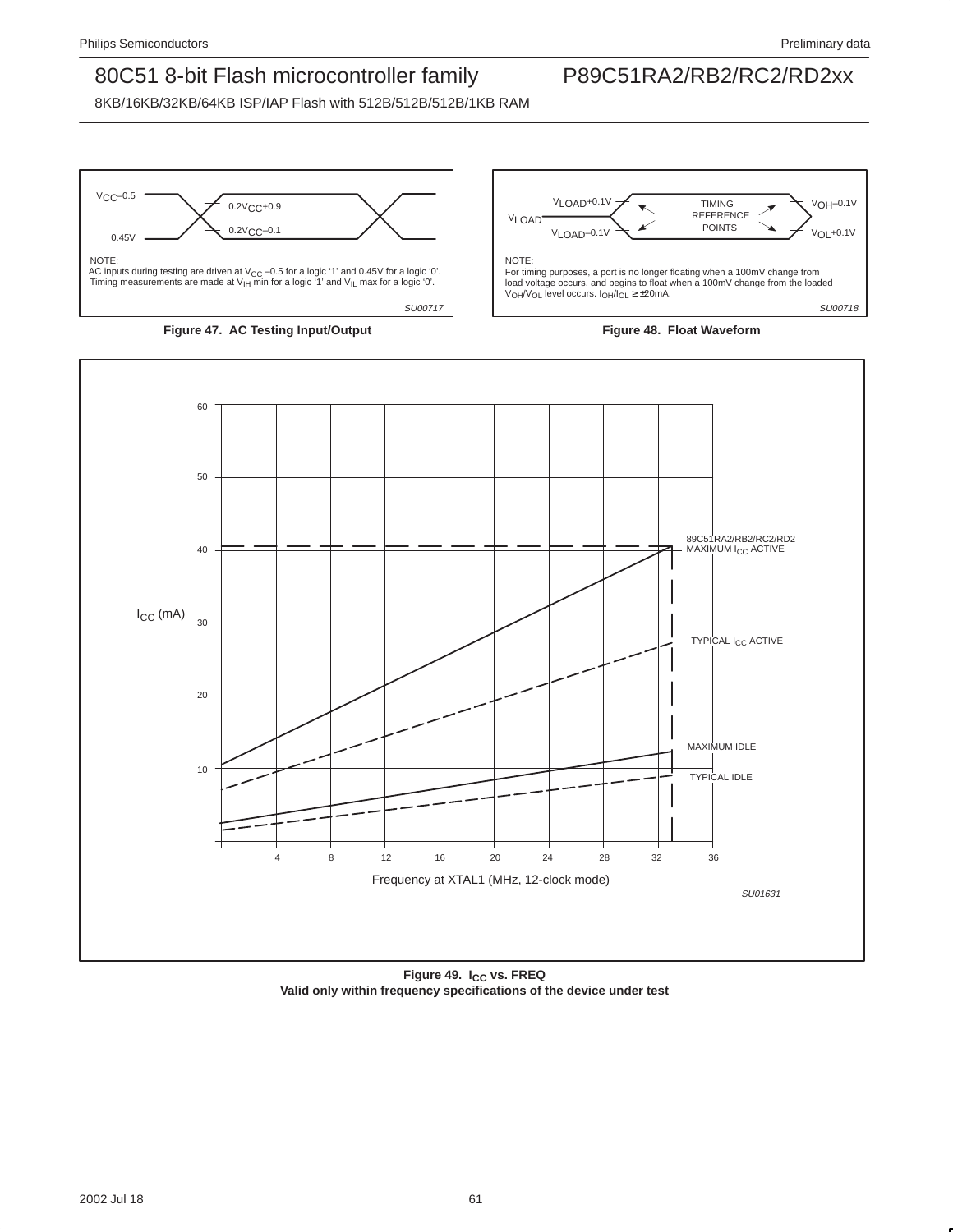NOTE:
AC inputs during testing are driven at $V_{CC}$ –0.5 for a logic '1' and 0.45V for a logic '0'. Timing measurements are made at $V_{IH}$ min for a logic '1' and $V_{IL}$ max for a logic '0'.

**Figure 47. AC Testing Input/Output**

NOTE:
For timing purposes, a port is no longer floating when a 100mV change from load voltage occurs, and begins to float when a 100mV change from the loaded $V_{OH}/V_{OL}$ level occurs. $I_{OH}/I_{OL} \geq \pm 20$mA.

**Figure 48. Float Waveform**

**Figure 49. $I_{CC}$ vs. FREQ**
**Valid only within frequency specifications of the device under test**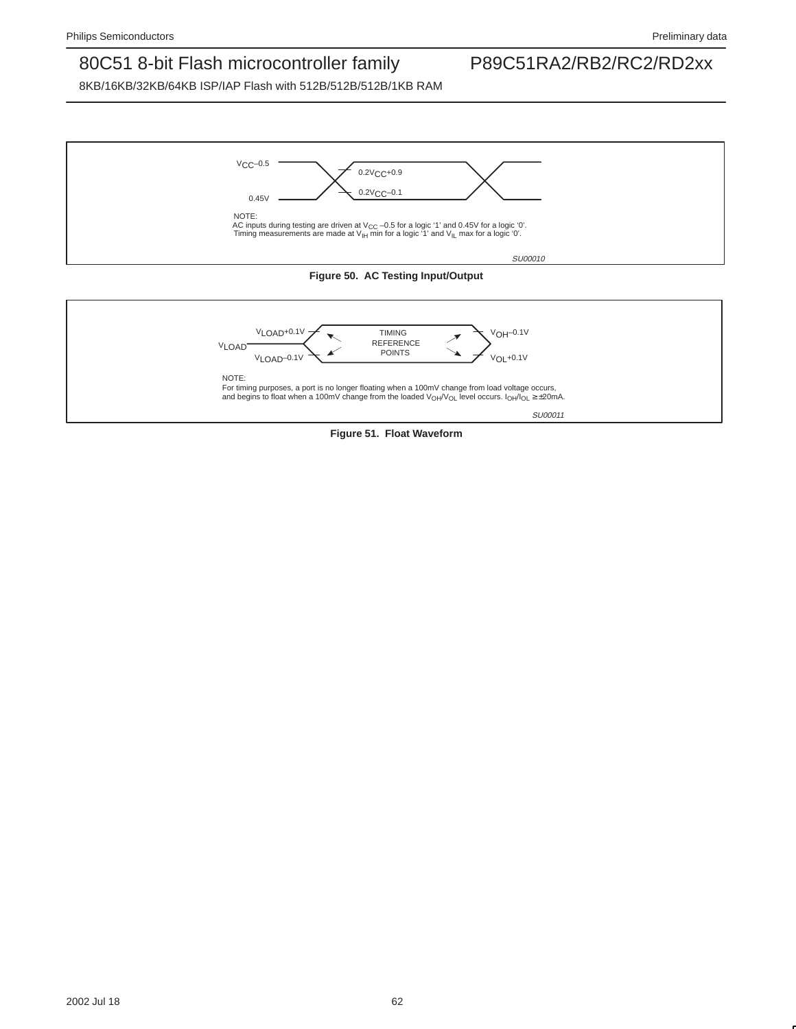$V_{CC}$–0.5

0.45V

$0.2V_{CC}$+0.9

$0.2V_{CC}$–0.1

NOTE:
AC inputs during testing are driven at $V_{CC}$ –0.5 for a logic '1' and 0.45V for a logic '0'.
Timing measurements are made at $V_{IH}$ min for a logic '1' and $V_{IL}$ max for a logic '0'.

SU00010

**Figure 50. AC Testing Input/Output**

$V_{LOAD}$+0.1V

$V_{LOAD}$

$V_{LOAD}$–0.1V

TIMING REFERENCE POINTS

$V_{OH}$–0.1V

$V_{OL}$+0.1V

NOTE:
For timing purposes, a port is no longer floating when a 100mV change from load voltage occurs, and begins to float when a 100mV change from the loaded $V_{OH}/V_{OL}$ level occurs. $I_{OH}/I_{OL} \geq \pm 20$mA.

SU00011

**Figure 51. Float Waveform**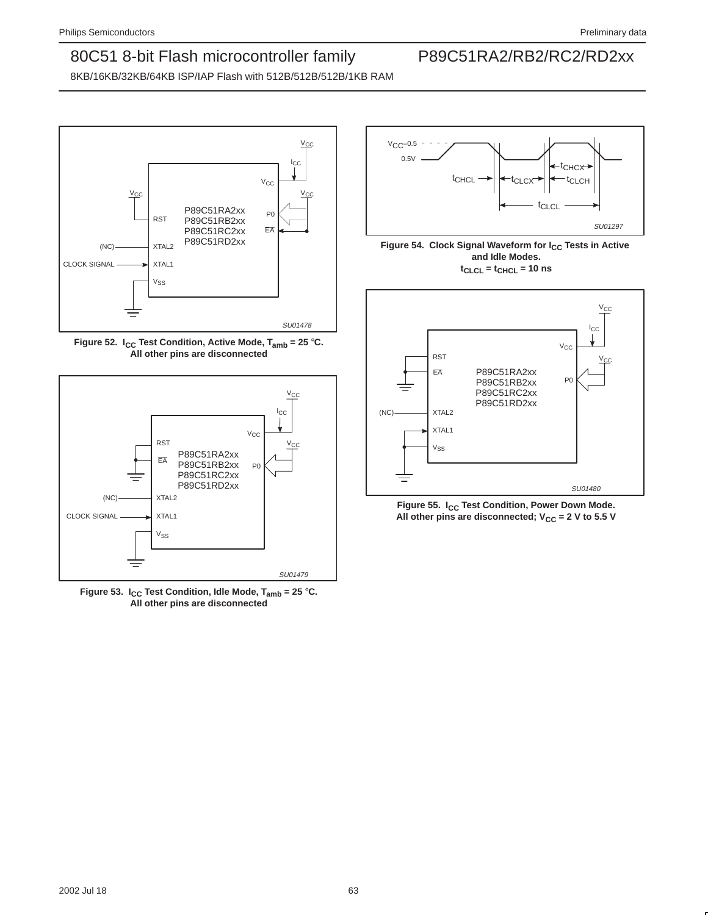Figure 52. $I_{CC}$ Test Condition, Active Mode, $T_{amb}$ = 25 °C. All other pins are disconnected

Figure 53. $I_{CC}$ Test Condition, Idle Mode, $T_{amb}$ = 25 °C. All other pins are disconnected

Figure 54. Clock Signal Waveform for $I_{CC}$ Tests in Active and Idle Modes. $t_{CLCL} = t_{CHCL}$ = 10 ns

Figure 55. $I_{CC}$ Test Condition, Power Down Mode. All other pins are disconnected; $V_{CC}$ = 2 V to 5.5 V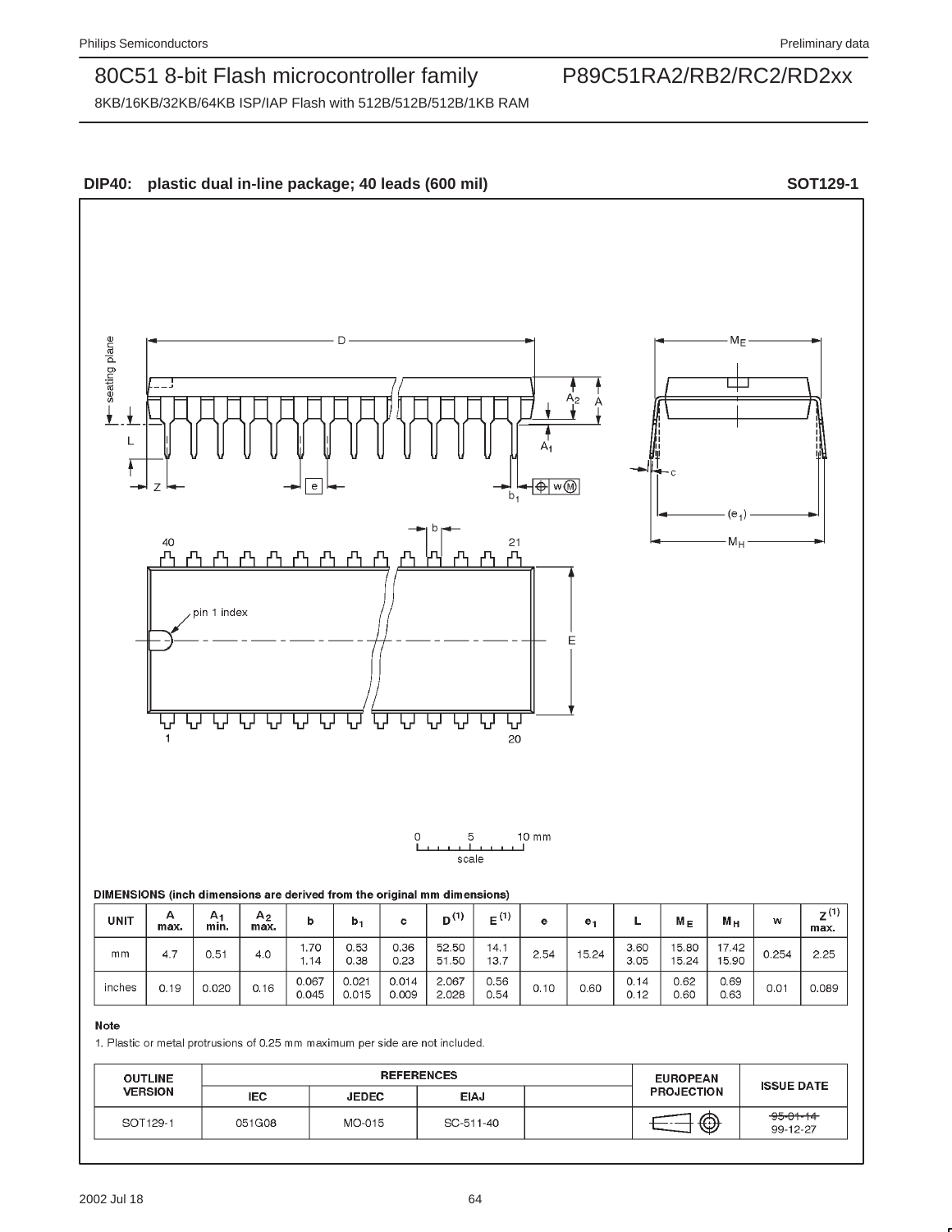## DIP40: plastic dual in-line package; 40 leads (600 mil) SOT129-1

**DIMENSIONS (inch dimensions are derived from the original mm dimensions)**

| UNIT | A max. | $A_1$ min. | $A_2$ max. | b | $b_1$ | c | D[(1)] | E[(1)] | e | $e_1$ | L | $M_E$ | $M_H$ | w | Z[(1)] max. |
|---|---|---|---|---|---|---|---|---|---|---|---|---|---|---|---|
| mm | 4.7 | 0.51 | 4.0 | 1.70<br>1.14 | 0.53<br>0.38 | 0.36<br>0.23 | 52.50<br>51.50 | 14.1<br>13.7 | 2.54 | 15.24 | 3.60<br>3.05 | 15.80<br>15.24 | 17.42<br>15.90 | 0.254 | 2.25 |
| inches | 0.19 | 0.020 | 0.16 | 0.067<br>0.045 | 0.021<br>0.015 | 0.014<br>0.009 | 2.067<br>2.028 | 0.56<br>0.54 | 0.10 | 0.60 | 0.14<br>0.12 | 0.62<br>0.60 | 0.69<br>0.63 | 0.01 | 0.089 |

**Note**

1. Plastic or metal protrusions of 0.25 mm maximum per side are not included.

| OUTLINE VERSION | REFERENCES | | | | EUROPEAN PROJECTION | ISSUE DATE |
|---|---|---|---|---|---|---|
| | IEC | JEDEC | EIAJ | | | |
| SOT129-1 | 051G08 | MO-015 | SC-511-40 | | | ~~95-01-14~~<br>99-12-27 |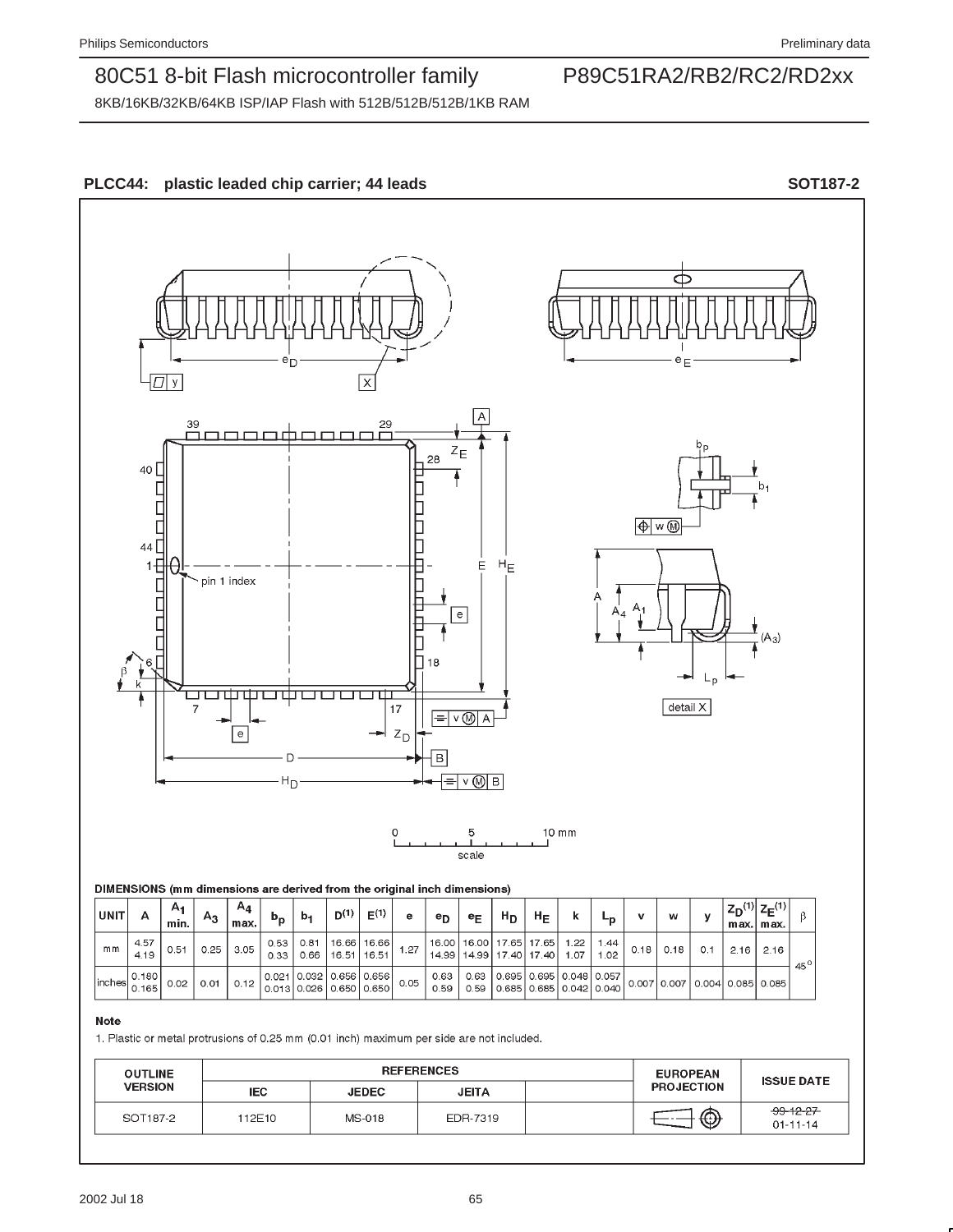## PLCC44: plastic leaded chip carrier; 44 leads — SOT187-2

DIMENSIONS (mm dimensions are derived from the original inch dimensions)

| UNIT | A | $A_1$ min. | $A_3$ | $A_4$ max. | $b_p$ | $b_1$ | $D^{(1)}$ | $E^{(1)}$ | e | $e_D$ | $e_E$ | $H_D$ | $H_E$ | k | $L_p$ | v | w | y | $Z_D^{(1)}$ max. | $Z_E^{(1)}$ max. | β |
|---|---|---|---|---|---|---|---|---|---|---|---|---|---|---|---|---|---|---|---|---|---|
| mm | 4.57 4.19 | 0.51 | 0.25 | 3.05 | 0.53 0.33 | 0.81 0.66 | 16.66 16.51 | 16.66 16.51 | 1.27 | 16.00 14.99 | 16.00 14.99 | 17.65 17.40 | 17.65 17.40 | 1.22 1.07 | 1.44 1.02 | 0.18 | 0.18 | 0.1 | 2.16 | 2.16 | 45° |
| inches | 0.180 0.165 | 0.02 | 0.01 | 0.12 | 0.021 0.013 | 0.032 0.026 | 0.656 0.650 | 0.656 0.650 | 0.05 | 0.63 0.59 | 0.63 0.59 | 0.695 0.685 | 0.695 0.685 | 0.048 0.042 | 0.057 0.040 | 0.007 | 0.007 | 0.004 | 0.085 | 0.085 | |

**Note**

1. Plastic or metal protrusions of 0.25 mm (0.01 inch) maximum per side are not included.

| OUTLINE VERSION | REFERENCES | | | | EUROPEAN PROJECTION | ISSUE DATE |
|---|---|---|---|---|---|---|
| | IEC | JEDEC | JEITA | | | |
| SOT187-2 | 112E10 | MS-018 | EDR-7319 | | | ~~99-12-27~~ 01-11-14 |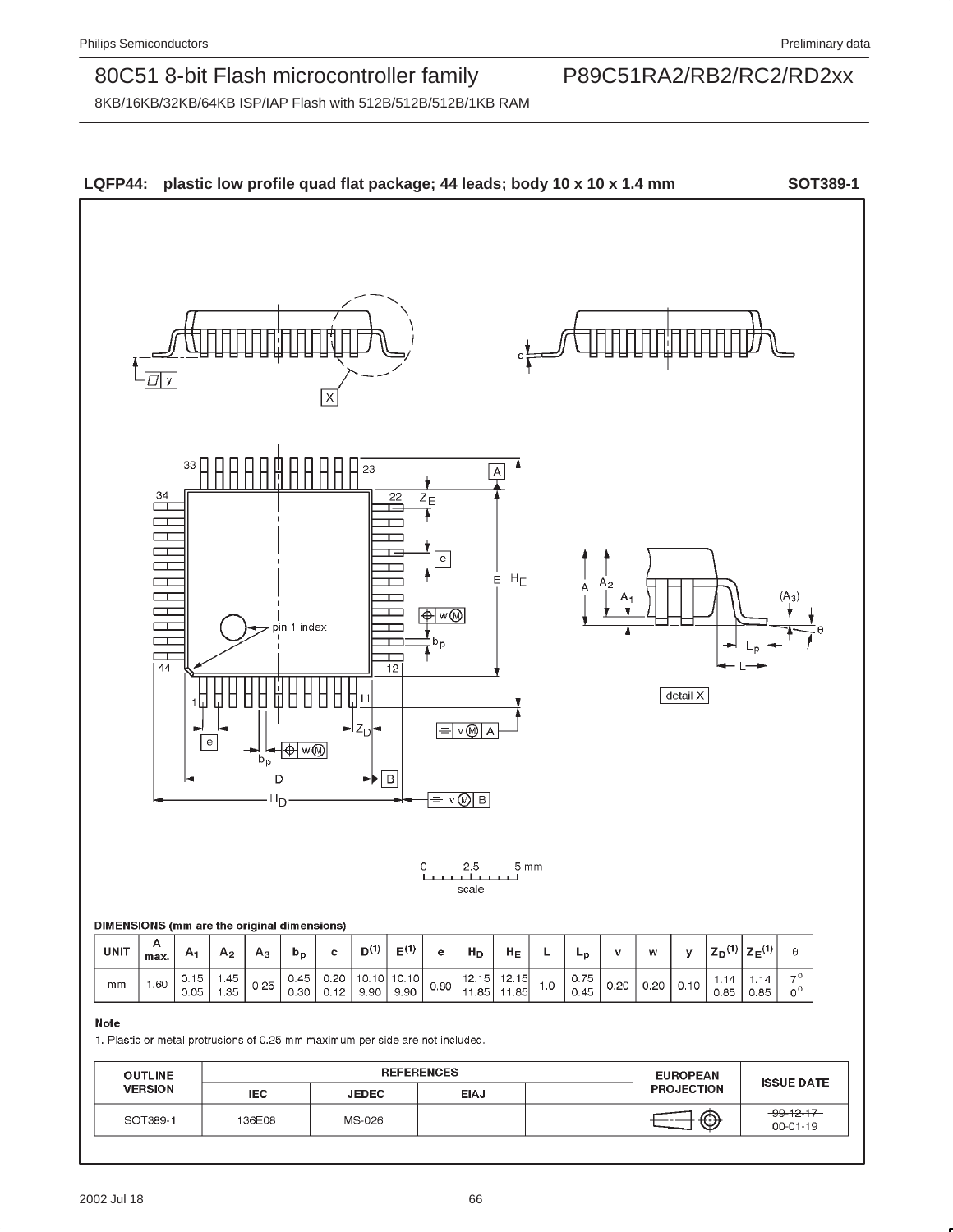**LQFP44: plastic low profile quad flat package; 44 leads; body 10 x 10 x 1.4 mm** **SOT389-1**

DIMENSIONS (mm are the original dimensions)

| UNIT | A max. | $A_1$ | $A_2$ | $A_3$ | $b_p$ | c | $D^{(1)}$ | $E^{(1)}$ | e | $H_D$ | $H_E$ | L | $L_p$ | v | w | y | $Z_D^{(1)}$ | $Z_E^{(1)}$ | θ |
|---|---|---|---|---|---|---|---|---|---|---|---|---|---|---|---|---|---|---|---|
| mm | 1.60 | 0.15<br>0.05 | 1.45<br>1.35 | 0.25 | 0.45<br>0.30 | 0.20<br>0.12 | 10.10<br>9.90 | 10.10<br>9.90 | 0.80 | 12.15<br>11.85 | 12.15<br>11.85 | 1.0 | 0.75<br>0.45 | 0.20 | 0.20 | 0.10 | 1.14<br>0.85 | 1.14<br>0.85 | 7°<br>0° |

**Note**

1. Plastic or metal protrusions of 0.25 mm maximum per side are not included.

| OUTLINE VERSION | REFERENCES | | | | EUROPEAN PROJECTION | ISSUE DATE |
|---|---|---|---|---|---|---|
| | IEC | JEDEC | EIAJ | | | |
| SOT389-1 | 136E08 | MS-026 | | | | ~~99-12-17~~<br>00-01-19 |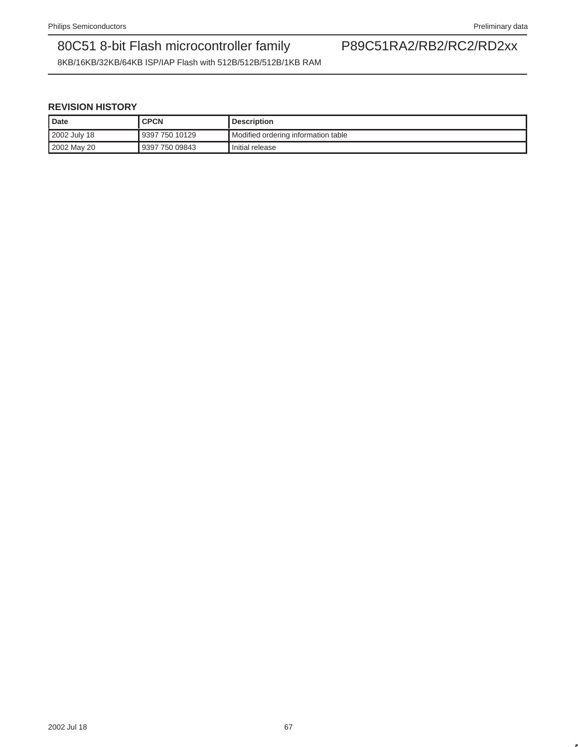## REVISION HISTORY

| Date | CPCN | Description |
|---|---|---|
| 2002 July 18 | 9397 750 10129 | Modified ordering information table |
| 2002 May 20 | 9397 750 09843 | Initial release |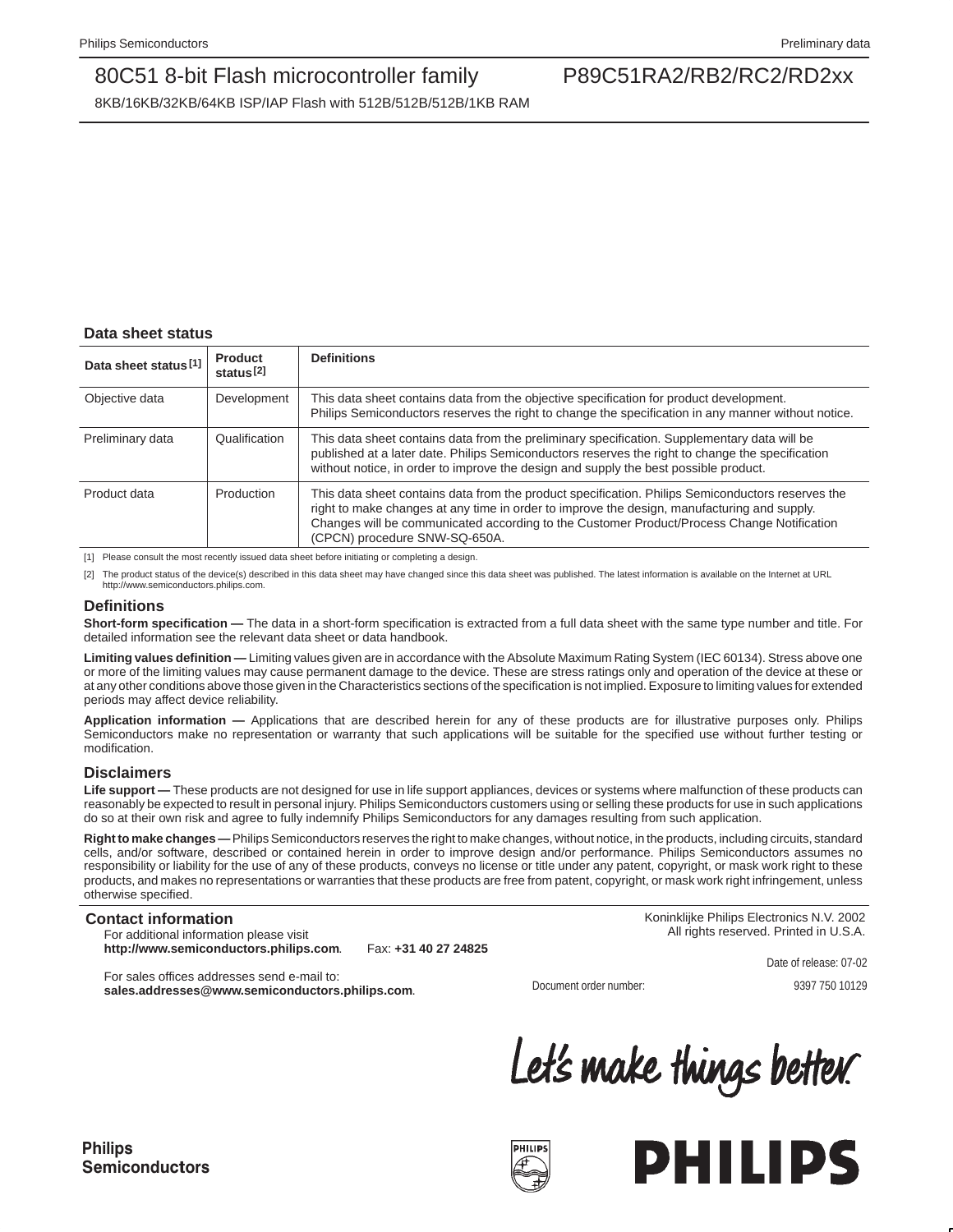## Data sheet status

| Data sheet status [1] | Product status [2] | Definitions |
|---|---|---|
| Objective data | Development | This data sheet contains data from the objective specification for product development. Philips Semiconductors reserves the right to change the specification in any manner without notice. |
| Preliminary data | Qualification | This data sheet contains data from the preliminary specification. Supplementary data will be published at a later date. Philips Semiconductors reserves the right to change the specification without notice, in order to improve the design and supply the best possible product. |
| Product data | Production | This data sheet contains data from the product specification. Philips Semiconductors reserves the right to make changes at any time in order to improve the design, manufacturing and supply. Changes will be communicated according to the Customer Product/Process Change Notification (CPCN) procedure SNW-SQ-650A. |

[1] Please consult the most recently issued data sheet before initiating or completing a design.

[2] The product status of the device(s) described in this data sheet may have changed since this data sheet was published. The latest information is available on the Internet at URL http://www.semiconductors.philips.com.

## Definitions

**Short-form specification —** The data in a short-form specification is extracted from a full data sheet with the same type number and title. For detailed information see the relevant data sheet or data handbook.

**Limiting values definition —** Limiting values given are in accordance with the Absolute Maximum Rating System (IEC 60134). Stress above one or more of the limiting values may cause permanent damage to the device. These are stress ratings only and operation of the device at these or at any other conditions above those given in the Characteristics sections of the specification is not implied. Exposure to limiting values for extended periods may affect device reliability.

**Application information —** Applications that are described herein for any of these products are for illustrative purposes only. Philips Semiconductors make no representation or warranty that such applications will be suitable for the specified use without further testing or modification.

## Disclaimers

**Life support —** These products are not designed for use in life support appliances, devices or systems where malfunction of these products can reasonably be expected to result in personal injury. Philips Semiconductors customers using or selling these products for use in such applications do so at their own risk and agree to fully indemnify Philips Semiconductors for any damages resulting from such application.

**Right to make changes —** Philips Semiconductors reserves the right to make changes, without notice, in the products, including circuits, standard cells, and/or software, described or contained herein in order to improve design and/or performance. Philips Semiconductors assumes no responsibility or liability for the use of any of these products, conveys no license or title under any patent, copyright, or mask work right to these products, and makes no representations or warranties that these products are free from patent, copyright, or mask work right infringement, unless otherwise specified.

## Contact information

For additional information please visit
**http://www.semiconductors.philips.com**. Fax: **+31 40 27 24825**

For sales offices addresses send e-mail to:
**sales.addresses@www.semiconductors.philips.com**.

Koninklijke Philips Electronics N.V. 2002
All rights reserved. Printed in U.S.A.

Date of release: 07-02

Document order number: 9397 750 10129

Let's make things better.

Philips Semiconductors

PHILIPS